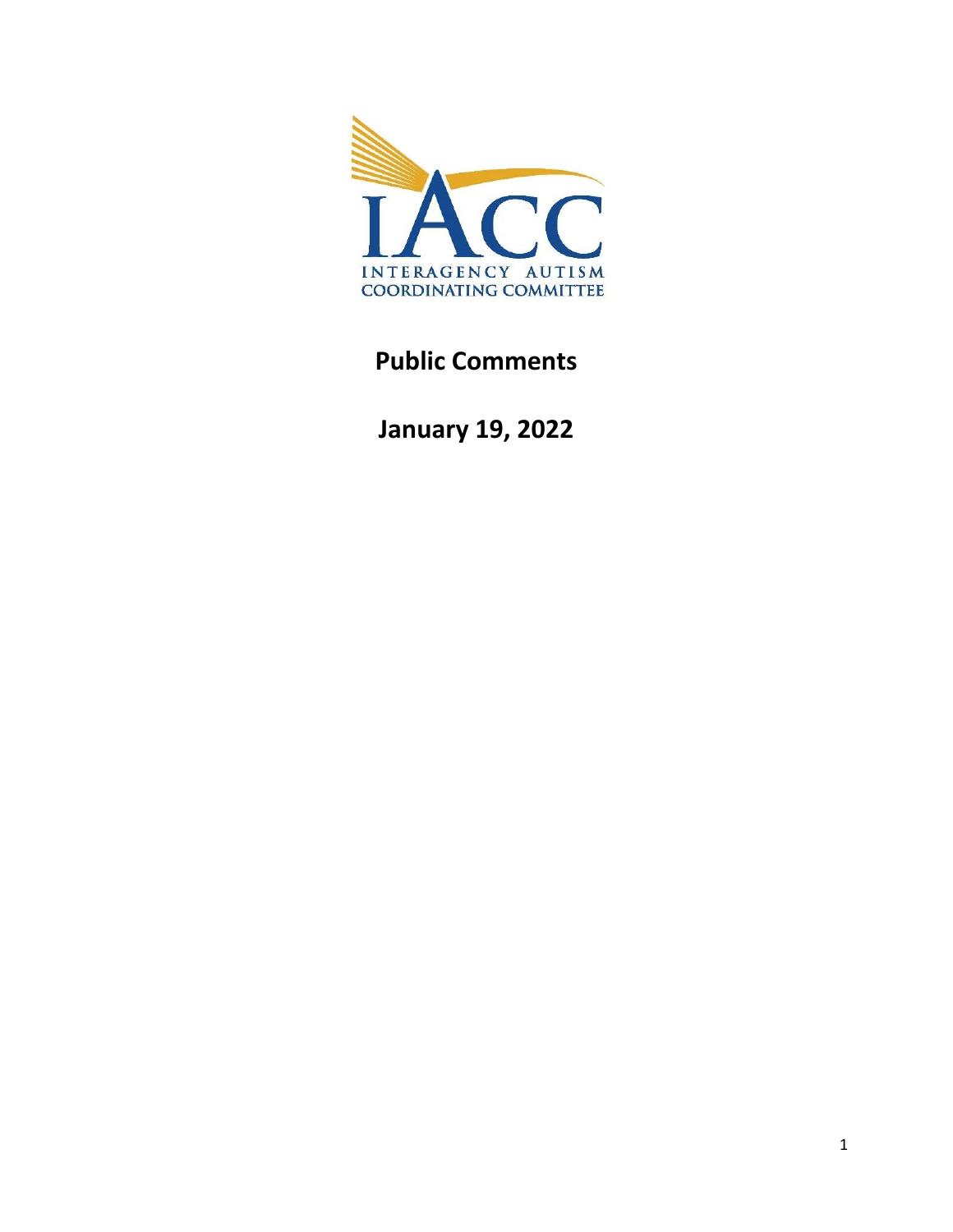IACC

INTERAGENCY AUTISM COORDINATING COMMITTEE

# Public Comments

## January 19, 2022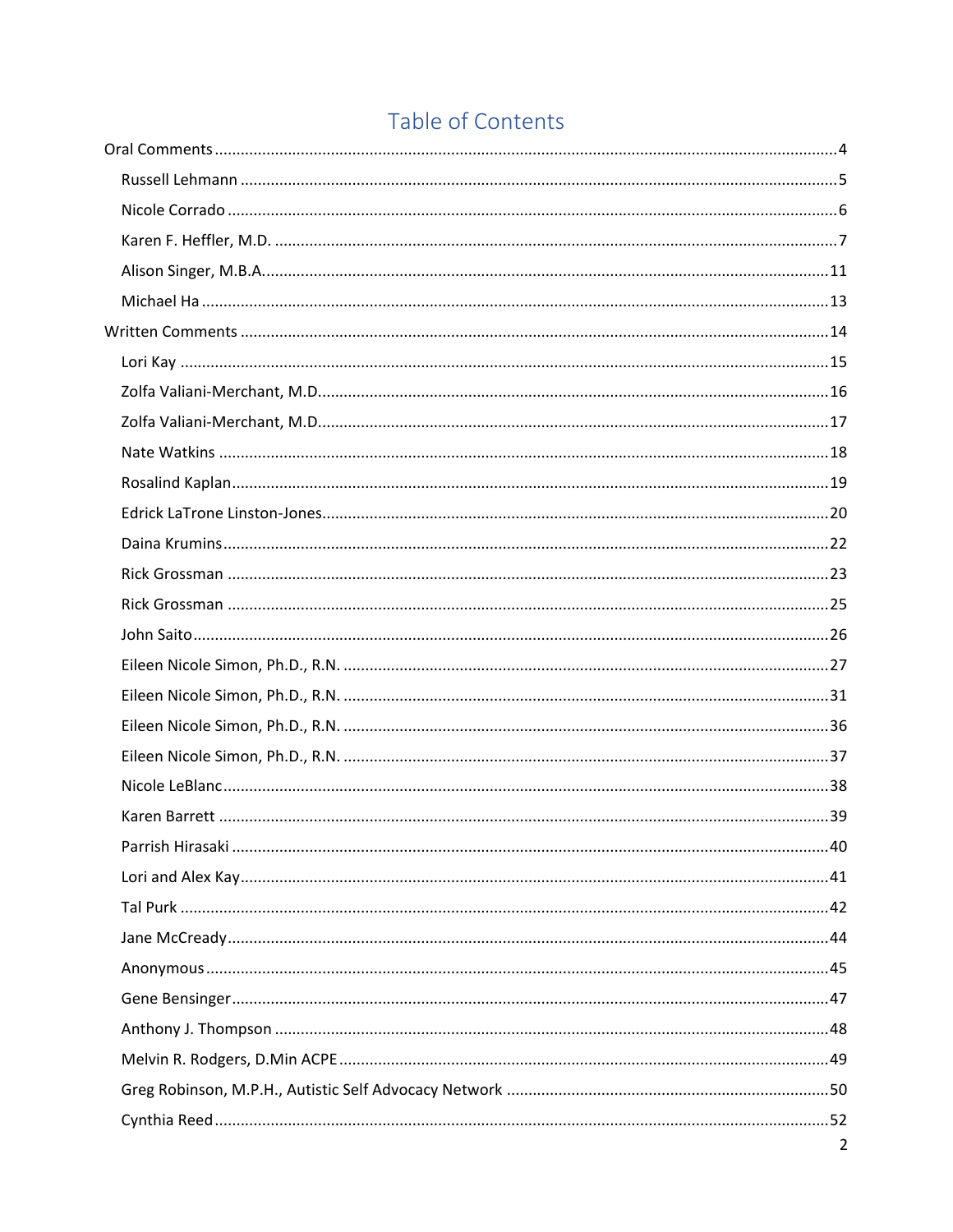# Table of Contents

Oral Comments ........ 4

- Russell Lehmann ........ 5
- Nicole Corrado ........ 6
- Karen F. Heffler, M.D. ........ 7
- Alison Singer, M.B.A. ........ 11
- Michael Ha ........ 13

Written Comments ........ 14

- Lori Kay ........ 15
- Zolfa Valiani-Merchant, M.D. ........ 16
- Zolfa Valiani-Merchant, M.D. ........ 17
- Nate Watkins ........ 18
- Rosalind Kaplan ........ 19
- Edrick LaTrone Linston-Jones ........ 20
- Daina Krumins ........ 22
- Rick Grossman ........ 23
- Rick Grossman ........ 25
- John Saito ........ 26
- Eileen Nicole Simon, Ph.D., R.N. ........ 27
- Eileen Nicole Simon, Ph.D., R.N. ........ 31
- Eileen Nicole Simon, Ph.D., R.N. ........ 36
- Eileen Nicole Simon, Ph.D., R.N. ........ 37
- Nicole LeBlanc ........ 38
- Karen Barrett ........ 39
- Parrish Hirasaki ........ 40
- Lori and Alex Kay ........ 41
- Tal Purk ........ 42
- Jane McCready ........ 44
- Anonymous ........ 45
- Gene Bensinger ........ 47
- Anthony J. Thompson ........ 48
- Melvin R. Rodgers, D.Min ACPE ........ 49
- Greg Robinson, M.P.H., Autistic Self Advocacy Network ........ 50
- Cynthia Reed ........ 52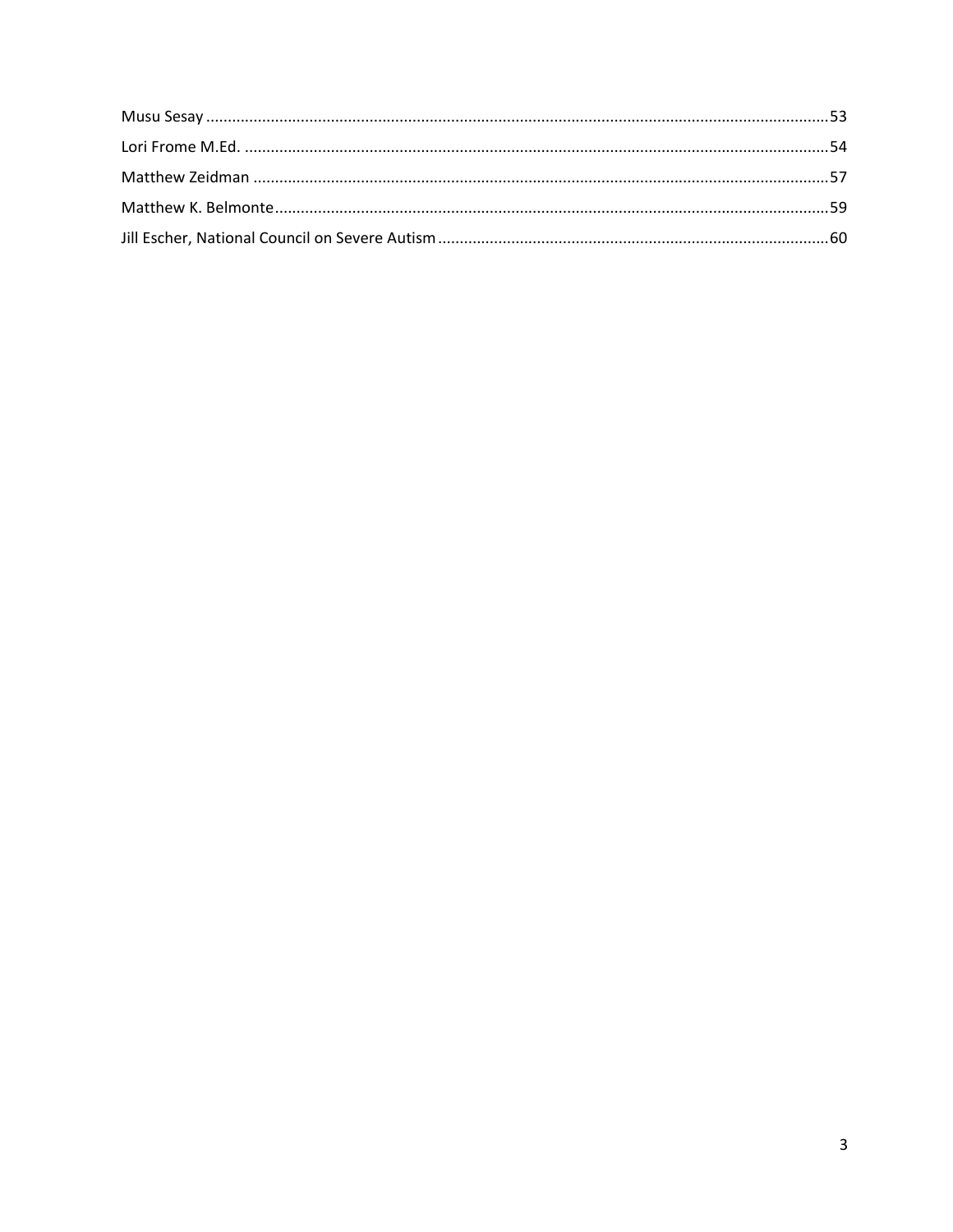Musu Sesay ........................................................................................................................................53
Lori Frome M.Ed. ...............................................................................................................................54
Matthew Zeidman ..............................................................................................................................57
Matthew K. Belmonte..........................................................................................................................59
Jill Escher, National Council on Severe Autism ......................................................................................60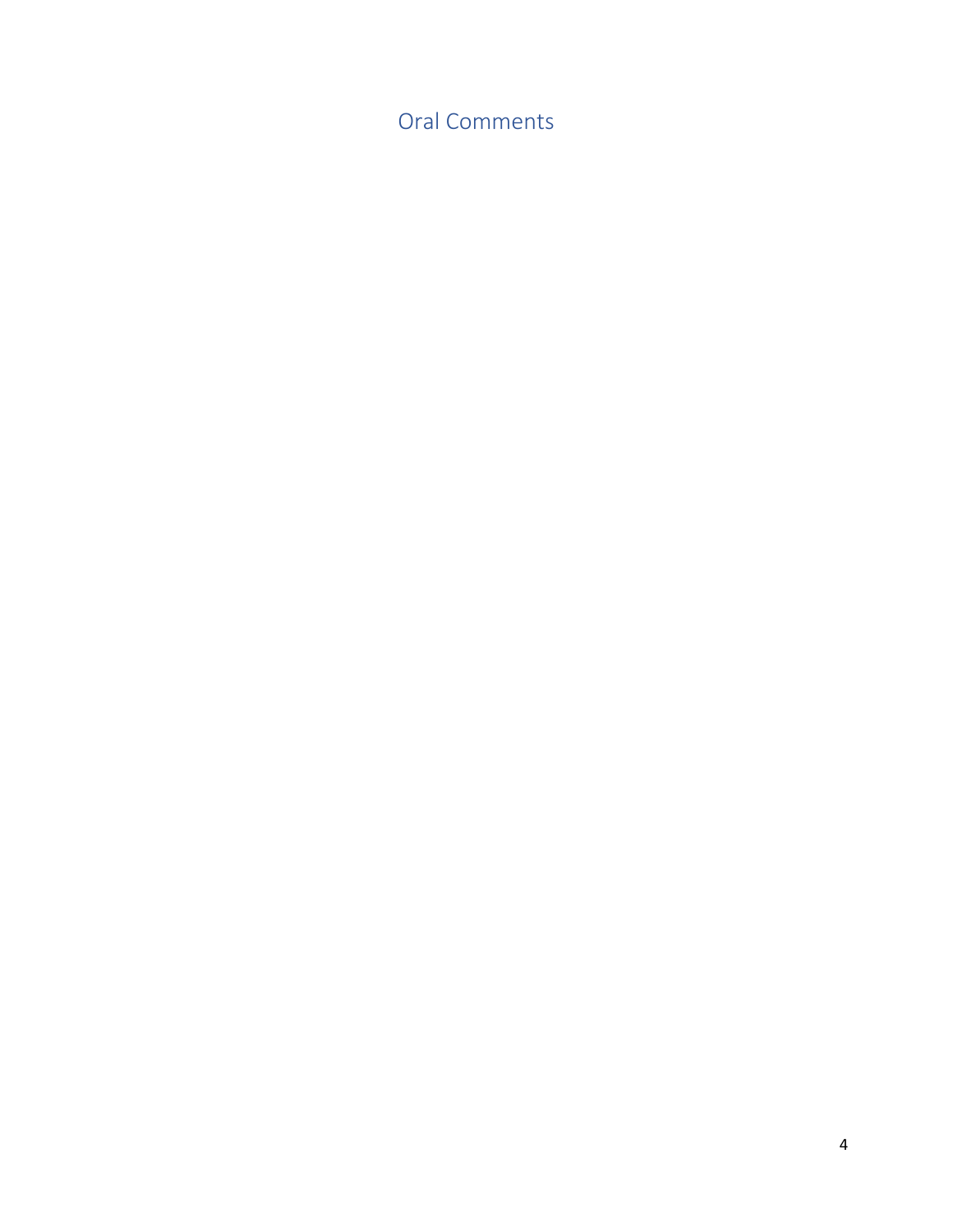# Oral Comments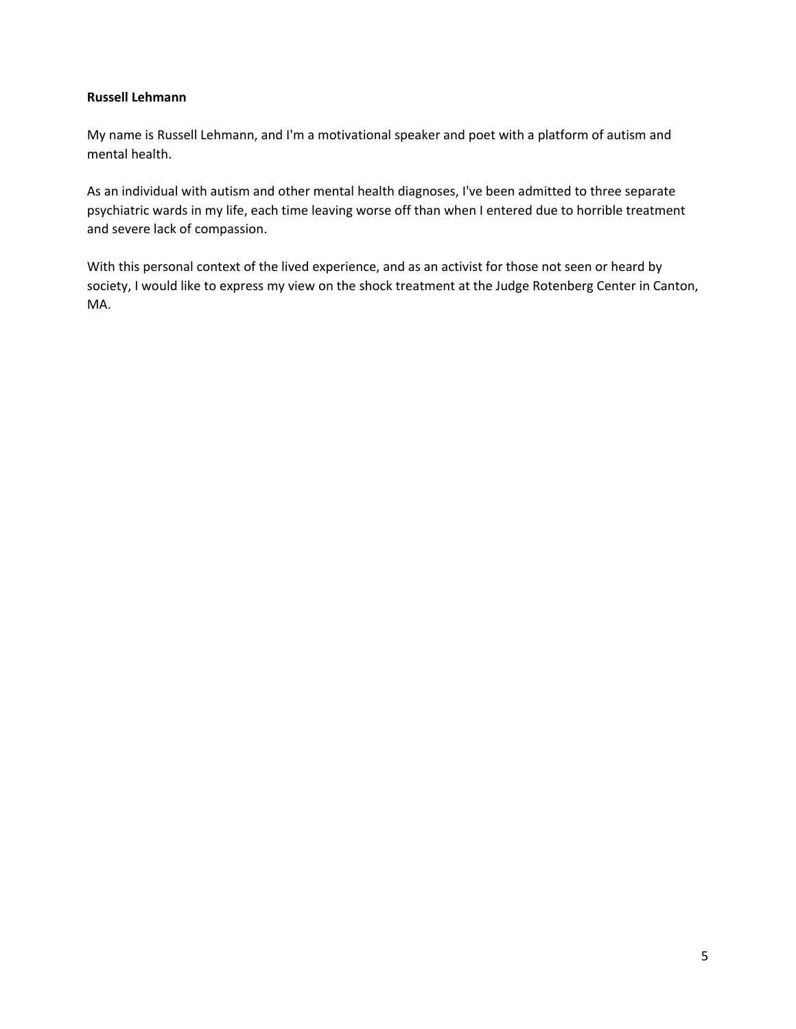**Russell Lehmann**

My name is Russell Lehmann, and I'm a motivational speaker and poet with a platform of autism and mental health.

As an individual with autism and other mental health diagnoses, I've been admitted to three separate psychiatric wards in my life, each time leaving worse off than when I entered due to horrible treatment and severe lack of compassion.

With this personal context of the lived experience, and as an activist for those not seen or heard by society, I would like to express my view on the shock treatment at the Judge Rotenberg Center in Canton, MA.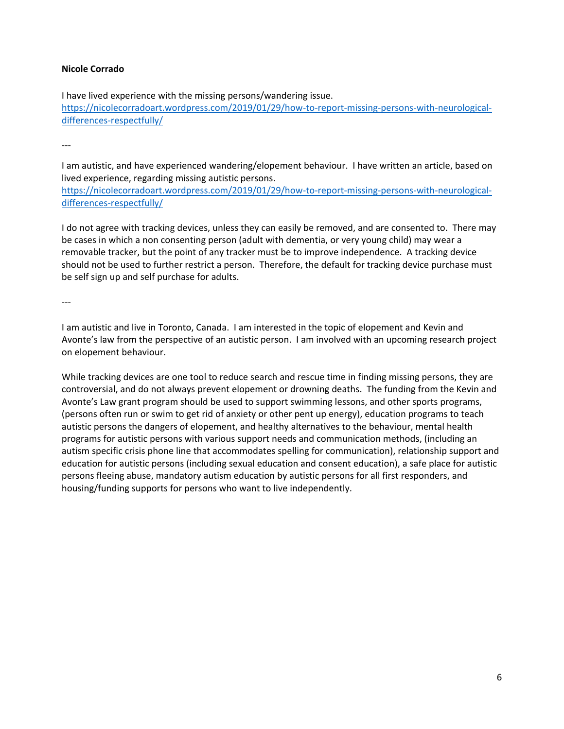**Nicole Corrado**

I have lived experience with the missing persons/wandering issue.
https://nicolecorradoart.wordpress.com/2019/01/29/how-to-report-missing-persons-with-neurological-differences-respectfully/

---

I am autistic, and have experienced wandering/elopement behaviour. I have written an article, based on lived experience, regarding missing autistic persons.
https://nicolecorradoart.wordpress.com/2019/01/29/how-to-report-missing-persons-with-neurological-differences-respectfully/

I do not agree with tracking devices, unless they can easily be removed, and are consented to. There may be cases in which a non consenting person (adult with dementia, or very young child) may wear a removable tracker, but the point of any tracker must be to improve independence. A tracking device should not be used to further restrict a person. Therefore, the default for tracking device purchase must be self sign up and self purchase for adults.

---

I am autistic and live in Toronto, Canada. I am interested in the topic of elopement and Kevin and Avonte's law from the perspective of an autistic person. I am involved with an upcoming research project on elopement behaviour.

While tracking devices are one tool to reduce search and rescue time in finding missing persons, they are controversial, and do not always prevent elopement or drowning deaths. The funding from the Kevin and Avonte's Law grant program should be used to support swimming lessons, and other sports programs, (persons often run or swim to get rid of anxiety or other pent up energy), education programs to teach autistic persons the dangers of elopement, and healthy alternatives to the behaviour, mental health programs for autistic persons with various support needs and communication methods, (including an autism specific crisis phone line that accommodates spelling for communication), relationship support and education for autistic persons (including sexual education and consent education), a safe place for autistic persons fleeing abuse, mandatory autism education by autistic persons for all first responders, and housing/funding supports for persons who want to live independently.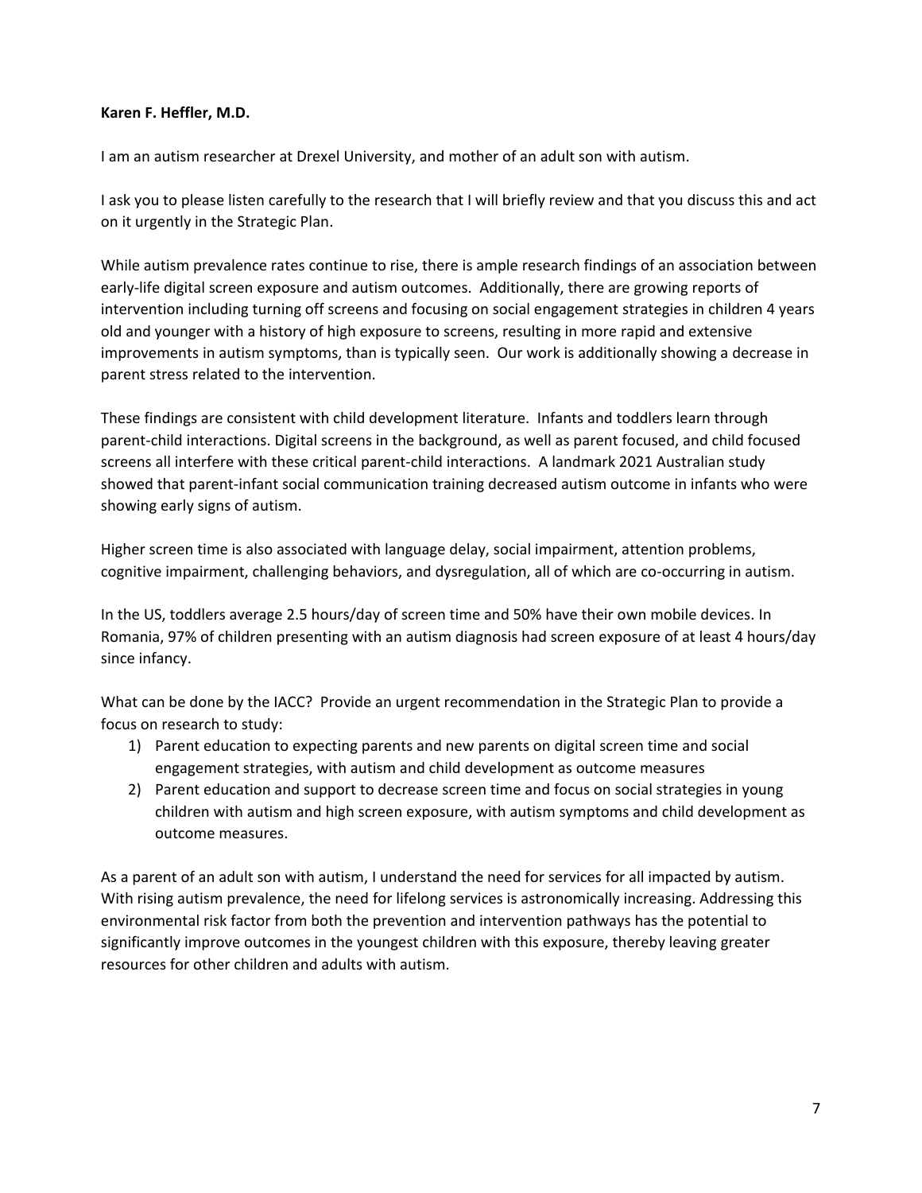**Karen F. Heffler, M.D.**

I am an autism researcher at Drexel University, and mother of an adult son with autism.

I ask you to please listen carefully to the research that I will briefly review and that you discuss this and act on it urgently in the Strategic Plan.

While autism prevalence rates continue to rise, there is ample research findings of an association between early-life digital screen exposure and autism outcomes. Additionally, there are growing reports of intervention including turning off screens and focusing on social engagement strategies in children 4 years old and younger with a history of high exposure to screens, resulting in more rapid and extensive improvements in autism symptoms, than is typically seen. Our work is additionally showing a decrease in parent stress related to the intervention.

These findings are consistent with child development literature. Infants and toddlers learn through parent-child interactions. Digital screens in the background, as well as parent focused, and child focused screens all interfere with these critical parent-child interactions. A landmark 2021 Australian study showed that parent-infant social communication training decreased autism outcome in infants who were showing early signs of autism.

Higher screen time is also associated with language delay, social impairment, attention problems, cognitive impairment, challenging behaviors, and dysregulation, all of which are co-occurring in autism.

In the US, toddlers average 2.5 hours/day of screen time and 50% have their own mobile devices. In Romania, 97% of children presenting with an autism diagnosis had screen exposure of at least 4 hours/day since infancy.

What can be done by the IACC? Provide an urgent recommendation in the Strategic Plan to provide a focus on research to study:

1) Parent education to expecting parents and new parents on digital screen time and social engagement strategies, with autism and child development as outcome measures
2) Parent education and support to decrease screen time and focus on social strategies in young children with autism and high screen exposure, with autism symptoms and child development as outcome measures.

As a parent of an adult son with autism, I understand the need for services for all impacted by autism. With rising autism prevalence, the need for lifelong services is astronomically increasing. Addressing this environmental risk factor from both the prevention and intervention pathways has the potential to significantly improve outcomes in the youngest children with this exposure, thereby leaving greater resources for other children and adults with autism.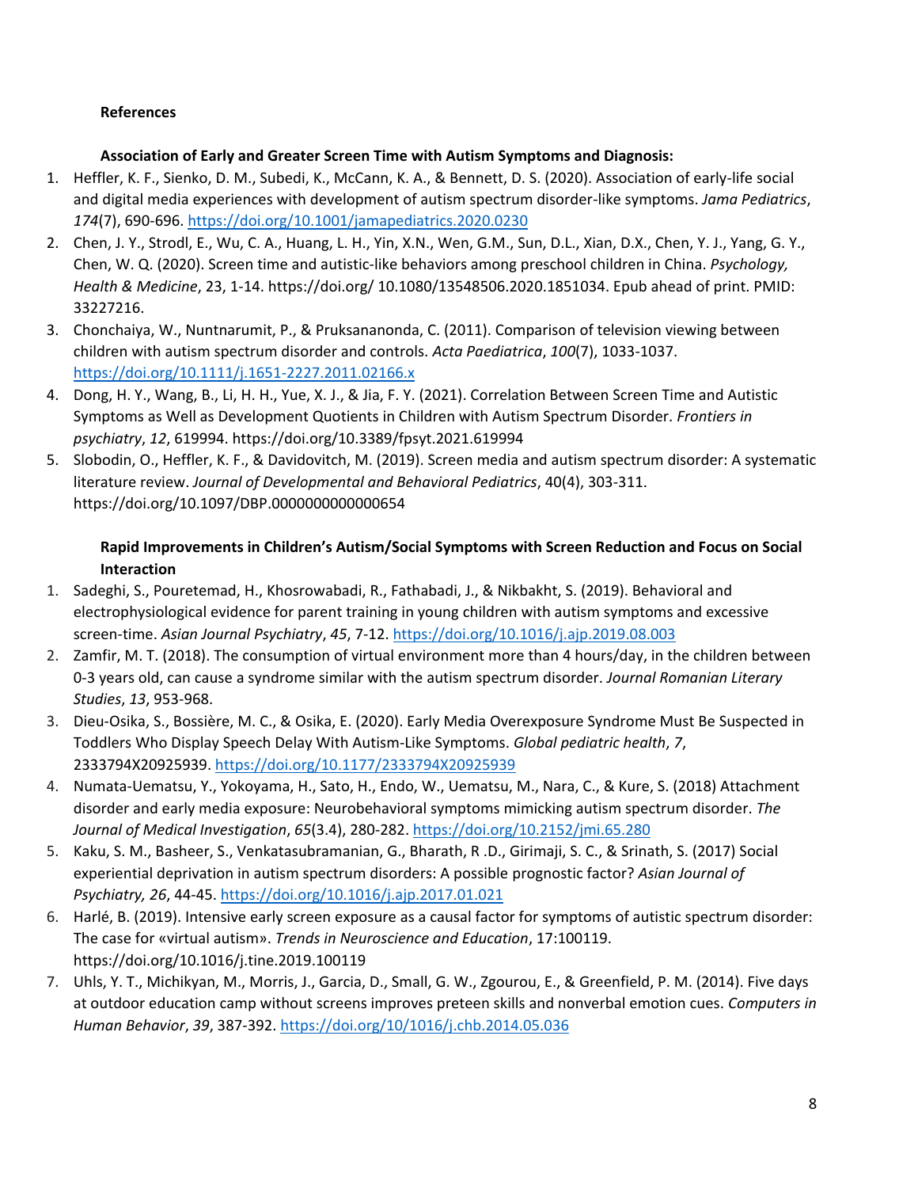**References**

**Association of Early and Greater Screen Time with Autism Symptoms and Diagnosis:**

1. Heffler, K. F., Sienko, D. M., Subedi, K., McCann, K. A., & Bennett, D. S. (2020). Association of early-life social and digital media experiences with development of autism spectrum disorder-like symptoms. *Jama Pediatrics*, *174*(7), 690-696. https://doi.org/10.1001/jamapediatrics.2020.0230
2. Chen, J. Y., Strodl, E., Wu, C. A., Huang, L. H., Yin, X.N., Wen, G.M., Sun, D.L., Xian, D.X., Chen, Y. J., Yang, G. Y., Chen, W. Q. (2020). Screen time and autistic-like behaviors among preschool children in China. *Psychology, Health & Medicine*, 23, 1-14. https://doi.org/ 10.1080/13548506.2020.1851034. Epub ahead of print. PMID: 33227216.
3. Chonchaiya, W., Nuntnarumit, P., & Pruksananonda, C. (2011). Comparison of television viewing between children with autism spectrum disorder and controls. *Acta Paediatrica*, *100*(7), 1033-1037. https://doi.org/10.1111/j.1651-2227.2011.02166.x
4. Dong, H. Y., Wang, B., Li, H. H., Yue, X. J., & Jia, F. Y. (2021). Correlation Between Screen Time and Autistic Symptoms as Well as Development Quotients in Children with Autism Spectrum Disorder. *Frontiers in psychiatry*, *12*, 619994. https://doi.org/10.3389/fpsyt.2021.619994
5. Slobodin, O., Heffler, K. F., & Davidovitch, M. (2019). Screen media and autism spectrum disorder: A systematic literature review. *Journal of Developmental and Behavioral Pediatrics*, 40(4), 303-311. https://doi.org/10.1097/DBP.0000000000000654

**Rapid Improvements in Children's Autism/Social Symptoms with Screen Reduction and Focus on Social Interaction**

1. Sadeghi, S., Pouretemad, H., Khosrowabadi, R., Fathabadi, J., & Nikbakht, S. (2019). Behavioral and electrophysiological evidence for parent training in young children with autism symptoms and excessive screen-time. *Asian Journal Psychiatry*, *45*, 7-12. https://doi.org/10.1016/j.ajp.2019.08.003
2. Zamfir, M. T. (2018). The consumption of virtual environment more than 4 hours/day, in the children between 0-3 years old, can cause a syndrome similar with the autism spectrum disorder. *Journal Romanian Literary Studies*, *13*, 953-968.
3. Dieu-Osika, S., Bossière, M. C., & Osika, E. (2020). Early Media Overexposure Syndrome Must Be Suspected in Toddlers Who Display Speech Delay With Autism-Like Symptoms. *Global pediatric health*, *7*, 2333794X20925939. https://doi.org/10.1177/2333794X20925939
4. Numata-Uematsu, Y., Yokoyama, H., Sato, H., Endo, W., Uematsu, M., Nara, C., & Kure, S. (2018) Attachment disorder and early media exposure: Neurobehavioral symptoms mimicking autism spectrum disorder. *The Journal of Medical Investigation*, *65*(3.4), 280-282. https://doi.org/10.2152/jmi.65.280
5. Kaku, S. M., Basheer, S., Venkatasubramanian, G., Bharath, R .D., Girimaji, S. C., & Srinath, S. (2017) Social experiential deprivation in autism spectrum disorders: A possible prognostic factor? *Asian Journal of Psychiatry, 26*, 44-45. https://doi.org/10.1016/j.ajp.2017.01.021
6. Harlé, B. (2019). Intensive early screen exposure as a causal factor for symptoms of autistic spectrum disorder: The case for «virtual autism». *Trends in Neuroscience and Education*, 17:100119. https://doi.org/10.1016/j.tine.2019.100119
7. Uhls, Y. T., Michikyan, M., Morris, J., Garcia, D., Small, G. W., Zgourou, E., & Greenfield, P. M. (2014). Five days at outdoor education camp without screens improves preteen skills and nonverbal emotion cues. *Computers in Human Behavior*, *39*, 387-392. https://doi.org/10/1016/j.chb.2014.05.036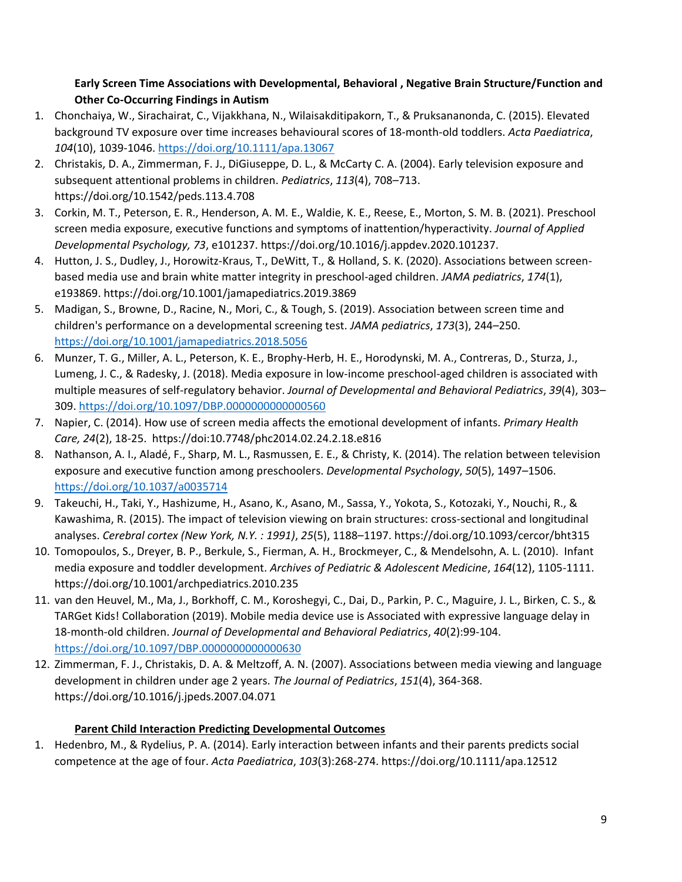**Early Screen Time Associations with Developmental, Behavioral , Negative Brain Structure/Function and Other Co-Occurring Findings in Autism**

1. Chonchaiya, W., Sirachairat, C., Vijakkhana, N., Wilaisakditipakorn, T., & Pruksananonda, C. (2015). Elevated background TV exposure over time increases behavioural scores of 18-month-old toddlers. *Acta Paediatrica*, *104*(10), 1039-1046. https://doi.org/10.1111/apa.13067
2. Christakis, D. A., Zimmerman, F. J., DiGiuseppe, D. L., & McCarty C. A. (2004). Early television exposure and subsequent attentional problems in children. *Pediatrics*, *113*(4), 708–713. https://doi.org/10.1542/peds.113.4.708
3. Corkin, M. T., Peterson, E. R., Henderson, A. M. E., Waldie, K. E., Reese, E., Morton, S. M. B. (2021). Preschool screen media exposure, executive functions and symptoms of inattention/hyperactivity. *Journal of Applied Developmental Psychology, 73*, e101237. https://doi.org/10.1016/j.appdev.2020.101237.
4. Hutton, J. S., Dudley, J., Horowitz-Kraus, T., DeWitt, T., & Holland, S. K. (2020). Associations between screen-based media use and brain white matter integrity in preschool-aged children. *JAMA pediatrics*, *174*(1), e193869. https://doi.org/10.1001/jamapediatrics.2019.3869
5. Madigan, S., Browne, D., Racine, N., Mori, C., & Tough, S. (2019). Association between screen time and children's performance on a developmental screening test. *JAMA pediatrics*, *173*(3), 244–250. https://doi.org/10.1001/jamapediatrics.2018.5056
6. Munzer, T. G., Miller, A. L., Peterson, K. E., Brophy-Herb, H. E., Horodynski, M. A., Contreras, D., Sturza, J., Lumeng, J. C., & Radesky, J. (2018). Media exposure in low-income preschool-aged children is associated with multiple measures of self-regulatory behavior. *Journal of Developmental and Behavioral Pediatrics*, *39*(4), 303–309. https://doi.org/10.1097/DBP.0000000000000560
7. Napier, C. (2014). How use of screen media affects the emotional development of infants. *Primary Health Care, 24*(2), 18-25. https://doi:10.7748/phc2014.02.24.2.18.e816
8. Nathanson, A. I., Aladé, F., Sharp, M. L., Rasmussen, E. E., & Christy, K. (2014). The relation between television exposure and executive function among preschoolers. *Developmental Psychology*, *50*(5), 1497–1506. https://doi.org/10.1037/a0035714
9. Takeuchi, H., Taki, Y., Hashizume, H., Asano, K., Asano, M., Sassa, Y., Yokota, S., Kotozaki, Y., Nouchi, R., & Kawashima, R. (2015). The impact of television viewing on brain structures: cross-sectional and longitudinal analyses. *Cerebral cortex (New York, N.Y. : 1991)*, *25*(5), 1188–1197. https://doi.org/10.1093/cercor/bht315
10. Tomopoulos, S., Dreyer, B. P., Berkule, S., Fierman, A. H., Brockmeyer, C., & Mendelsohn, A. L. (2010). Infant media exposure and toddler development. *Archives of Pediatric & Adolescent Medicine*, *164*(12), 1105-1111. https://doi.org/10.1001/archpediatrics.2010.235
11. van den Heuvel, M., Ma, J., Borkhoff, C. M., Koroshegyi, C., Dai, D., Parkin, P. C., Maguire, J. L., Birken, C. S., & TARGet Kids! Collaboration (2019). Mobile media device use is Associated with expressive language delay in 18-month-old children. *Journal of Developmental and Behavioral Pediatrics*, *40*(2):99-104. https://doi.org/10.1097/DBP.0000000000000630
12. Zimmerman, F. J., Christakis, D. A. & Meltzoff, A. N. (2007). Associations between media viewing and language development in children under age 2 years. *The Journal of Pediatrics*, *151*(4), 364-368. https://doi.org/10.1016/j.jpeds.2007.04.071

**Parent Child Interaction Predicting Developmental Outcomes**

1. Hedenbro, M., & Rydelius, P. A. (2014). Early interaction between infants and their parents predicts social competence at the age of four. *Acta Paediatrica*, *103*(3):268-274. https://doi.org/10.1111/apa.12512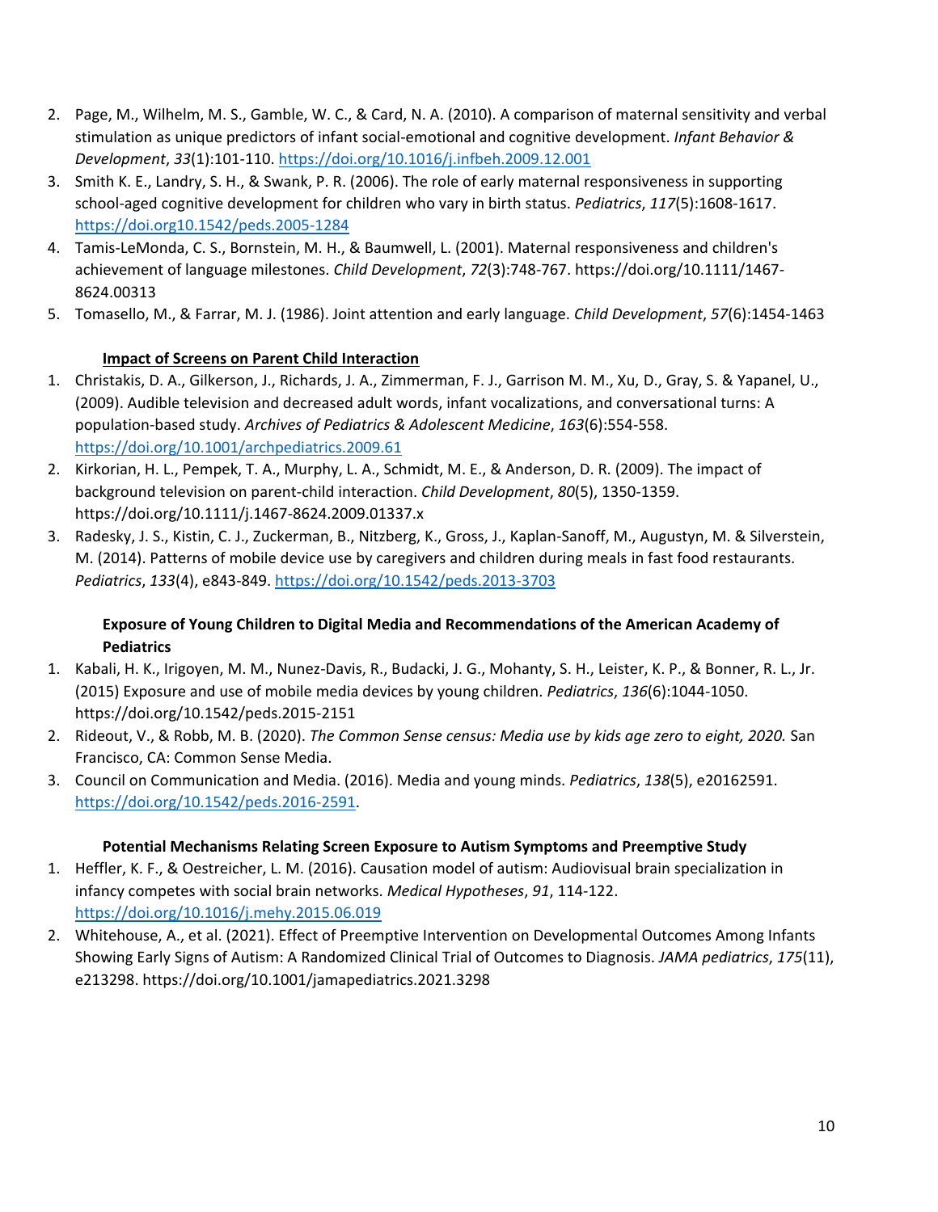2. Page, M., Wilhelm, M. S., Gamble, W. C., & Card, N. A. (2010). A comparison of maternal sensitivity and verbal stimulation as unique predictors of infant social-emotional and cognitive development. *Infant Behavior & Development*, *33*(1):101-110. https://doi.org/10.1016/j.infbeh.2009.12.001
3. Smith K. E., Landry, S. H., & Swank, P. R. (2006). The role of early maternal responsiveness in supporting school-aged cognitive development for children who vary in birth status. *Pediatrics*, *117*(5):1608-1617. https://doi.org10.1542/peds.2005-1284
4. Tamis-LeMonda, C. S., Bornstein, M. H., & Baumwell, L. (2001). Maternal responsiveness and children's achievement of language milestones. *Child Development*, *72*(3):748-767. https://doi.org/10.1111/1467-8624.00313
5. Tomasello, M., & Farrar, M. J. (1986). Joint attention and early language. *Child Development*, *57*(6):1454-1463

**<u>Impact of Screens on Parent Child Interaction</u>**

1. Christakis, D. A., Gilkerson, J., Richards, J. A., Zimmerman, F. J., Garrison M. M., Xu, D., Gray, S. & Yapanel, U., (2009). Audible television and decreased adult words, infant vocalizations, and conversational turns: A population-based study. *Archives of Pediatrics & Adolescent Medicine*, *163*(6):554-558. https://doi.org/10.1001/archpediatrics.2009.61
2. Kirkorian, H. L., Pempek, T. A., Murphy, L. A., Schmidt, M. E., & Anderson, D. R. (2009). The impact of background television on parent-child interaction. *Child Development*, *80*(5), 1350-1359. https://doi.org/10.1111/j.1467-8624.2009.01337.x
3. Radesky, J. S., Kistin, C. J., Zuckerman, B., Nitzberg, K., Gross, J., Kaplan-Sanoff, M., Augustyn, M. & Silverstein, M. (2014). Patterns of mobile device use by caregivers and children during meals in fast food restaurants. *Pediatrics*, *133*(4), e843-849. https://doi.org/10.1542/peds.2013-3703

**Exposure of Young Children to Digital Media and Recommendations of the American Academy of Pediatrics**

1. Kabali, H. K., Irigoyen, M. M., Nunez-Davis, R., Budacki, J. G., Mohanty, S. H., Leister, K. P., & Bonner, R. L., Jr. (2015) Exposure and use of mobile media devices by young children. *Pediatrics*, *136*(6):1044-1050. https://doi.org/10.1542/peds.2015-2151
2. Rideout, V., & Robb, M. B. (2020). *The Common Sense census: Media use by kids age zero to eight, 2020.* San Francisco, CA: Common Sense Media.
3. Council on Communication and Media. (2016). Media and young minds. *Pediatrics*, *138*(5), e20162591. https://doi.org/10.1542/peds.2016-2591.

**Potential Mechanisms Relating Screen Exposure to Autism Symptoms and Preemptive Study**

1. Heffler, K. F., & Oestreicher, L. M. (2016). Causation model of autism: Audiovisual brain specialization in infancy competes with social brain networks. *Medical Hypotheses*, *91*, 114-122. https://doi.org/10.1016/j.mehy.2015.06.019
2. Whitehouse, A., et al. (2021). Effect of Preemptive Intervention on Developmental Outcomes Among Infants Showing Early Signs of Autism: A Randomized Clinical Trial of Outcomes to Diagnosis. *JAMA pediatrics*, *175*(11), e213298. https://doi.org/10.1001/jamapediatrics.2021.3298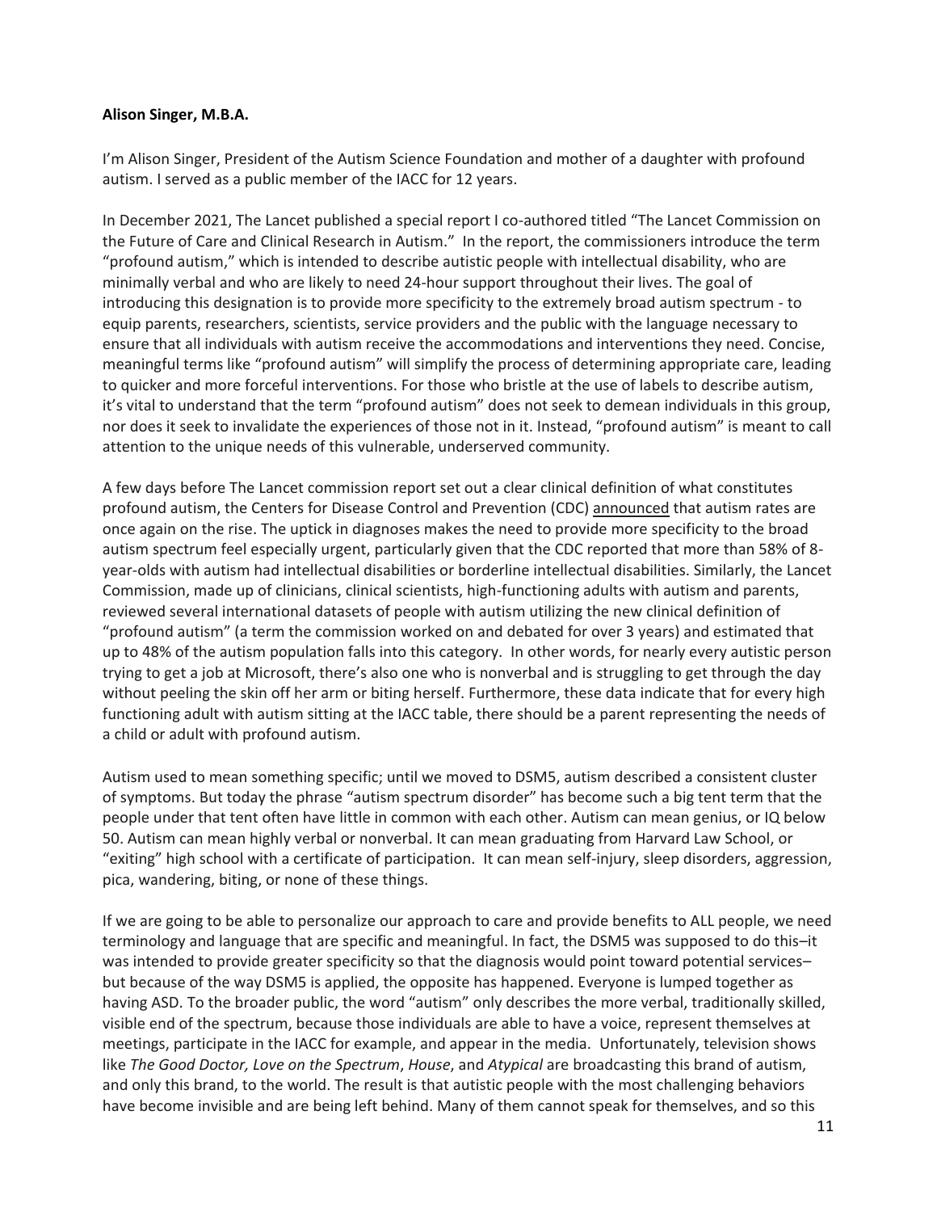**Alison Singer, M.B.A.**

I'm Alison Singer, President of the Autism Science Foundation and mother of a daughter with profound autism. I served as a public member of the IACC for 12 years.

In December 2021, The Lancet published a special report I co-authored titled "The Lancet Commission on the Future of Care and Clinical Research in Autism." In the report, the commissioners introduce the term "profound autism," which is intended to describe autistic people with intellectual disability, who are minimally verbal and who are likely to need 24-hour support throughout their lives. The goal of introducing this designation is to provide more specificity to the extremely broad autism spectrum - to equip parents, researchers, scientists, service providers and the public with the language necessary to ensure that all individuals with autism receive the accommodations and interventions they need. Concise, meaningful terms like "profound autism" will simplify the process of determining appropriate care, leading to quicker and more forceful interventions. For those who bristle at the use of labels to describe autism, it's vital to understand that the term "profound autism" does not seek to demean individuals in this group, nor does it seek to invalidate the experiences of those not in it. Instead, "profound autism" is meant to call attention to the unique needs of this vulnerable, underserved community.

A few days before The Lancet commission report set out a clear clinical definition of what constitutes profound autism, the Centers for Disease Control and Prevention (CDC) announced that autism rates are once again on the rise. The uptick in diagnoses makes the need to provide more specificity to the broad autism spectrum feel especially urgent, particularly given that the CDC reported that more than 58% of 8-year-olds with autism had intellectual disabilities or borderline intellectual disabilities. Similarly, the Lancet Commission, made up of clinicians, clinical scientists, high-functioning adults with autism and parents, reviewed several international datasets of people with autism utilizing the new clinical definition of "profound autism" (a term the commission worked on and debated for over 3 years) and estimated that up to 48% of the autism population falls into this category. In other words, for nearly every autistic person trying to get a job at Microsoft, there's also one who is nonverbal and is struggling to get through the day without peeling the skin off her arm or biting herself. Furthermore, these data indicate that for every high functioning adult with autism sitting at the IACC table, there should be a parent representing the needs of a child or adult with profound autism.

Autism used to mean something specific; until we moved to DSM5, autism described a consistent cluster of symptoms. But today the phrase "autism spectrum disorder" has become such a big tent term that the people under that tent often have little in common with each other. Autism can mean genius, or IQ below 50. Autism can mean highly verbal or nonverbal. It can mean graduating from Harvard Law School, or "exiting" high school with a certificate of participation. It can mean self-injury, sleep disorders, aggression, pica, wandering, biting, or none of these things.

If we are going to be able to personalize our approach to care and provide benefits to ALL people, we need terminology and language that are specific and meaningful. In fact, the DSM5 was supposed to do this–it was intended to provide greater specificity so that the diagnosis would point toward potential services–but because of the way DSM5 is applied, the opposite has happened. Everyone is lumped together as having ASD. To the broader public, the word "autism" only describes the more verbal, traditionally skilled, visible end of the spectrum, because those individuals are able to have a voice, represent themselves at meetings, participate in the IACC for example, and appear in the media. Unfortunately, television shows like *The Good Doctor, Love on the Spectrum*, *House*, and *Atypical* are broadcasting this brand of autism, and only this brand, to the world. The result is that autistic people with the most challenging behaviors have become invisible and are being left behind. Many of them cannot speak for themselves, and so this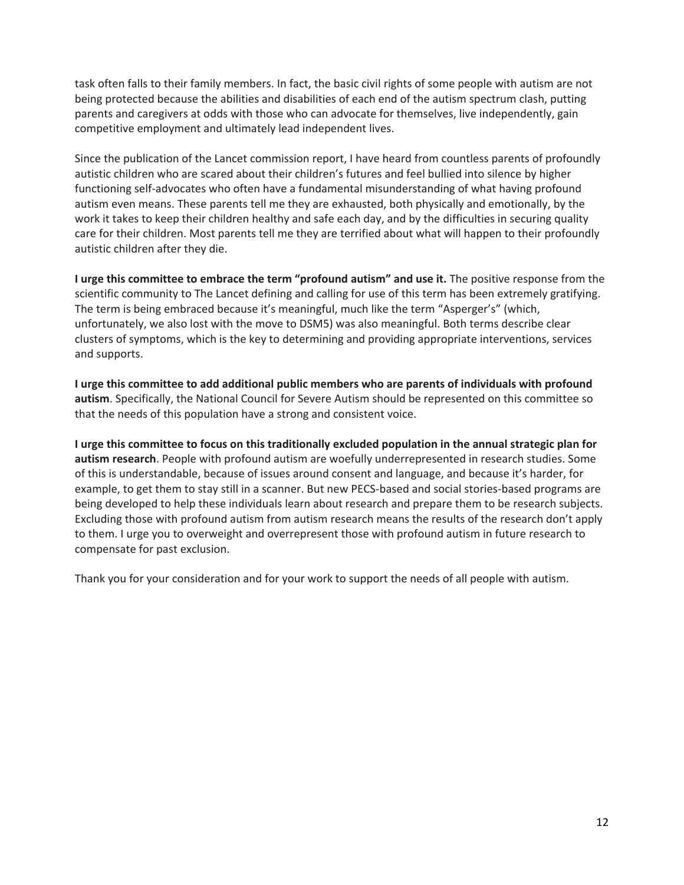task often falls to their family members. In fact, the basic civil rights of some people with autism are not being protected because the abilities and disabilities of each end of the autism spectrum clash, putting parents and caregivers at odds with those who can advocate for themselves, live independently, gain competitive employment and ultimately lead independent lives.

Since the publication of the Lancet commission report, I have heard from countless parents of profoundly autistic children who are scared about their children's futures and feel bullied into silence by higher functioning self-advocates who often have a fundamental misunderstanding of what having profound autism even means. These parents tell me they are exhausted, both physically and emotionally, by the work it takes to keep their children healthy and safe each day, and by the difficulties in securing quality care for their children. Most parents tell me they are terrified about what will happen to their profoundly autistic children after they die.

**I urge this committee to embrace the term "profound autism" and use it.** The positive response from the scientific community to The Lancet defining and calling for use of this term has been extremely gratifying. The term is being embraced because it's meaningful, much like the term "Asperger's" (which, unfortunately, we also lost with the move to DSM5) was also meaningful. Both terms describe clear clusters of symptoms, which is the key to determining and providing appropriate interventions, services and supports.

**I urge this committee to add additional public members who are parents of individuals with profound autism**. Specifically, the National Council for Severe Autism should be represented on this committee so that the needs of this population have a strong and consistent voice.

**I urge this committee to focus on this traditionally excluded population in the annual strategic plan for autism research**. People with profound autism are woefully underrepresented in research studies. Some of this is understandable, because of issues around consent and language, and because it's harder, for example, to get them to stay still in a scanner. But new PECS-based and social stories-based programs are being developed to help these individuals learn about research and prepare them to be research subjects. Excluding those with profound autism from autism research means the results of the research don't apply to them. I urge you to overweight and overrepresent those with profound autism in future research to compensate for past exclusion.

Thank you for your consideration and for your work to support the needs of all people with autism.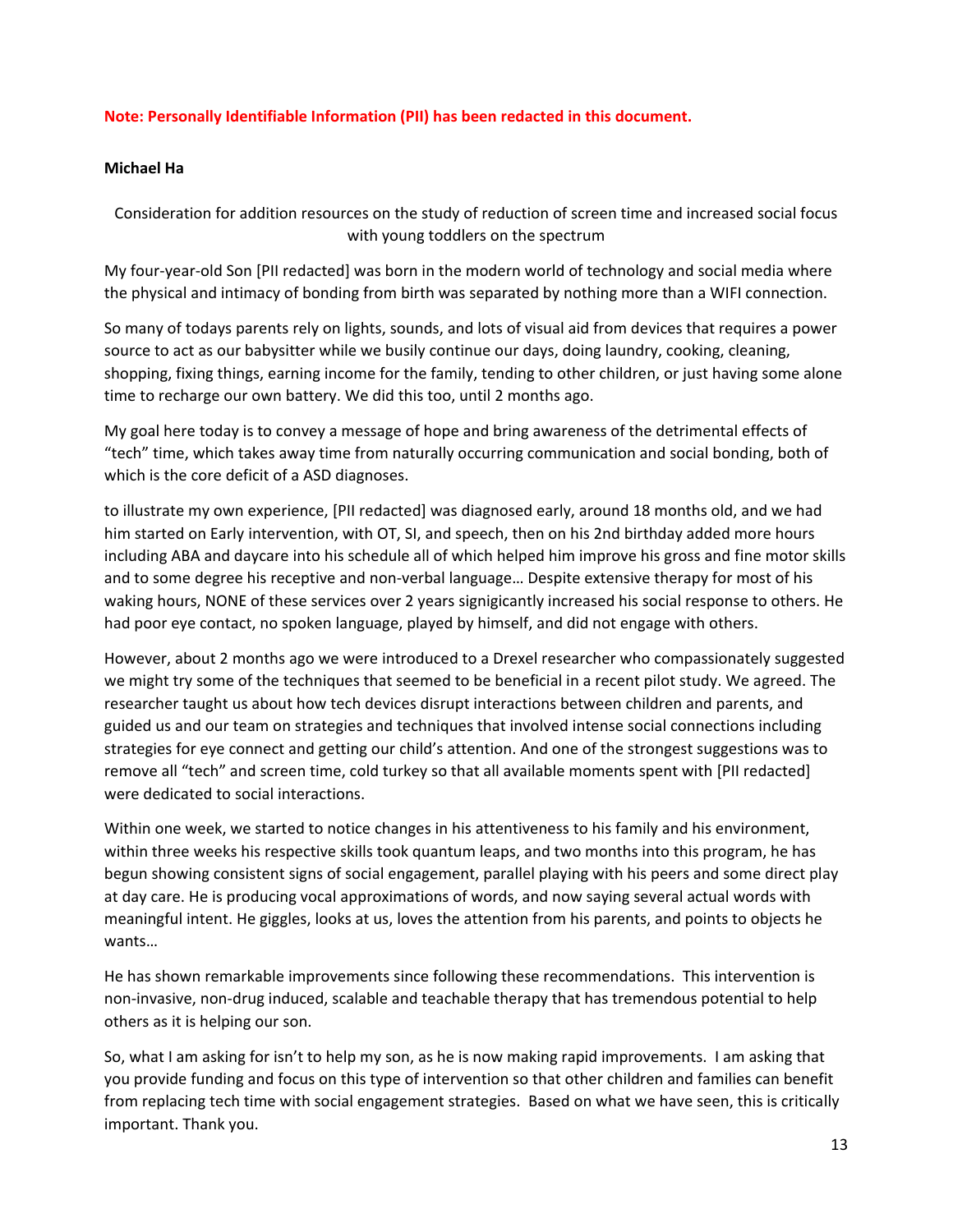**Note: Personally Identifiable Information (PII) has been redacted in this document.**

**Michael Ha**

Consideration for addition resources on the study of reduction of screen time and increased social focus with young toddlers on the spectrum

My four-year-old Son [PII redacted] was born in the modern world of technology and social media where the physical and intimacy of bonding from birth was separated by nothing more than a WIFI connection.

So many of todays parents rely on lights, sounds, and lots of visual aid from devices that requires a power source to act as our babysitter while we busily continue our days, doing laundry, cooking, cleaning, shopping, fixing things, earning income for the family, tending to other children, or just having some alone time to recharge our own battery. We did this too, until 2 months ago.

My goal here today is to convey a message of hope and bring awareness of the detrimental effects of "tech" time, which takes away time from naturally occurring communication and social bonding, both of which is the core deficit of a ASD diagnoses.

to illustrate my own experience, [PII redacted] was diagnosed early, around 18 months old, and we had him started on Early intervention, with OT, SI, and speech, then on his 2nd birthday added more hours including ABA and daycare into his schedule all of which helped him improve his gross and fine motor skills and to some degree his receptive and non-verbal language… Despite extensive therapy for most of his waking hours, NONE of these services over 2 years signigicantly increased his social response to others. He had poor eye contact, no spoken language, played by himself, and did not engage with others.

However, about 2 months ago we were introduced to a Drexel researcher who compassionately suggested we might try some of the techniques that seemed to be beneficial in a recent pilot study. We agreed. The researcher taught us about how tech devices disrupt interactions between children and parents, and guided us and our team on strategies and techniques that involved intense social connections including strategies for eye connect and getting our child's attention. And one of the strongest suggestions was to remove all "tech" and screen time, cold turkey so that all available moments spent with [PII redacted] were dedicated to social interactions.

Within one week, we started to notice changes in his attentiveness to his family and his environment, within three weeks his respective skills took quantum leaps, and two months into this program, he has begun showing consistent signs of social engagement, parallel playing with his peers and some direct play at day care. He is producing vocal approximations of words, and now saying several actual words with meaningful intent. He giggles, looks at us, loves the attention from his parents, and points to objects he wants…

He has shown remarkable improvements since following these recommendations. This intervention is non-invasive, non-drug induced, scalable and teachable therapy that has tremendous potential to help others as it is helping our son.

So, what I am asking for isn't to help my son, as he is now making rapid improvements. I am asking that you provide funding and focus on this type of intervention so that other children and families can benefit from replacing tech time with social engagement strategies. Based on what we have seen, this is critically important. Thank you.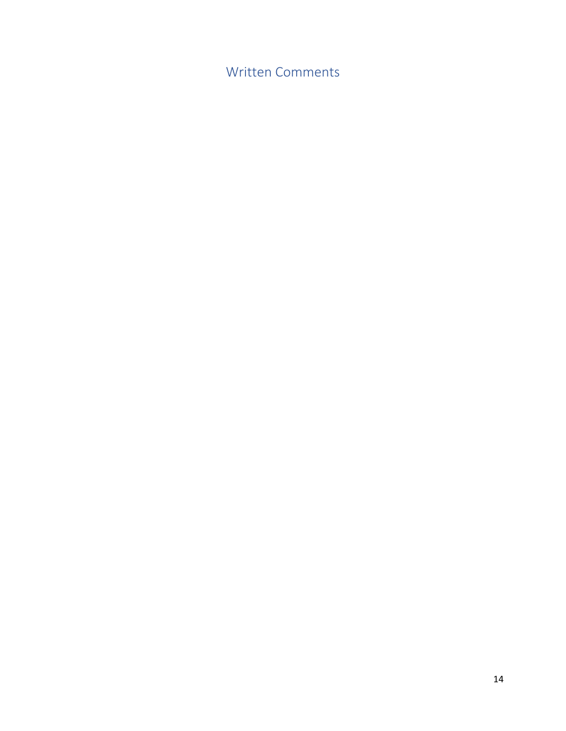## Written Comments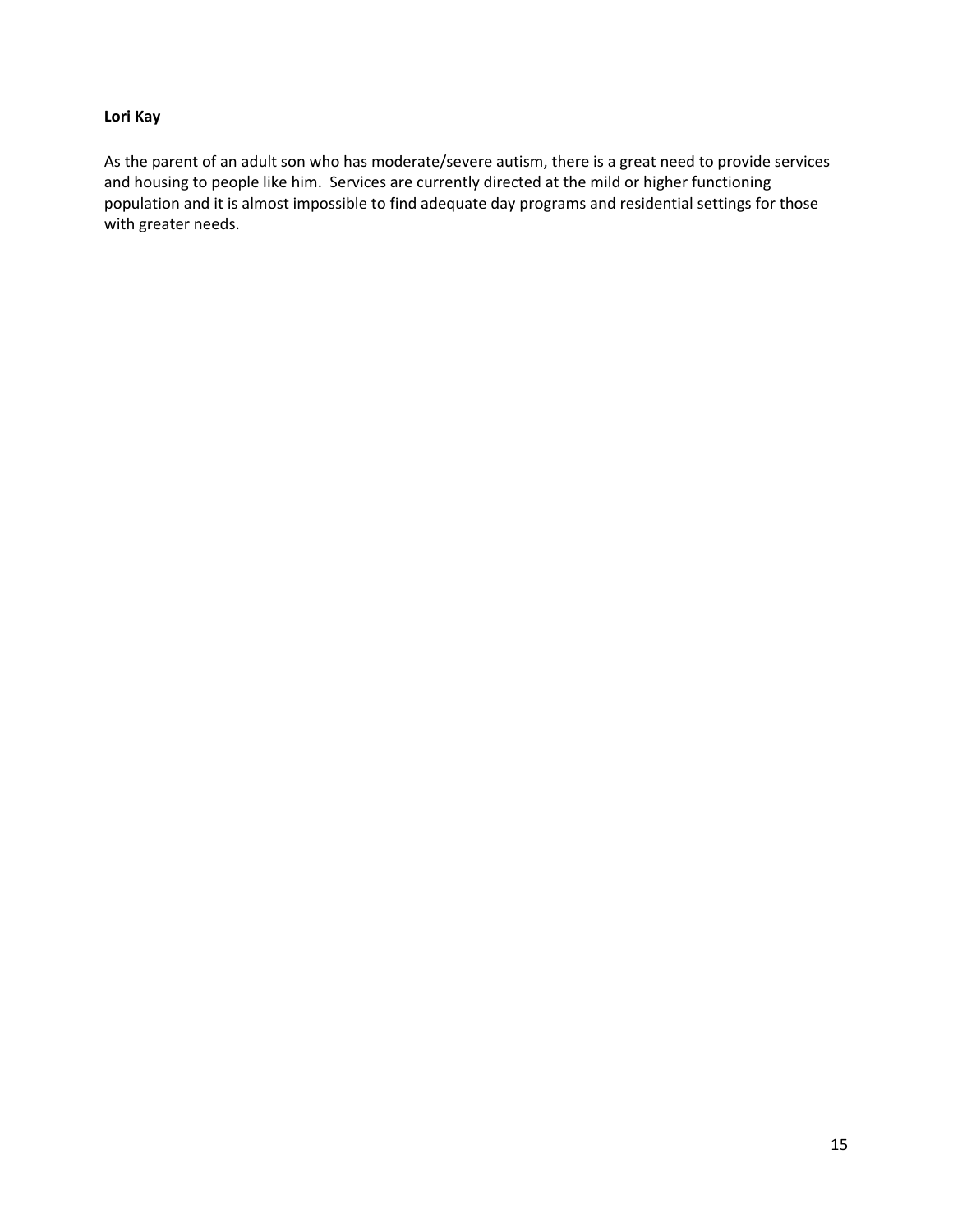**Lori Kay**

As the parent of an adult son who has moderate/severe autism, there is a great need to provide services and housing to people like him. Services are currently directed at the mild or higher functioning population and it is almost impossible to find adequate day programs and residential settings for those with greater needs.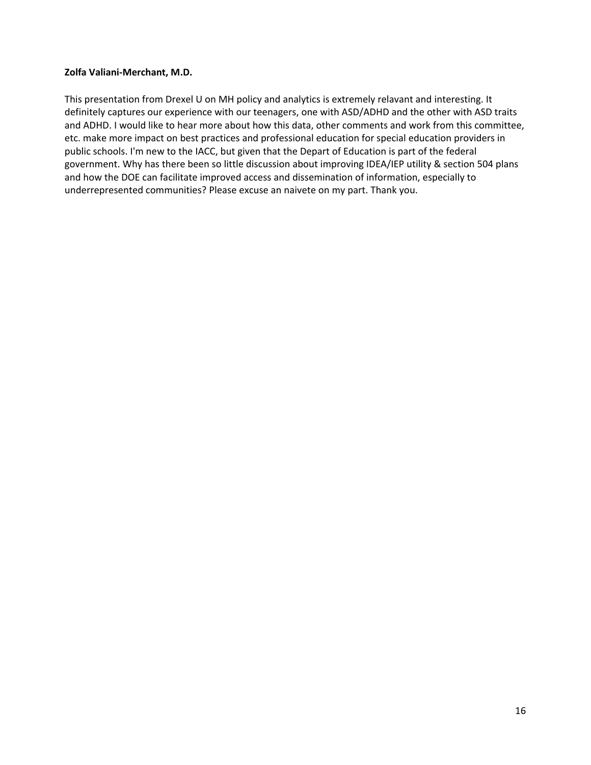**Zolfa Valiani-Merchant, M.D.**

This presentation from Drexel U on MH policy and analytics is extremely relavant and interesting. It definitely captures our experience with our teenagers, one with ASD/ADHD and the other with ASD traits and ADHD. I would like to hear more about how this data, other comments and work from this committee, etc. make more impact on best practices and professional education for special education providers in public schools. I'm new to the IACC, but given that the Depart of Education is part of the federal government. Why has there been so little discussion about improving IDEA/IEP utility & section 504 plans and how the DOE can facilitate improved access and dissemination of information, especially to underrepresented communities? Please excuse an naivete on my part. Thank you.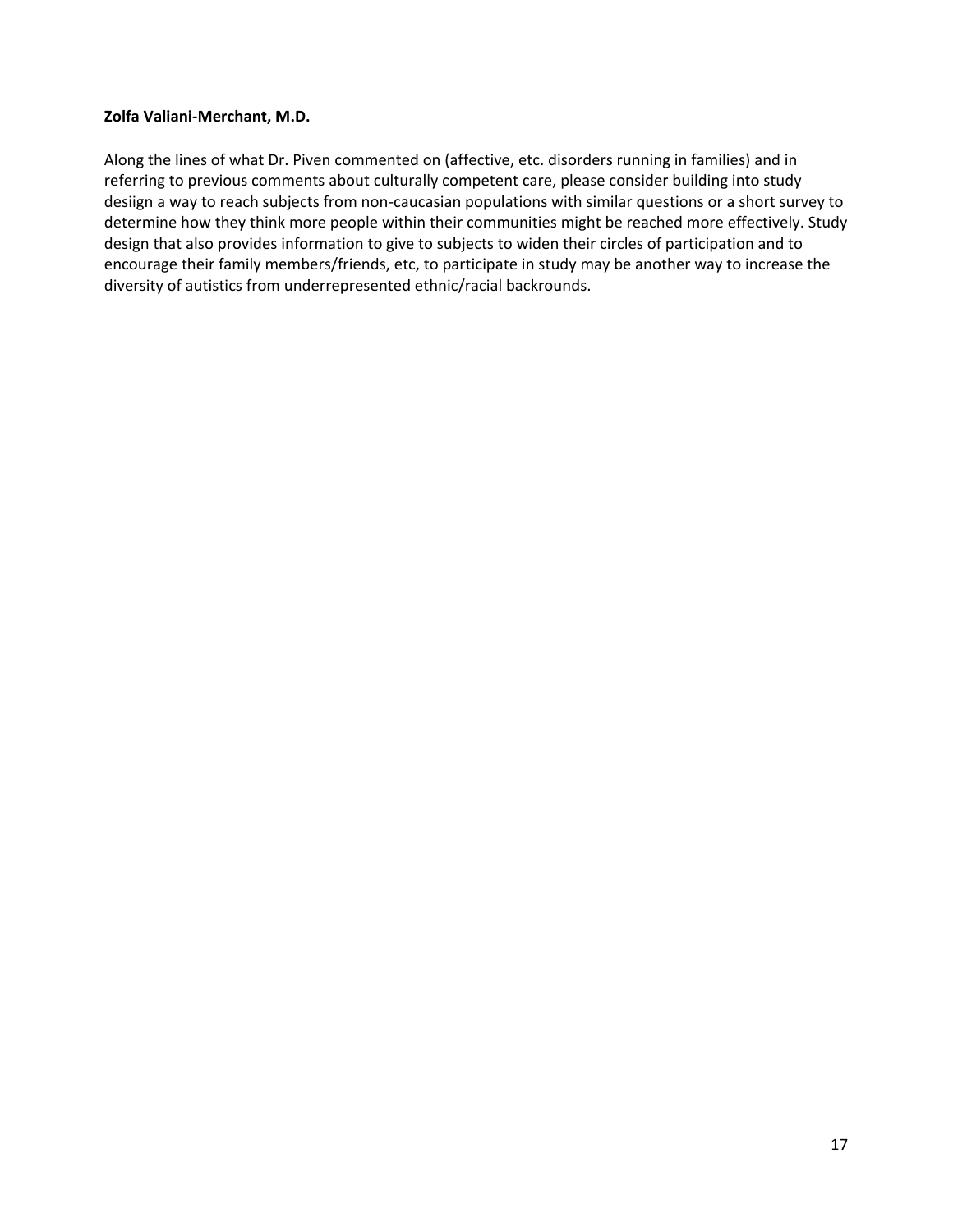**Zolfa Valiani-Merchant, M.D.**

Along the lines of what Dr. Piven commented on (affective, etc. disorders running in families) and in referring to previous comments about culturally competent care, please consider building into study desiign a way to reach subjects from non-caucasian populations with similar questions or a short survey to determine how they think more people within their communities might be reached more effectively. Study design that also provides information to give to subjects to widen their circles of participation and to encourage their family members/friends, etc, to participate in study may be another way to increase the diversity of autistics from underrepresented ethnic/racial backrounds.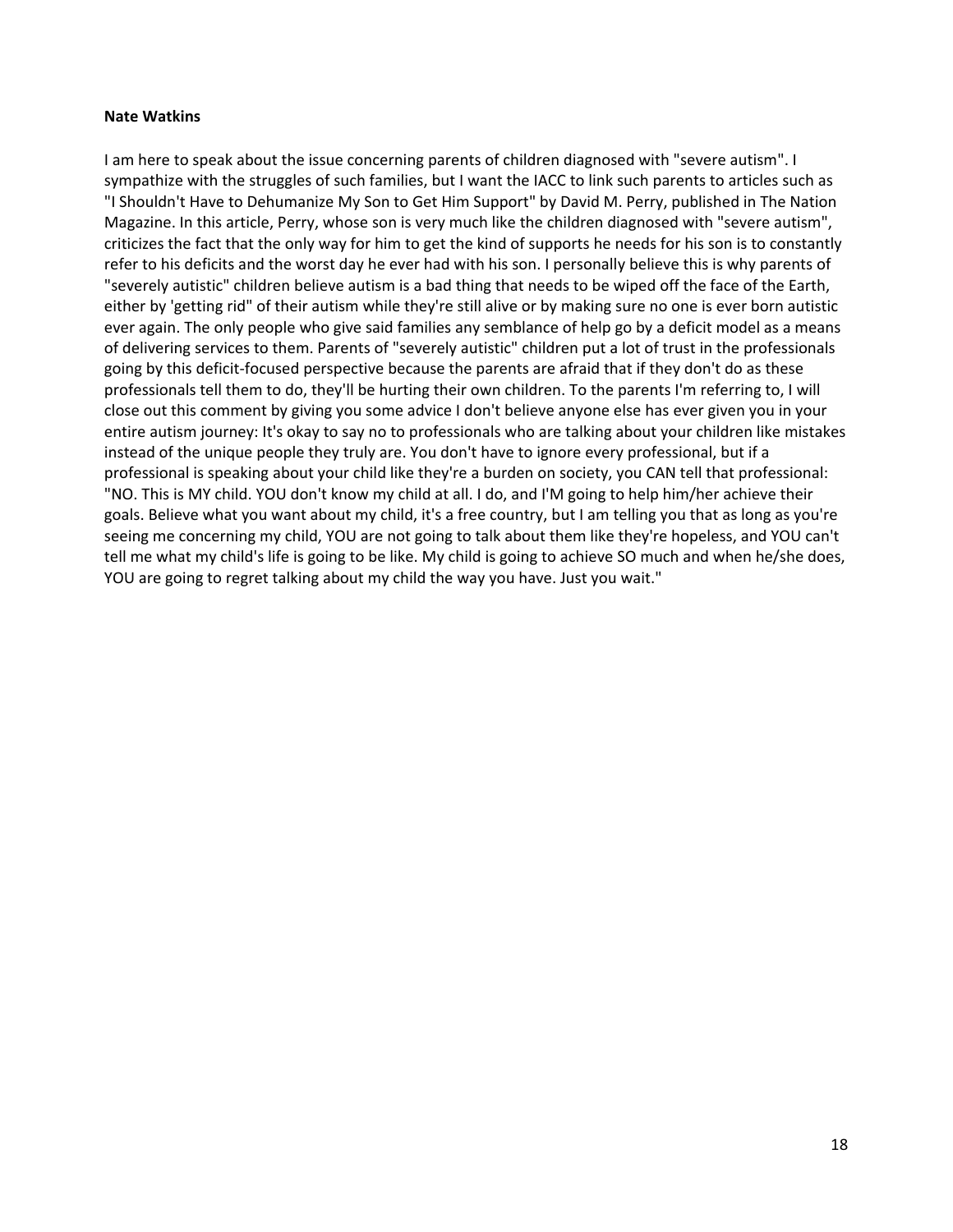**Nate Watkins**

I am here to speak about the issue concerning parents of children diagnosed with "severe autism". I sympathize with the struggles of such families, but I want the IACC to link such parents to articles such as "I Shouldn't Have to Dehumanize My Son to Get Him Support" by David M. Perry, published in The Nation Magazine. In this article, Perry, whose son is very much like the children diagnosed with "severe autism", criticizes the fact that the only way for him to get the kind of supports he needs for his son is to constantly refer to his deficits and the worst day he ever had with his son. I personally believe this is why parents of "severely autistic" children believe autism is a bad thing that needs to be wiped off the face of the Earth, either by 'getting rid" of their autism while they're still alive or by making sure no one is ever born autistic ever again. The only people who give said families any semblance of help go by a deficit model as a means of delivering services to them. Parents of "severely autistic" children put a lot of trust in the professionals going by this deficit-focused perspective because the parents are afraid that if they don't do as these professionals tell them to do, they'll be hurting their own children. To the parents I'm referring to, I will close out this comment by giving you some advice I don't believe anyone else has ever given you in your entire autism journey: It's okay to say no to professionals who are talking about your children like mistakes instead of the unique people they truly are. You don't have to ignore every professional, but if a professional is speaking about your child like they're a burden on society, you CAN tell that professional: "NO. This is MY child. YOU don't know my child at all. I do, and I'M going to help him/her achieve their goals. Believe what you want about my child, it's a free country, but I am telling you that as long as you're seeing me concerning my child, YOU are not going to talk about them like they're hopeless, and YOU can't tell me what my child's life is going to be like. My child is going to achieve SO much and when he/she does, YOU are going to regret talking about my child the way you have. Just you wait."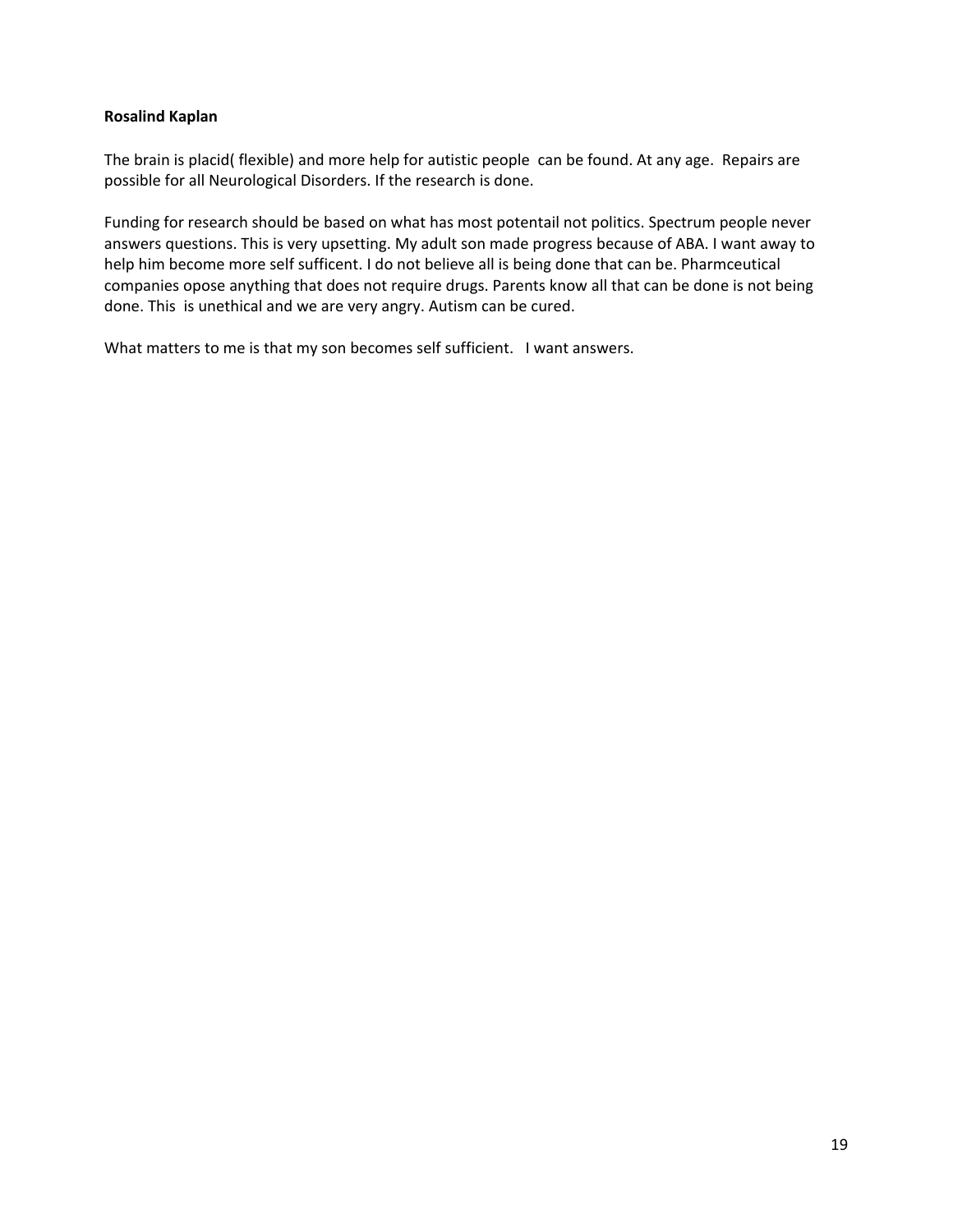**Rosalind Kaplan**

The brain is placid( flexible) and more help for autistic people can be found. At any age. Repairs are possible for all Neurological Disorders. If the research is done.

Funding for research should be based on what has most potentail not politics. Spectrum people never answers questions. This is very upsetting. My adult son made progress because of ABA. I want away to help him become more self sufficent. I do not believe all is being done that can be. Pharmceutical companies opose anything that does not require drugs. Parents know all that can be done is not being done. This is unethical and we are very angry. Autism can be cured.

What matters to me is that my son becomes self sufficient. I want answers.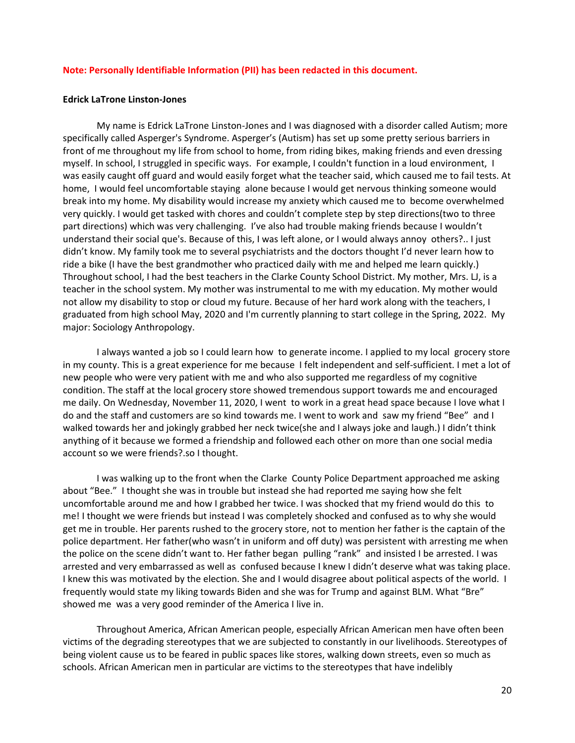**Note: Personally Identifiable Information (PII) has been redacted in this document.**

**Edrick LaTrone Linston-Jones**

My name is Edrick LaTrone Linston-Jones and I was diagnosed with a disorder called Autism; more specifically called Asperger's Syndrome. Asperger's (Autism) has set up some pretty serious barriers in front of me throughout my life from school to home, from riding bikes, making friends and even dressing myself. In school, I struggled in specific ways. For example, I couldn't function in a loud environment, I was easily caught off guard and would easily forget what the teacher said, which caused me to fail tests. At home, I would feel uncomfortable staying alone because I would get nervous thinking someone would break into my home. My disability would increase my anxiety which caused me to become overwhelmed very quickly. I would get tasked with chores and couldn't complete step by step directions(two to three part directions) which was very challenging. I've also had trouble making friends because I wouldn't understand their social que's. Because of this, I was left alone, or I would always annoy others?.. I just didn't know. My family took me to several psychiatrists and the doctors thought I'd never learn how to ride a bike (I have the best grandmother who practiced daily with me and helped me learn quickly.) Throughout school, I had the best teachers in the Clarke County School District. My mother, Mrs. LJ, is a teacher in the school system. My mother was instrumental to me with my education. My mother would not allow my disability to stop or cloud my future. Because of her hard work along with the teachers, I graduated from high school May, 2020 and I'm currently planning to start college in the Spring, 2022. My major: Sociology Anthropology.

I always wanted a job so I could learn how to generate income. I applied to my local grocery store in my county. This is a great experience for me because I felt independent and self-sufficient. I met a lot of new people who were very patient with me and who also supported me regardless of my cognitive condition. The staff at the local grocery store showed tremendous support towards me and encouraged me daily. On Wednesday, November 11, 2020, I went to work in a great head space because I love what I do and the staff and customers are so kind towards me. I went to work and saw my friend "Bee" and I walked towards her and jokingly grabbed her neck twice(she and I always joke and laugh.) I didn't think anything of it because we formed a friendship and followed each other on more than one social media account so we were friends?.so I thought.

I was walking up to the front when the Clarke County Police Department approached me asking about "Bee." I thought she was in trouble but instead she had reported me saying how she felt uncomfortable around me and how I grabbed her twice. I was shocked that my friend would do this to me! I thought we were friends but instead I was completely shocked and confused as to why she would get me in trouble. Her parents rushed to the grocery store, not to mention her father is the captain of the police department. Her father(who wasn't in uniform and off duty) was persistent with arresting me when the police on the scene didn't want to. Her father began pulling "rank" and insisted I be arrested. I was arrested and very embarrassed as well as confused because I knew I didn't deserve what was taking place. I knew this was motivated by the election. She and I would disagree about political aspects of the world. I frequently would state my liking towards Biden and she was for Trump and against BLM. What "Bre" showed me was a very good reminder of the America I live in.

Throughout America, African American people, especially African American men have often been victims of the degrading stereotypes that we are subjected to constantly in our livelihoods. Stereotypes of being violent cause us to be feared in public spaces like stores, walking down streets, even so much as schools. African American men in particular are victims to the stereotypes that have indelibly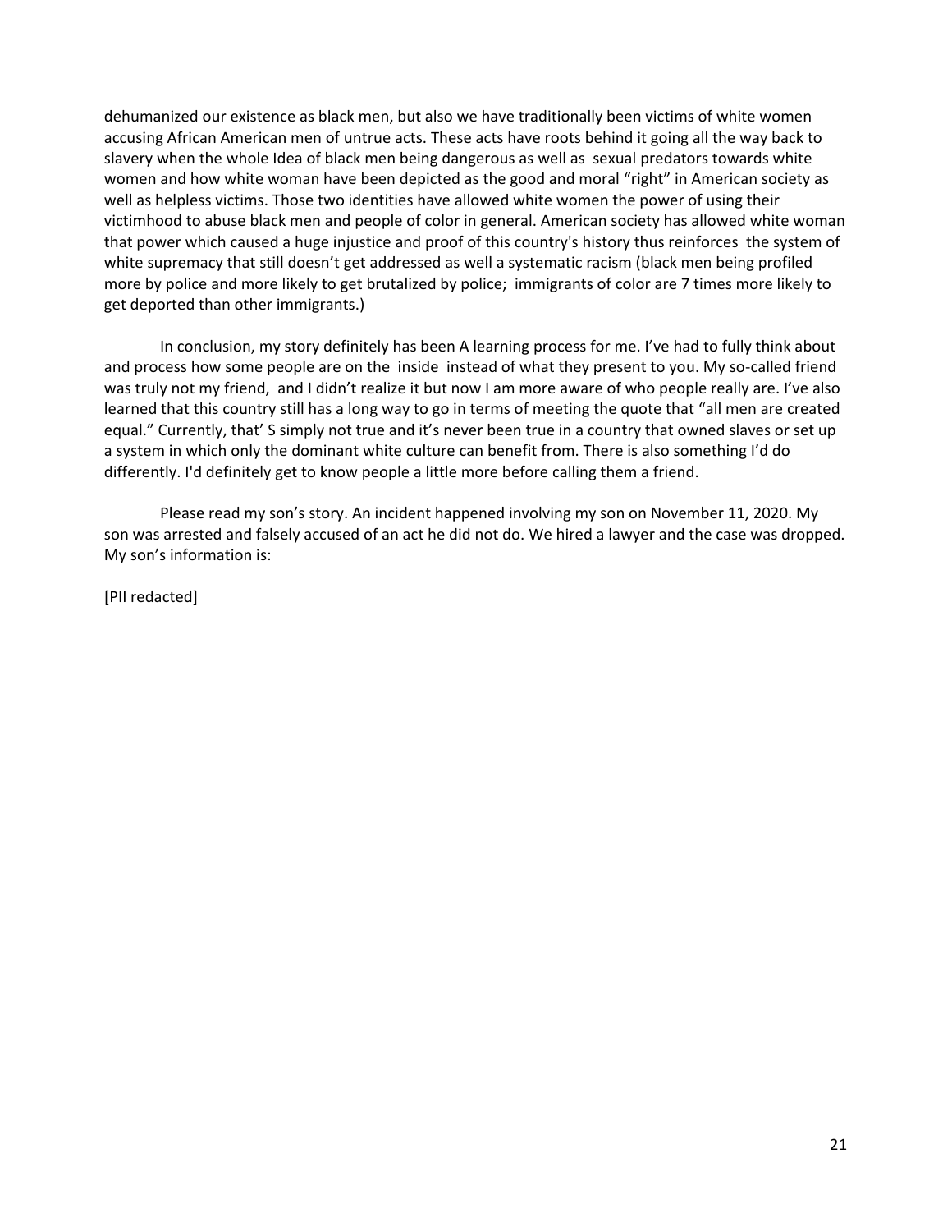dehumanized our existence as black men, but also we have traditionally been victims of white women accusing African American men of untrue acts. These acts have roots behind it going all the way back to slavery when the whole Idea of black men being dangerous as well as sexual predators towards white women and how white woman have been depicted as the good and moral "right" in American society as well as helpless victims. Those two identities have allowed white women the power of using their victimhood to abuse black men and people of color in general. American society has allowed white woman that power which caused a huge injustice and proof of this country's history thus reinforces the system of white supremacy that still doesn't get addressed as well a systematic racism (black men being profiled more by police and more likely to get brutalized by police; immigrants of color are 7 times more likely to get deported than other immigrants.)

In conclusion, my story definitely has been A learning process for me. I've had to fully think about and process how some people are on the inside instead of what they present to you. My so-called friend was truly not my friend, and I didn't realize it but now I am more aware of who people really are. I've also learned that this country still has a long way to go in terms of meeting the quote that "all men are created equal." Currently, that' S simply not true and it's never been true in a country that owned slaves or set up a system in which only the dominant white culture can benefit from. There is also something I'd do differently. I'd definitely get to know people a little more before calling them a friend.

Please read my son's story. An incident happened involving my son on November 11, 2020. My son was arrested and falsely accused of an act he did not do. We hired a lawyer and the case was dropped. My son's information is:

[PII redacted]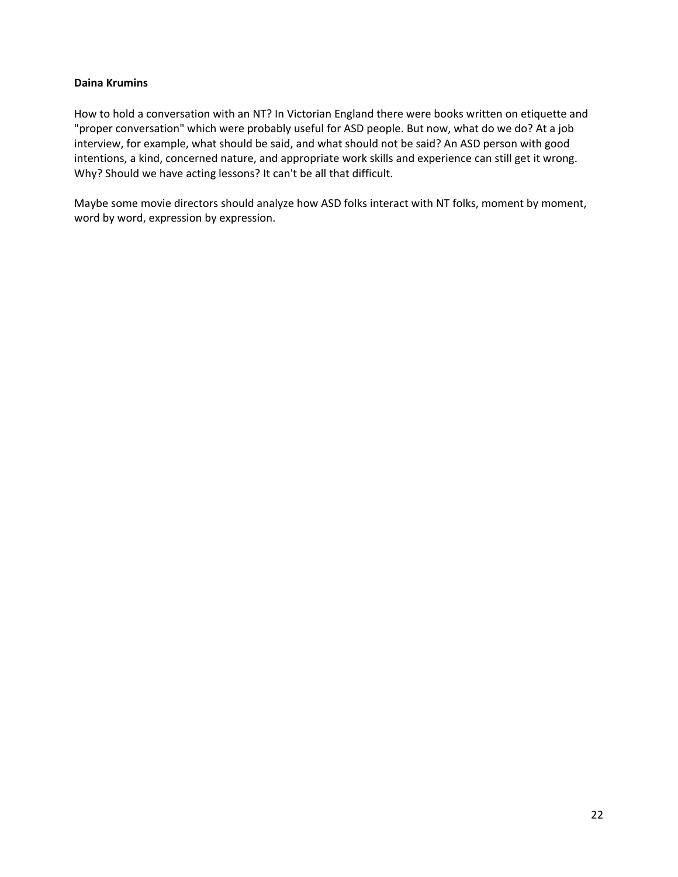**Daina Krumins**

How to hold a conversation with an NT? In Victorian England there were books written on etiquette and "proper conversation" which were probably useful for ASD people. But now, what do we do? At a job interview, for example, what should be said, and what should not be said? An ASD person with good intentions, a kind, concerned nature, and appropriate work skills and experience can still get it wrong. Why? Should we have acting lessons? It can't be all that difficult.

Maybe some movie directors should analyze how ASD folks interact with NT folks, moment by moment, word by word, expression by expression.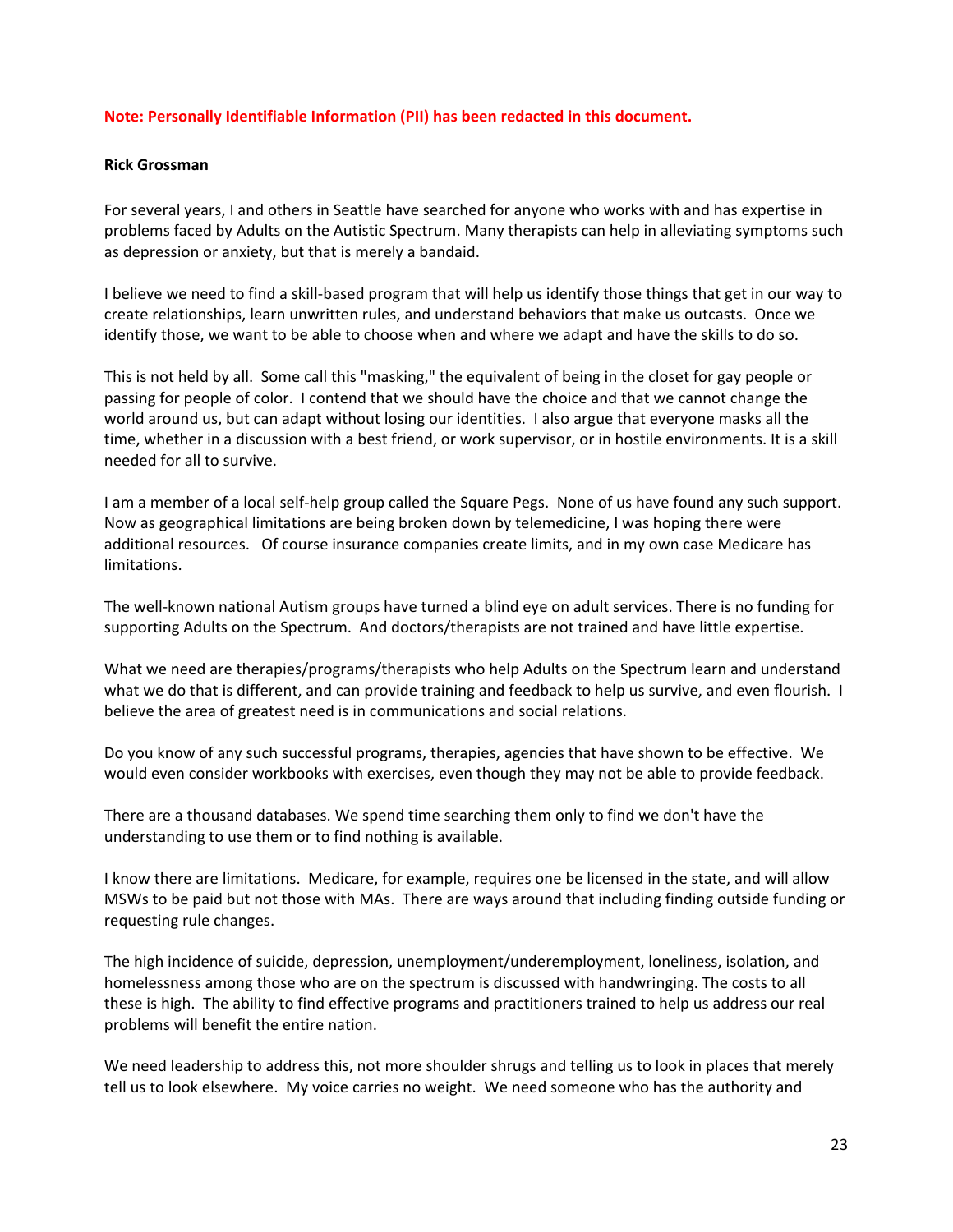**Note: Personally Identifiable Information (PII) has been redacted in this document.**

**Rick Grossman**

For several years, I and others in Seattle have searched for anyone who works with and has expertise in problems faced by Adults on the Autistic Spectrum. Many therapists can help in alleviating symptoms such as depression or anxiety, but that is merely a bandaid.

I believe we need to find a skill-based program that will help us identify those things that get in our way to create relationships, learn unwritten rules, and understand behaviors that make us outcasts. Once we identify those, we want to be able to choose when and where we adapt and have the skills to do so.

This is not held by all. Some call this "masking," the equivalent of being in the closet for gay people or passing for people of color. I contend that we should have the choice and that we cannot change the world around us, but can adapt without losing our identities. I also argue that everyone masks all the time, whether in a discussion with a best friend, or work supervisor, or in hostile environments. It is a skill needed for all to survive.

I am a member of a local self-help group called the Square Pegs. None of us have found any such support. Now as geographical limitations are being broken down by telemedicine, I was hoping there were additional resources. Of course insurance companies create limits, and in my own case Medicare has limitations.

The well-known national Autism groups have turned a blind eye on adult services. There is no funding for supporting Adults on the Spectrum. And doctors/therapists are not trained and have little expertise.

What we need are therapies/programs/therapists who help Adults on the Spectrum learn and understand what we do that is different, and can provide training and feedback to help us survive, and even flourish. I believe the area of greatest need is in communications and social relations.

Do you know of any such successful programs, therapies, agencies that have shown to be effective. We would even consider workbooks with exercises, even though they may not be able to provide feedback.

There are a thousand databases. We spend time searching them only to find we don't have the understanding to use them or to find nothing is available.

I know there are limitations. Medicare, for example, requires one be licensed in the state, and will allow MSWs to be paid but not those with MAs. There are ways around that including finding outside funding or requesting rule changes.

The high incidence of suicide, depression, unemployment/underemployment, loneliness, isolation, and homelessness among those who are on the spectrum is discussed with handwringing. The costs to all these is high. The ability to find effective programs and practitioners trained to help us address our real problems will benefit the entire nation.

We need leadership to address this, not more shoulder shrugs and telling us to look in places that merely tell us to look elsewhere. My voice carries no weight. We need someone who has the authority and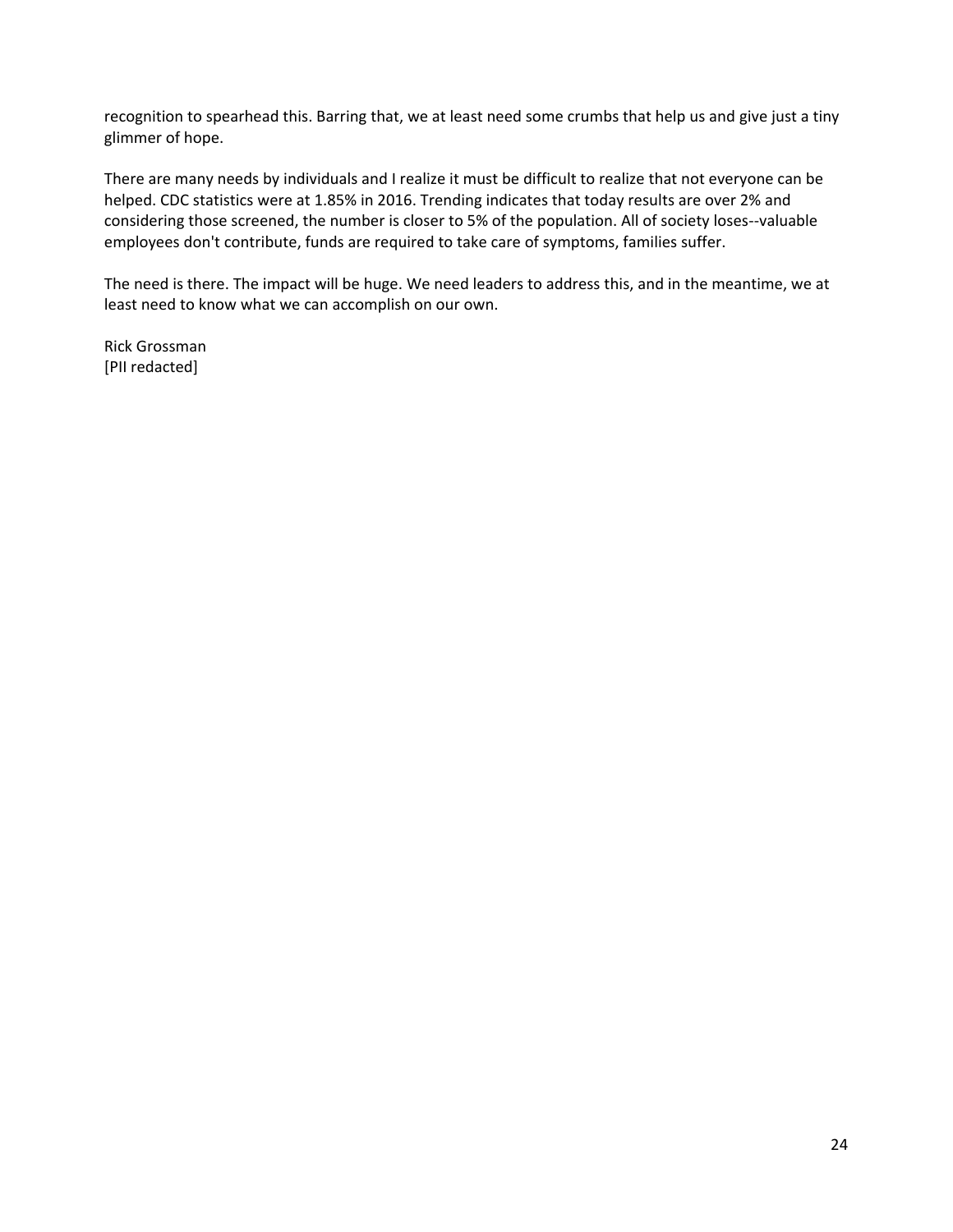recognition to spearhead this. Barring that, we at least need some crumbs that help us and give just a tiny glimmer of hope.

There are many needs by individuals and I realize it must be difficult to realize that not everyone can be helped. CDC statistics were at 1.85% in 2016. Trending indicates that today results are over 2% and considering those screened, the number is closer to 5% of the population. All of society loses--valuable employees don't contribute, funds are required to take care of symptoms, families suffer.

The need is there. The impact will be huge. We need leaders to address this, and in the meantime, we at least need to know what we can accomplish on our own.

Rick Grossman
[PII redacted]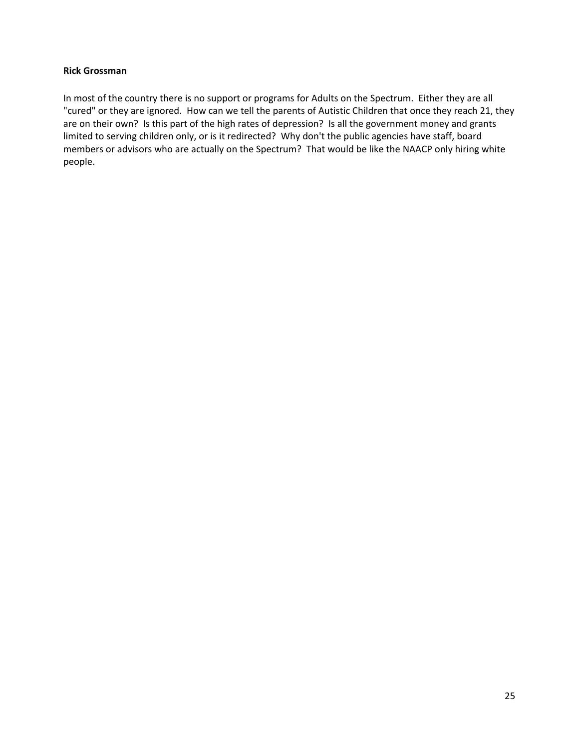**Rick Grossman**

In most of the country there is no support or programs for Adults on the Spectrum.  Either they are all "cured" or they are ignored.  How can we tell the parents of Autistic Children that once they reach 21, they are on their own?  Is this part of the high rates of depression?  Is all the government money and grants limited to serving children only, or is it redirected?  Why don't the public agencies have staff, board members or advisors who are actually on the Spectrum?  That would be like the NAACP only hiring white people.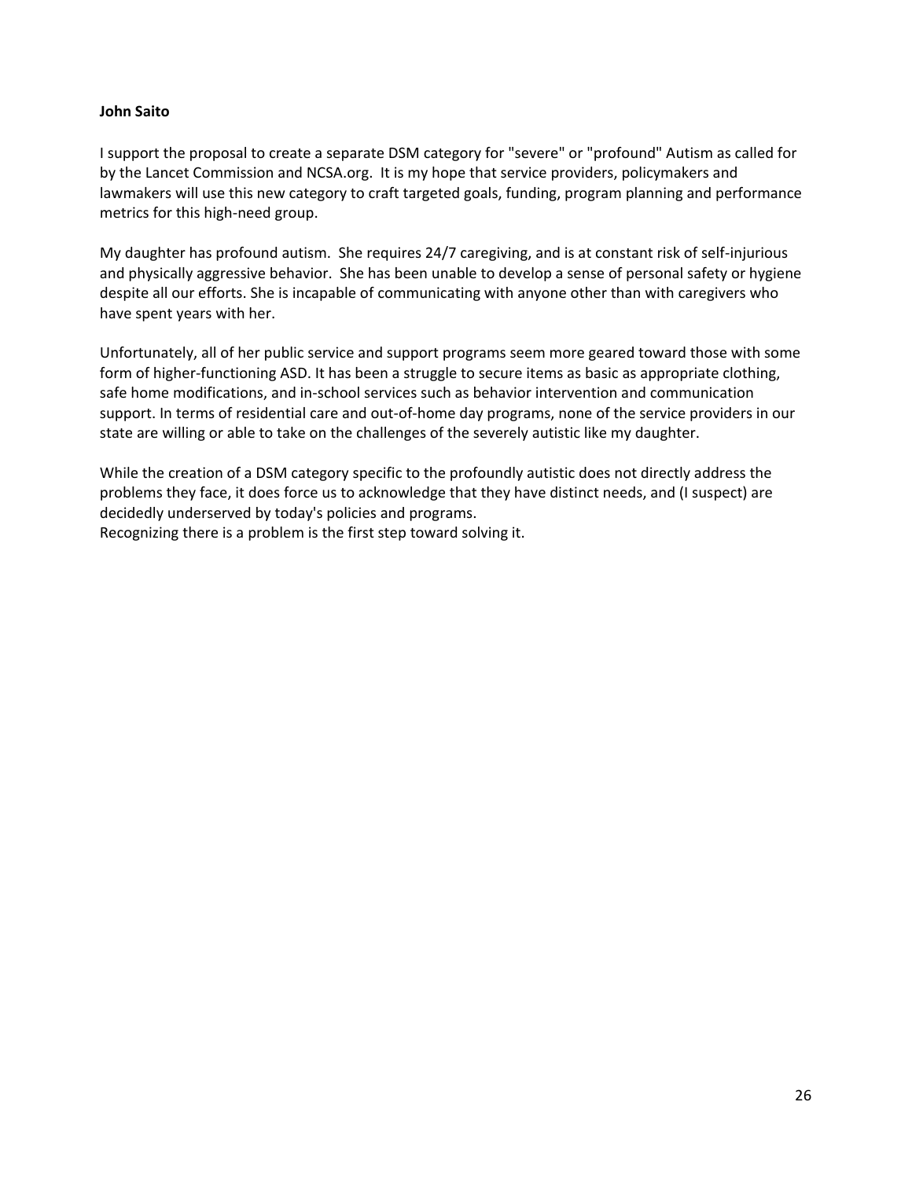**John Saito**

I support the proposal to create a separate DSM category for "severe" or "profound" Autism as called for by the Lancet Commission and NCSA.org. It is my hope that service providers, policymakers and lawmakers will use this new category to craft targeted goals, funding, program planning and performance metrics for this high-need group.

My daughter has profound autism. She requires 24/7 caregiving, and is at constant risk of self-injurious and physically aggressive behavior. She has been unable to develop a sense of personal safety or hygiene despite all our efforts. She is incapable of communicating with anyone other than with caregivers who have spent years with her.

Unfortunately, all of her public service and support programs seem more geared toward those with some form of higher-functioning ASD. It has been a struggle to secure items as basic as appropriate clothing, safe home modifications, and in-school services such as behavior intervention and communication support. In terms of residential care and out-of-home day programs, none of the service providers in our state are willing or able to take on the challenges of the severely autistic like my daughter.

While the creation of a DSM category specific to the profoundly autistic does not directly address the problems they face, it does force us to acknowledge that they have distinct needs, and (I suspect) are decidedly underserved by today's policies and programs.
Recognizing there is a problem is the first step toward solving it.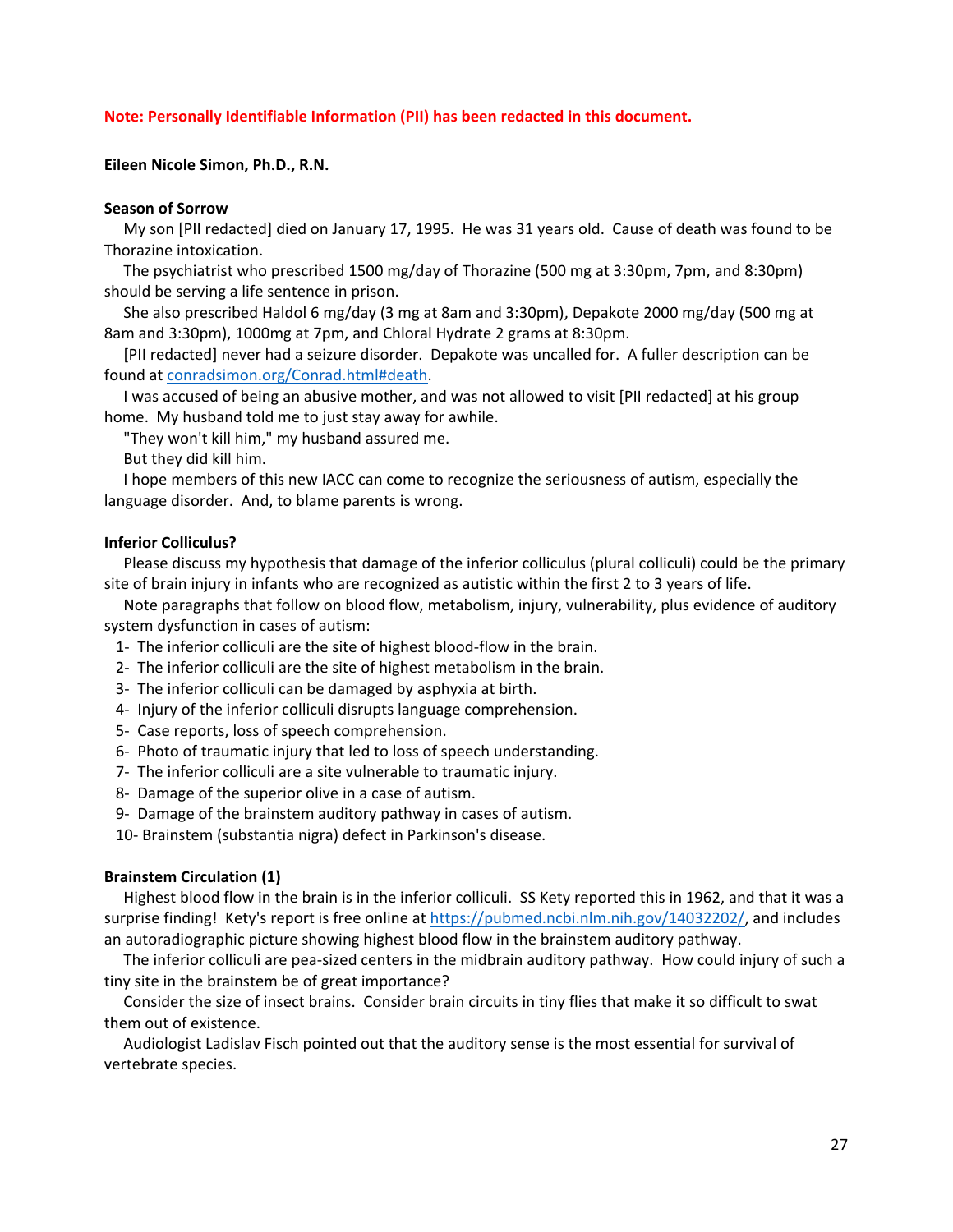**Note: Personally Identifiable Information (PII) has been redacted in this document.**

**Eileen Nicole Simon, Ph.D., R.N.**

**Season of Sorrow**

My son [PII redacted] died on January 17, 1995. He was 31 years old. Cause of death was found to be Thorazine intoxication.

The psychiatrist who prescribed 1500 mg/day of Thorazine (500 mg at 3:30pm, 7pm, and 8:30pm) should be serving a life sentence in prison.

She also prescribed Haldol 6 mg/day (3 mg at 8am and 3:30pm), Depakote 2000 mg/day (500 mg at 8am and 3:30pm), 1000mg at 7pm, and Chloral Hydrate 2 grams at 8:30pm.

[PII redacted] never had a seizure disorder. Depakote was uncalled for. A fuller description can be found at conradsimon.org/Conrad.html#death.

I was accused of being an abusive mother, and was not allowed to visit [PII redacted] at his group home. My husband told me to just stay away for awhile.

"They won't kill him," my husband assured me.

But they did kill him.

I hope members of this new IACC can come to recognize the seriousness of autism, especially the language disorder. And, to blame parents is wrong.

**Inferior Colliculus?**

Please discuss my hypothesis that damage of the inferior colliculus (plural colliculi) could be the primary site of brain injury in infants who are recognized as autistic within the first 2 to 3 years of life.

Note paragraphs that follow on blood flow, metabolism, injury, vulnerability, plus evidence of auditory system dysfunction in cases of autism:

1- The inferior colliculi are the site of highest blood-flow in the brain.
2- The inferior colliculi are the site of highest metabolism in the brain.
3- The inferior colliculi can be damaged by asphyxia at birth.
4- Injury of the inferior colliculi disrupts language comprehension.
5- Case reports, loss of speech comprehension.
6- Photo of traumatic injury that led to loss of speech understanding.
7- The inferior colliculi are a site vulnerable to traumatic injury.
8- Damage of the superior olive in a case of autism.
9- Damage of the brainstem auditory pathway in cases of autism.
10- Brainstem (substantia nigra) defect in Parkinson's disease.

**Brainstem Circulation (1)**

Highest blood flow in the brain is in the inferior colliculi. SS Kety reported this in 1962, and that it was a surprise finding! Kety's report is free online at https://pubmed.ncbi.nlm.nih.gov/14032202/, and includes an autoradiographic picture showing highest blood flow in the brainstem auditory pathway.

The inferior colliculi are pea-sized centers in the midbrain auditory pathway. How could injury of such a tiny site in the brainstem be of great importance?

Consider the size of insect brains. Consider brain circuits in tiny flies that make it so difficult to swat them out of existence.

Audiologist Ladislav Fisch pointed out that the auditory sense is the most essential for survival of vertebrate species.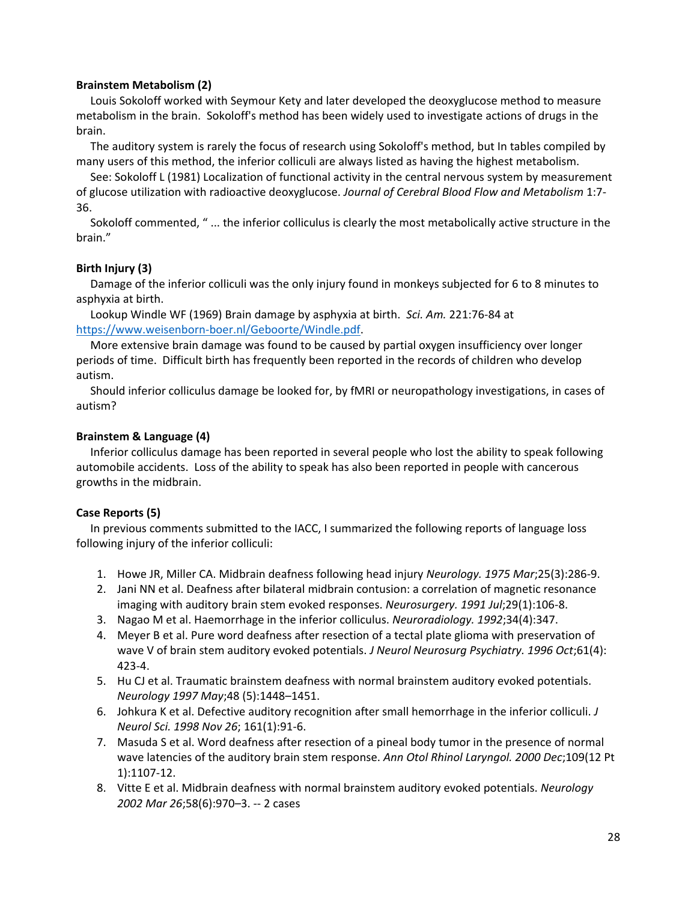**Brainstem Metabolism (2)**

Louis Sokoloff worked with Seymour Kety and later developed the deoxyglucose method to measure metabolism in the brain. Sokoloff's method has been widely used to investigate actions of drugs in the brain.

The auditory system is rarely the focus of research using Sokoloff's method, but In tables compiled by many users of this method, the inferior colliculi are always listed as having the highest metabolism.

See: Sokoloff L (1981) Localization of functional activity in the central nervous system by measurement of glucose utilization with radioactive deoxyglucose. *Journal of Cerebral Blood Flow and Metabolism* 1:7-36.

Sokoloff commented, " ... the inferior colliculus is clearly the most metabolically active structure in the brain."

**Birth Injury (3)**

Damage of the inferior colliculi was the only injury found in monkeys subjected for 6 to 8 minutes to asphyxia at birth.

Lookup Windle WF (1969) Brain damage by asphyxia at birth. *Sci. Am.* 221:76-84 at https://www.weisenborn-boer.nl/Geboorte/Windle.pdf.

More extensive brain damage was found to be caused by partial oxygen insufficiency over longer periods of time. Difficult birth has frequently been reported in the records of children who develop autism.

Should inferior colliculus damage be looked for, by fMRI or neuropathology investigations, in cases of autism?

**Brainstem & Language (4)**

Inferior colliculus damage has been reported in several people who lost the ability to speak following automobile accidents. Loss of the ability to speak has also been reported in people with cancerous growths in the midbrain.

**Case Reports (5)**

In previous comments submitted to the IACC, I summarized the following reports of language loss following injury of the inferior colliculi:

1. Howe JR, Miller CA. Midbrain deafness following head injury *Neurology. 1975 Mar*;25(3):286-9.
2. Jani NN et al. Deafness after bilateral midbrain contusion: a correlation of magnetic resonance imaging with auditory brain stem evoked responses. *Neurosurgery. 1991 Jul*;29(1):106-8.
3. Nagao M et al. Haemorrhage in the inferior colliculus. *Neuroradiology. 1992*;34(4):347.
4. Meyer B et al. Pure word deafness after resection of a tectal plate glioma with preservation of wave V of brain stem auditory evoked potentials. *J Neurol Neurosurg Psychiatry. 1996 Oct*;61(4): 423-4.
5. Hu CJ et al. Traumatic brainstem deafness with normal brainstem auditory evoked potentials. *Neurology 1997 May*;48 (5):1448–1451.
6. Johkura K et al. Defective auditory recognition after small hemorrhage in the inferior colliculi. *J Neurol Sci. 1998 Nov 26*; 161(1):91-6.
7. Masuda S et al. Word deafness after resection of a pineal body tumor in the presence of normal wave latencies of the auditory brain stem response. *Ann Otol Rhinol Laryngol. 2000 Dec*;109(12 Pt 1):1107-12.
8. Vitte E et al. Midbrain deafness with normal brainstem auditory evoked potentials. *Neurology 2002 Mar 26*;58(6):970–3. -- 2 cases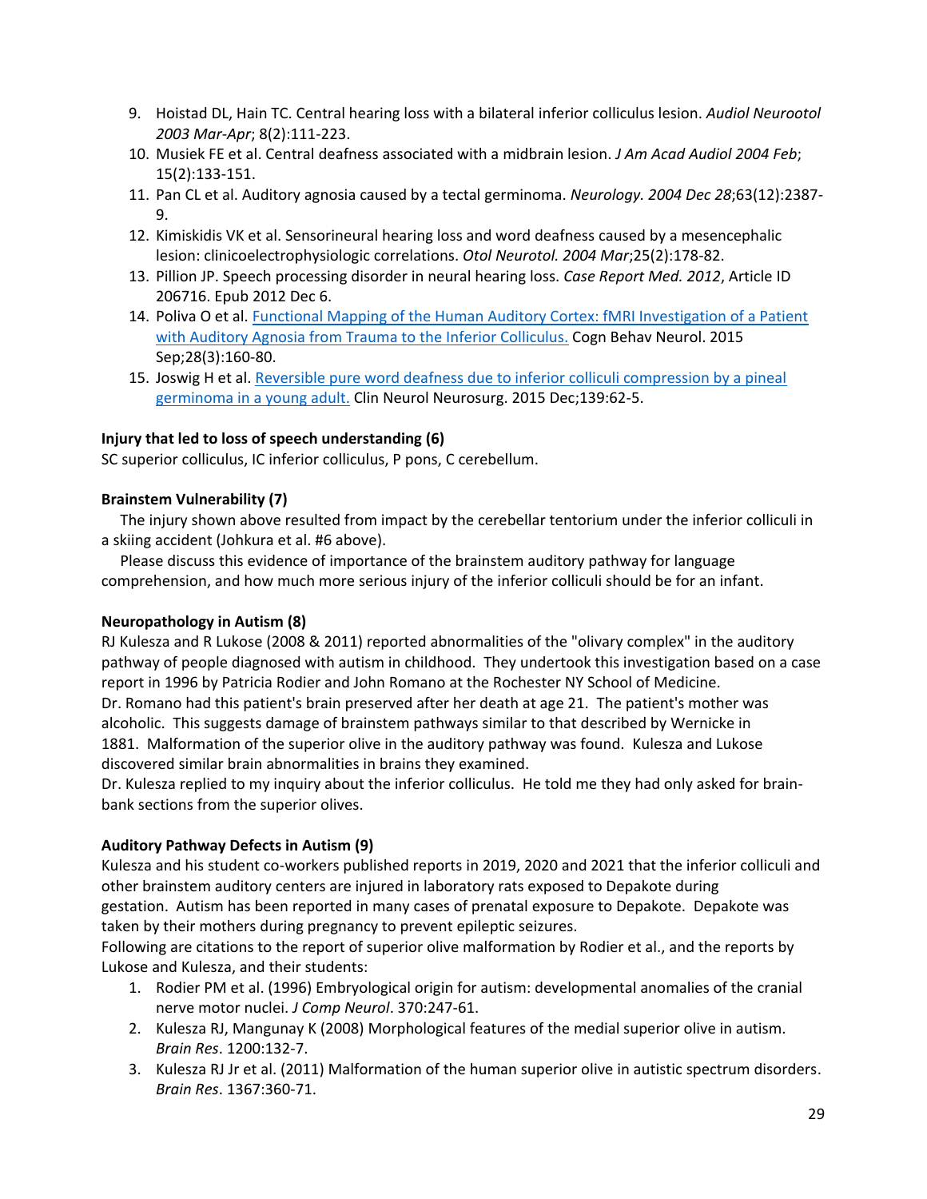9. Hoistad DL, Hain TC. Central hearing loss with a bilateral inferior colliculus lesion. *Audiol Neurootol 2003 Mar-Apr*; 8(2):111-223.
10. Musiek FE et al. Central deafness associated with a midbrain lesion. *J Am Acad Audiol 2004 Feb*; 15(2):133-151.
11. Pan CL et al. Auditory agnosia caused by a tectal germinoma. *Neurology. 2004 Dec 28*;63(12):2387-9.
12. Kimiskidis VK et al. Sensorineural hearing loss and word deafness caused by a mesencephalic lesion: clinicoelectrophysiologic correlations. *Otol Neurotol. 2004 Mar*;25(2):178-82.
13. Pillion JP. Speech processing disorder in neural hearing loss. *Case Report Med. 2012*, Article ID 206716. Epub 2012 Dec 6.
14. Poliva O et al. Functional Mapping of the Human Auditory Cortex: fMRI Investigation of a Patient with Auditory Agnosia from Trauma to the Inferior Colliculus. Cogn Behav Neurol. 2015 Sep;28(3):160-80.
15. Joswig H et al. Reversible pure word deafness due to inferior colliculi compression by a pineal germinoma in a young adult. Clin Neurol Neurosurg. 2015 Dec;139:62-5.

**Injury that led to loss of speech understanding (6)**

SC superior colliculus, IC inferior colliculus, P pons, C cerebellum.

**Brainstem Vulnerability (7)**

The injury shown above resulted from impact by the cerebellar tentorium under the inferior colliculi in a skiing accident (Johkura et al. #6 above).

Please discuss this evidence of importance of the brainstem auditory pathway for language comprehension, and how much more serious injury of the inferior colliculi should be for an infant.

**Neuropathology in Autism (8)**

RJ Kulesza and R Lukose (2008 & 2011) reported abnormalities of the "olivary complex" in the auditory pathway of people diagnosed with autism in childhood. They undertook this investigation based on a case report in 1996 by Patricia Rodier and John Romano at the Rochester NY School of Medicine.
Dr. Romano had this patient's brain preserved after her death at age 21. The patient's mother was alcoholic. This suggests damage of brainstem pathways similar to that described by Wernicke in 1881. Malformation of the superior olive in the auditory pathway was found. Kulesza and Lukose discovered similar brain abnormalities in brains they examined.
Dr. Kulesza replied to my inquiry about the inferior colliculus. He told me they had only asked for brain-bank sections from the superior olives.

**Auditory Pathway Defects in Autism (9)**

Kulesza and his student co-workers published reports in 2019, 2020 and 2021 that the inferior colliculi and other brainstem auditory centers are injured in laboratory rats exposed to Depakote during gestation. Autism has been reported in many cases of prenatal exposure to Depakote. Depakote was taken by their mothers during pregnancy to prevent epileptic seizures.
Following are citations to the report of superior olive malformation by Rodier et al., and the reports by Lukose and Kulesza, and their students:

1. Rodier PM et al. (1996) Embryological origin for autism: developmental anomalies of the cranial nerve motor nuclei. *J Comp Neurol*. 370:247-61.
2. Kulesza RJ, Mangunay K (2008) Morphological features of the medial superior olive in autism. *Brain Res*. 1200:132-7.
3. Kulesza RJ Jr et al. (2011) Malformation of the human superior olive in autistic spectrum disorders. *Brain Res*. 1367:360-71.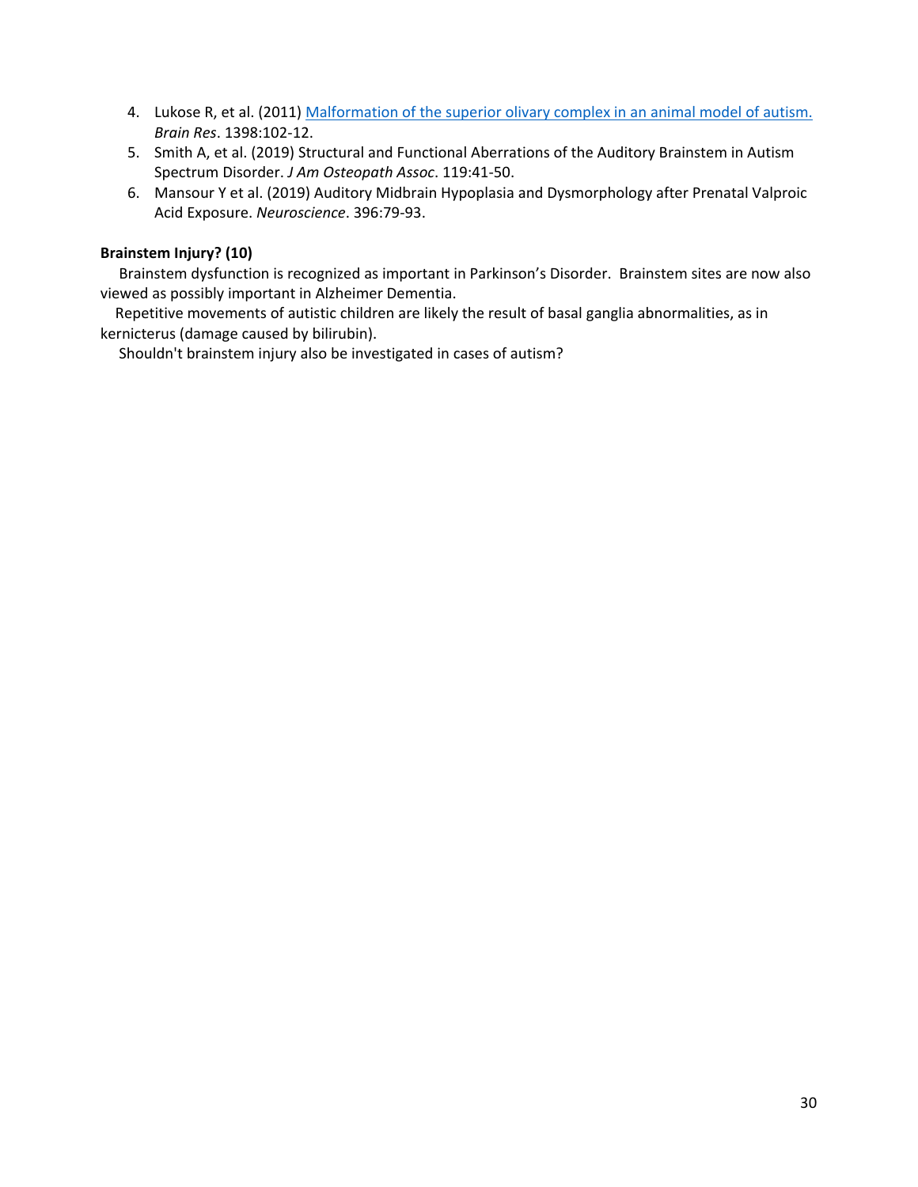4. Lukose R, et al. (2011) [Malformation of the superior olivary complex in an animal model of autism.](#) *Brain Res*. 1398:102-12.
5. Smith A, et al. (2019) Structural and Functional Aberrations of the Auditory Brainstem in Autism Spectrum Disorder. *J Am Osteopath Assoc*. 119:41-50.
6. Mansour Y et al. (2019) Auditory Midbrain Hypoplasia and Dysmorphology after Prenatal Valproic Acid Exposure. *Neuroscience*. 396:79-93.

**Brainstem Injury? (10)**

Brainstem dysfunction is recognized as important in Parkinson's Disorder. Brainstem sites are now also viewed as possibly important in Alzheimer Dementia.

Repetitive movements of autistic children are likely the result of basal ganglia abnormalities, as in kernicterus (damage caused by bilirubin).

Shouldn't brainstem injury also be investigated in cases of autism?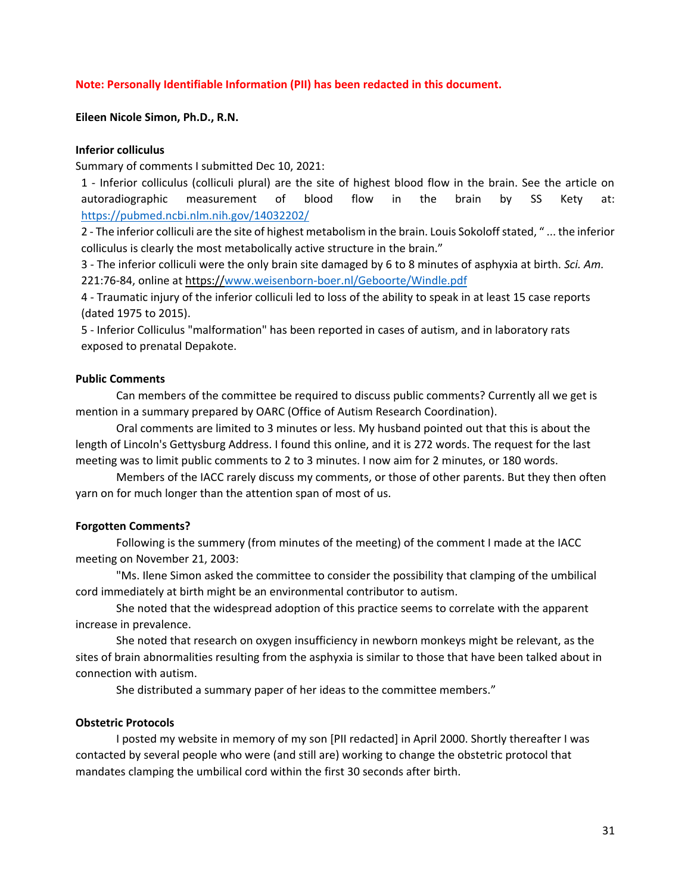**Note: Personally Identifiable Information (PII) has been redacted in this document.**

**Eileen Nicole Simon, Ph.D., R.N.**

**Inferior colliculus**

Summary of comments I submitted Dec 10, 2021:

1 - Inferior colliculus (colliculi plural) are the site of highest blood flow in the brain. See the article on autoradiographic measurement of blood flow in the brain by SS Kety at: https://pubmed.ncbi.nlm.nih.gov/14032202/

2 - The inferior colliculi are the site of highest metabolism in the brain. Louis Sokoloff stated, " ... the inferior colliculus is clearly the most metabolically active structure in the brain."

3 - The inferior colliculi were the only brain site damaged by 6 to 8 minutes of asphyxia at birth. *Sci. Am.* 221:76-84, online at https://www.weisenborn-boer.nl/Geboorte/Windle.pdf

4 - Traumatic injury of the inferior colliculi led to loss of the ability to speak in at least 15 case reports (dated 1975 to 2015).

5 - Inferior Colliculus "malformation" has been reported in cases of autism, and in laboratory rats exposed to prenatal Depakote.

**Public Comments**

Can members of the committee be required to discuss public comments? Currently all we get is mention in a summary prepared by OARC (Office of Autism Research Coordination).

Oral comments are limited to 3 minutes or less. My husband pointed out that this is about the length of Lincoln's Gettysburg Address. I found this online, and it is 272 words. The request for the last meeting was to limit public comments to 2 to 3 minutes. I now aim for 2 minutes, or 180 words.

Members of the IACC rarely discuss my comments, or those of other parents. But they then often yarn on for much longer than the attention span of most of us.

**Forgotten Comments?**

Following is the summery (from minutes of the meeting) of the comment I made at the IACC meeting on November 21, 2003:

"Ms. Ilene Simon asked the committee to consider the possibility that clamping of the umbilical cord immediately at birth might be an environmental contributor to autism.

She noted that the widespread adoption of this practice seems to correlate with the apparent increase in prevalence.

She noted that research on oxygen insufficiency in newborn monkeys might be relevant, as the sites of brain abnormalities resulting from the asphyxia is similar to those that have been talked about in connection with autism.

She distributed a summary paper of her ideas to the committee members."

**Obstetric Protocols**

I posted my website in memory of my son [PII redacted] in April 2000. Shortly thereafter I was contacted by several people who were (and still are) working to change the obstetric protocol that mandates clamping the umbilical cord within the first 30 seconds after birth.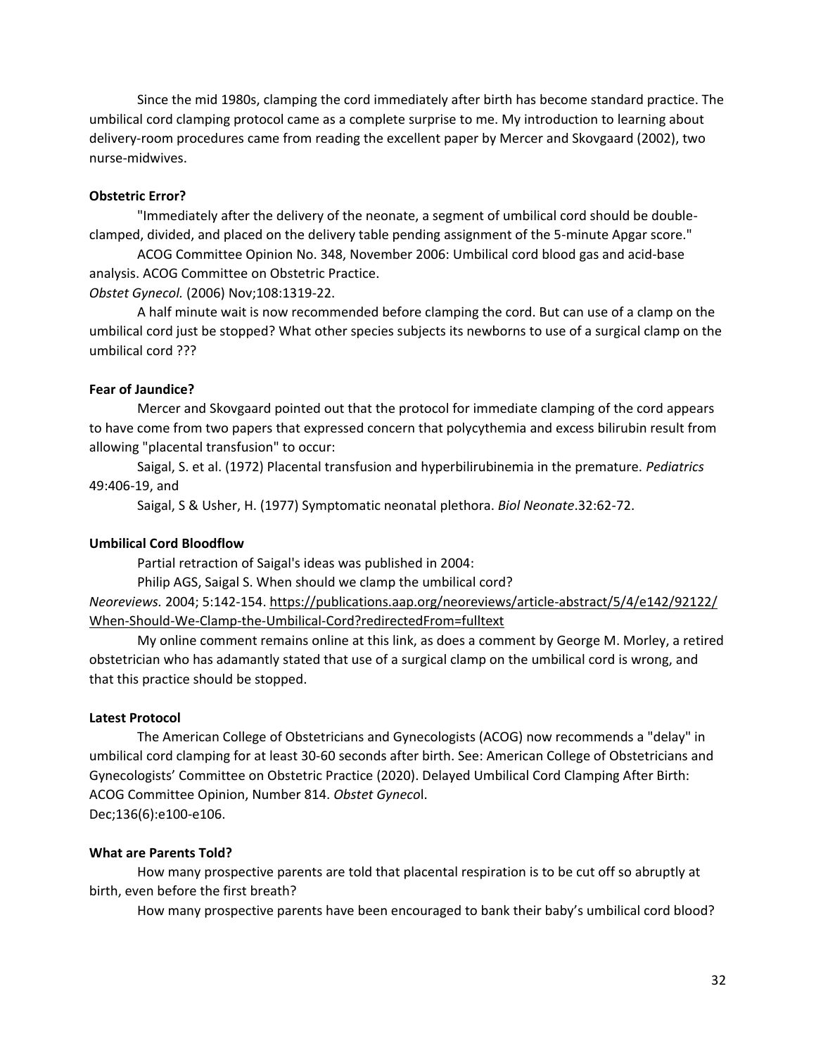Since the mid 1980s, clamping the cord immediately after birth has become standard practice. The umbilical cord clamping protocol came as a complete surprise to me. My introduction to learning about delivery-room procedures came from reading the excellent paper by Mercer and Skovgaard (2002), two nurse-midwives.

**Obstetric Error?**

"Immediately after the delivery of the neonate, a segment of umbilical cord should be double-clamped, divided, and placed on the delivery table pending assignment of the 5-minute Apgar score."

ACOG Committee Opinion No. 348, November 2006: Umbilical cord blood gas and acid-base analysis. ACOG Committee on Obstetric Practice.
*Obstet Gynecol.* (2006) Nov;108:1319-22.

A half minute wait is now recommended before clamping the cord. But can use of a clamp on the umbilical cord just be stopped? What other species subjects its newborns to use of a surgical clamp on the umbilical cord ???

**Fear of Jaundice?**

Mercer and Skovgaard pointed out that the protocol for immediate clamping of the cord appears to have come from two papers that expressed concern that polycythemia and excess bilirubin result from allowing "placental transfusion" to occur:

Saigal, S. et al. (1972) Placental transfusion and hyperbilirubinemia in the premature. *Pediatrics* 49:406-19, and

Saigal, S & Usher, H. (1977) Symptomatic neonatal plethora. *Biol Neonate*.32:62-72.

**Umbilical Cord Bloodflow**

Partial retraction of Saigal's ideas was published in 2004:

Philip AGS, Saigal S. When should we clamp the umbilical cord?
*Neoreviews.* 2004; 5:142-154. https://publications.aap.org/neoreviews/article-abstract/5/4/e142/92122/When-Should-We-Clamp-the-Umbilical-Cord?redirectedFrom=fulltext

My online comment remains online at this link, as does a comment by George M. Morley, a retired obstetrician who has adamantly stated that use of a surgical clamp on the umbilical cord is wrong, and that this practice should be stopped.

**Latest Protocol**

The American College of Obstetricians and Gynecologists (ACOG) now recommends a "delay" in umbilical cord clamping for at least 30-60 seconds after birth. See: American College of Obstetricians and Gynecologists' Committee on Obstetric Practice (2020). Delayed Umbilical Cord Clamping After Birth: ACOG Committee Opinion, Number 814. *Obstet Gynecol*.
Dec;136(6):e100-e106.

**What are Parents Told?**

How many prospective parents are told that placental respiration is to be cut off so abruptly at birth, even before the first breath?

How many prospective parents have been encouraged to bank their baby's umbilical cord blood?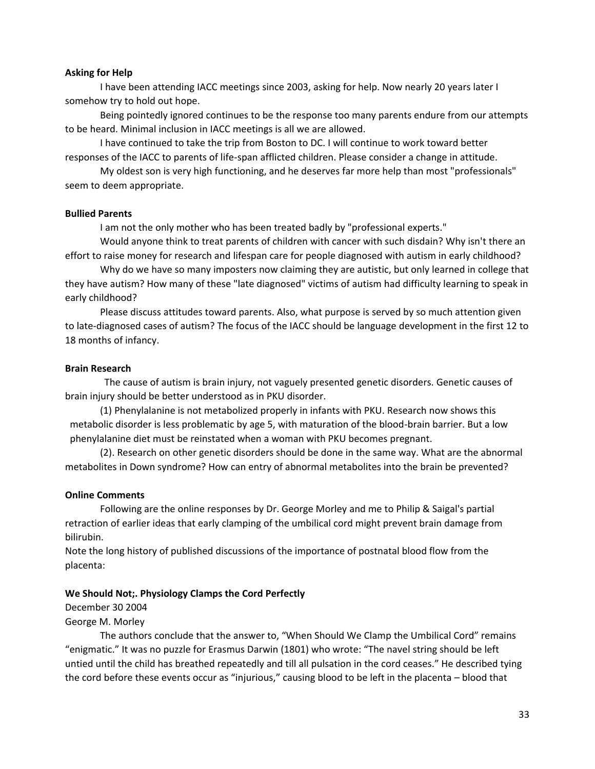**Asking for Help**

I have been attending IACC meetings since 2003, asking for help. Now nearly 20 years later I somehow try to hold out hope.

Being pointedly ignored continues to be the response too many parents endure from our attempts to be heard. Minimal inclusion in IACC meetings is all we are allowed.

I have continued to take the trip from Boston to DC. I will continue to work toward better responses of the IACC to parents of life-span afflicted children. Please consider a change in attitude.

My oldest son is very high functioning, and he deserves far more help than most "professionals" seem to deem appropriate.

**Bullied Parents**

I am not the only mother who has been treated badly by "professional experts."

Would anyone think to treat parents of children with cancer with such disdain? Why isn't there an effort to raise money for research and lifespan care for people diagnosed with autism in early childhood?

Why do we have so many imposters now claiming they are autistic, but only learned in college that they have autism? How many of these "late diagnosed" victims of autism had difficulty learning to speak in early childhood?

Please discuss attitudes toward parents. Also, what purpose is served by so much attention given to late-diagnosed cases of autism? The focus of the IACC should be language development in the first 12 to 18 months of infancy.

**Brain Research**

The cause of autism is brain injury, not vaguely presented genetic disorders. Genetic causes of brain injury should be better understood as in PKU disorder.

(1) Phenylalanine is not metabolized properly in infants with PKU. Research now shows this metabolic disorder is less problematic by age 5, with maturation of the blood-brain barrier. But a low phenylalanine diet must be reinstated when a woman with PKU becomes pregnant.

(2). Research on other genetic disorders should be done in the same way. What are the abnormal metabolites in Down syndrome? How can entry of abnormal metabolites into the brain be prevented?

**Online Comments**

Following are the online responses by Dr. George Morley and me to Philip & Saigal's partial retraction of earlier ideas that early clamping of the umbilical cord might prevent brain damage from bilirubin.

Note the long history of published discussions of the importance of postnatal blood flow from the placenta:

**We Should Not;. Physiology Clamps the Cord Perfectly**

December 30 2004

George M. Morley

The authors conclude that the answer to, “When Should We Clamp the Umbilical Cord” remains “enigmatic.” It was no puzzle for Erasmus Darwin (1801) who wrote: “The navel string should be left untied until the child has breathed repeatedly and till all pulsation in the cord ceases.” He described tying the cord before these events occur as “injurious,” causing blood to be left in the placenta – blood that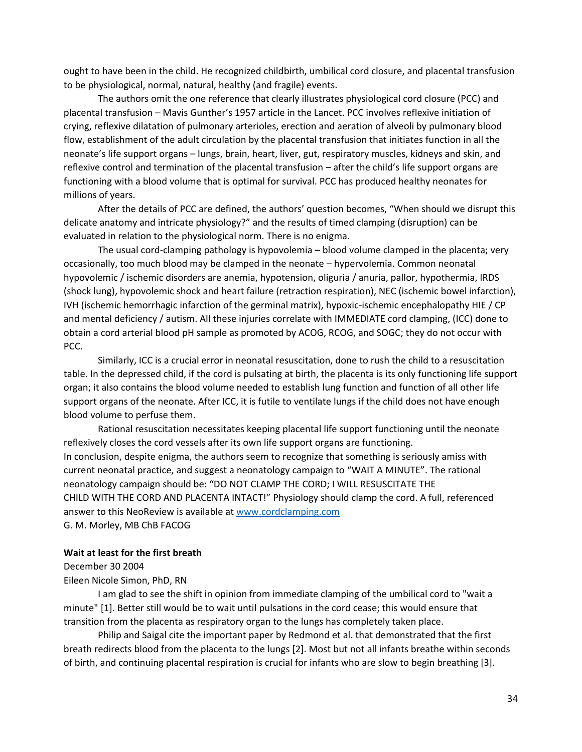ought to have been in the child. He recognized childbirth, umbilical cord closure, and placental transfusion to be physiological, normal, natural, healthy (and fragile) events.

The authors omit the one reference that clearly illustrates physiological cord closure (PCC) and placental transfusion – Mavis Gunther's 1957 article in the Lancet. PCC involves reflexive initiation of crying, reflexive dilatation of pulmonary arterioles, erection and aeration of alveoli by pulmonary blood flow, establishment of the adult circulation by the placental transfusion that initiates function in all the neonate's life support organs – lungs, brain, heart, liver, gut, respiratory muscles, kidneys and skin, and reflexive control and termination of the placental transfusion – after the child's life support organs are functioning with a blood volume that is optimal for survival. PCC has produced healthy neonates for millions of years.

After the details of PCC are defined, the authors' question becomes, "When should we disrupt this delicate anatomy and intricate physiology?" and the results of timed clamping (disruption) can be evaluated in relation to the physiological norm. There is no enigma.

The usual cord-clamping pathology is hypovolemia – blood volume clamped in the placenta; very occasionally, too much blood may be clamped in the neonate – hypervolemia. Common neonatal hypovolemic / ischemic disorders are anemia, hypotension, oliguria / anuria, pallor, hypothermia, IRDS (shock lung), hypovolemic shock and heart failure (retraction respiration), NEC (ischemic bowel infarction), IVH (ischemic hemorrhagic infarction of the germinal matrix), hypoxic-ischemic encephalopathy HIE / CP and mental deficiency / autism. All these injuries correlate with IMMEDIATE cord clamping, (ICC) done to obtain a cord arterial blood pH sample as promoted by ACOG, RCOG, and SOGC; they do not occur with PCC.

Similarly, ICC is a crucial error in neonatal resuscitation, done to rush the child to a resuscitation table. In the depressed child, if the cord is pulsating at birth, the placenta is its only functioning life support organ; it also contains the blood volume needed to establish lung function and function of all other life support organs of the neonate. After ICC, it is futile to ventilate lungs if the child does not have enough blood volume to perfuse them.

Rational resuscitation necessitates keeping placental life support functioning until the neonate reflexively closes the cord vessels after its own life support organs are functioning.

In conclusion, despite enigma, the authors seem to recognize that something is seriously amiss with current neonatal practice, and suggest a neonatology campaign to "WAIT A MINUTE". The rational neonatology campaign should be: "DO NOT CLAMP THE CORD; I WILL RESUSCITATE THE CHILD WITH THE CORD AND PLACENTA INTACT!" Physiology should clamp the cord. A full, referenced answer to this NeoReview is available at www.cordclamping.com

G. M. Morley, MB ChB FACOG

**Wait at least for the first breath**

December 30 2004

Eileen Nicole Simon, PhD, RN

I am glad to see the shift in opinion from immediate clamping of the umbilical cord to "wait a minute" [1]. Better still would be to wait until pulsations in the cord cease; this would ensure that transition from the placenta as respiratory organ to the lungs has completely taken place.

Philip and Saigal cite the important paper by Redmond et al. that demonstrated that the first breath redirects blood from the placenta to the lungs [2]. Most but not all infants breathe within seconds of birth, and continuing placental respiration is crucial for infants who are slow to begin breathing [3].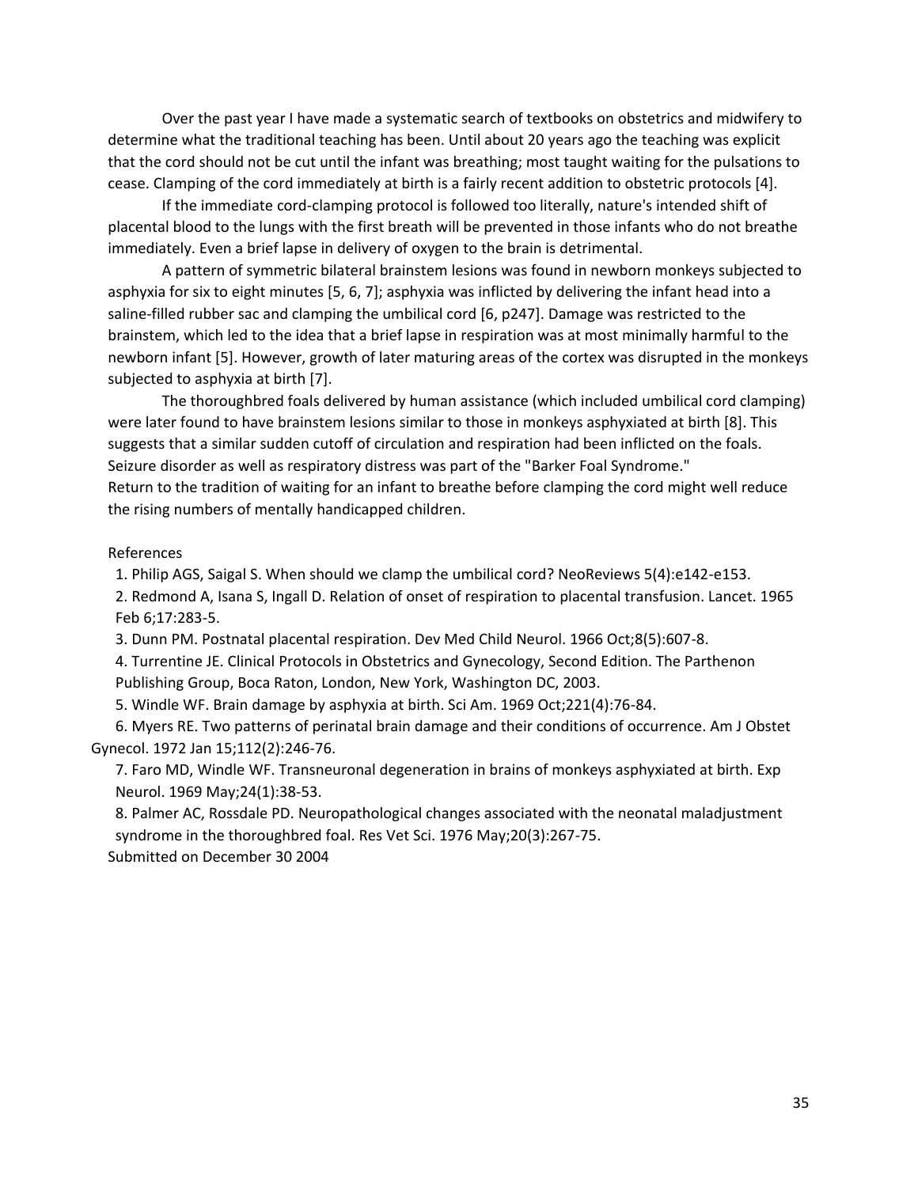Over the past year I have made a systematic search of textbooks on obstetrics and midwifery to determine what the traditional teaching has been. Until about 20 years ago the teaching was explicit that the cord should not be cut until the infant was breathing; most taught waiting for the pulsations to cease. Clamping of the cord immediately at birth is a fairly recent addition to obstetric protocols [4].

If the immediate cord-clamping protocol is followed too literally, nature's intended shift of placental blood to the lungs with the first breath will be prevented in those infants who do not breathe immediately. Even a brief lapse in delivery of oxygen to the brain is detrimental.

A pattern of symmetric bilateral brainstem lesions was found in newborn monkeys subjected to asphyxia for six to eight minutes [5, 6, 7]; asphyxia was inflicted by delivering the infant head into a saline-filled rubber sac and clamping the umbilical cord [6, p247]. Damage was restricted to the brainstem, which led to the idea that a brief lapse in respiration was at most minimally harmful to the newborn infant [5]. However, growth of later maturing areas of the cortex was disrupted in the monkeys subjected to asphyxia at birth [7].

The thoroughbred foals delivered by human assistance (which included umbilical cord clamping) were later found to have brainstem lesions similar to those in monkeys asphyxiated at birth [8]. This suggests that a similar sudden cutoff of circulation and respiration had been inflicted on the foals. Seizure disorder as well as respiratory distress was part of the "Barker Foal Syndrome."
Return to the tradition of waiting for an infant to breathe before clamping the cord might well reduce the rising numbers of mentally handicapped children.

References

1. Philip AGS, Saigal S. When should we clamp the umbilical cord? NeoReviews 5(4):e142-e153.
2. Redmond A, Isana S, Ingall D. Relation of onset of respiration to placental transfusion. Lancet. 1965 Feb 6;17:283-5.
3. Dunn PM. Postnatal placental respiration. Dev Med Child Neurol. 1966 Oct;8(5):607-8.
4. Turrentine JE. Clinical Protocols in Obstetrics and Gynecology, Second Edition. The Parthenon Publishing Group, Boca Raton, London, New York, Washington DC, 2003.
5. Windle WF. Brain damage by asphyxia at birth. Sci Am. 1969 Oct;221(4):76-84.
6. Myers RE. Two patterns of perinatal brain damage and their conditions of occurrence. Am J Obstet Gynecol. 1972 Jan 15;112(2):246-76.
7. Faro MD, Windle WF. Transneuronal degeneration in brains of monkeys asphyxiated at birth. Exp Neurol. 1969 May;24(1):38-53.
8. Palmer AC, Rossdale PD. Neuropathological changes associated with the neonatal maladjustment syndrome in the thoroughbred foal. Res Vet Sci. 1976 May;20(3):267-75.

Submitted on December 30 2004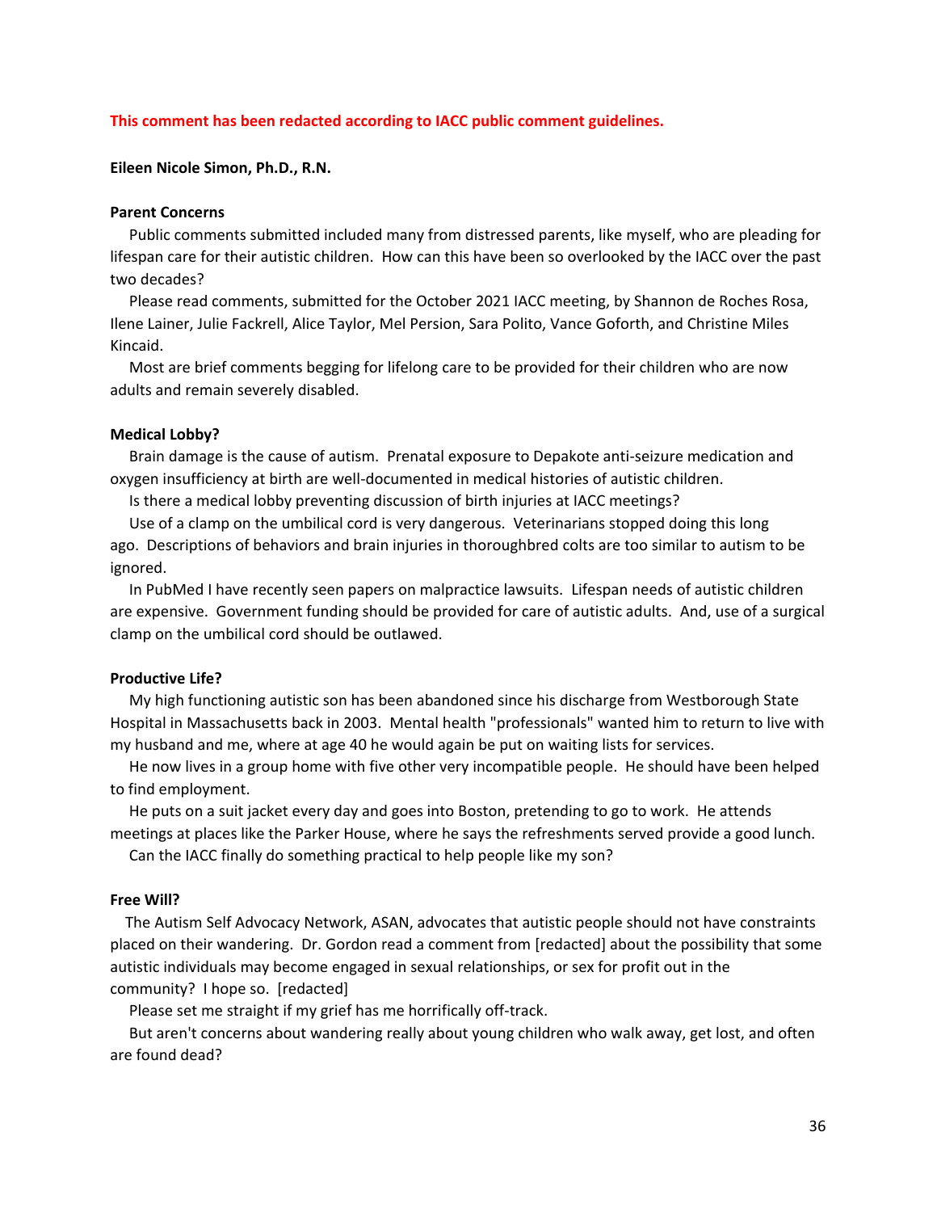**This comment has been redacted according to IACC public comment guidelines.**

**Eileen Nicole Simon, Ph.D., R.N.**

**Parent Concerns**

Public comments submitted included many from distressed parents, like myself, who are pleading for lifespan care for their autistic children. How can this have been so overlooked by the IACC over the past two decades?

Please read comments, submitted for the October 2021 IACC meeting, by Shannon de Roches Rosa, Ilene Lainer, Julie Fackrell, Alice Taylor, Mel Persion, Sara Polito, Vance Goforth, and Christine Miles Kincaid.

Most are brief comments begging for lifelong care to be provided for their children who are now adults and remain severely disabled.

**Medical Lobby?**

Brain damage is the cause of autism. Prenatal exposure to Depakote anti-seizure medication and oxygen insufficiency at birth are well-documented in medical histories of autistic children.

Is there a medical lobby preventing discussion of birth injuries at IACC meetings?

Use of a clamp on the umbilical cord is very dangerous. Veterinarians stopped doing this long ago. Descriptions of behaviors and brain injuries in thoroughbred colts are too similar to autism to be ignored.

In PubMed I have recently seen papers on malpractice lawsuits. Lifespan needs of autistic children are expensive. Government funding should be provided for care of autistic adults. And, use of a surgical clamp on the umbilical cord should be outlawed.

**Productive Life?**

My high functioning autistic son has been abandoned since his discharge from Westborough State Hospital in Massachusetts back in 2003. Mental health "professionals" wanted him to return to live with my husband and me, where at age 40 he would again be put on waiting lists for services.

He now lives in a group home with five other very incompatible people. He should have been helped to find employment.

He puts on a suit jacket every day and goes into Boston, pretending to go to work. He attends meetings at places like the Parker House, where he says the refreshments served provide a good lunch.

Can the IACC finally do something practical to help people like my son?

**Free Will?**

The Autism Self Advocacy Network, ASAN, advocates that autistic people should not have constraints placed on their wandering. Dr. Gordon read a comment from [redacted] about the possibility that some autistic individuals may become engaged in sexual relationships, or sex for profit out in the community? I hope so. [redacted]

Please set me straight if my grief has me horrifically off-track.

But aren't concerns about wandering really about young children who walk away, get lost, and often are found dead?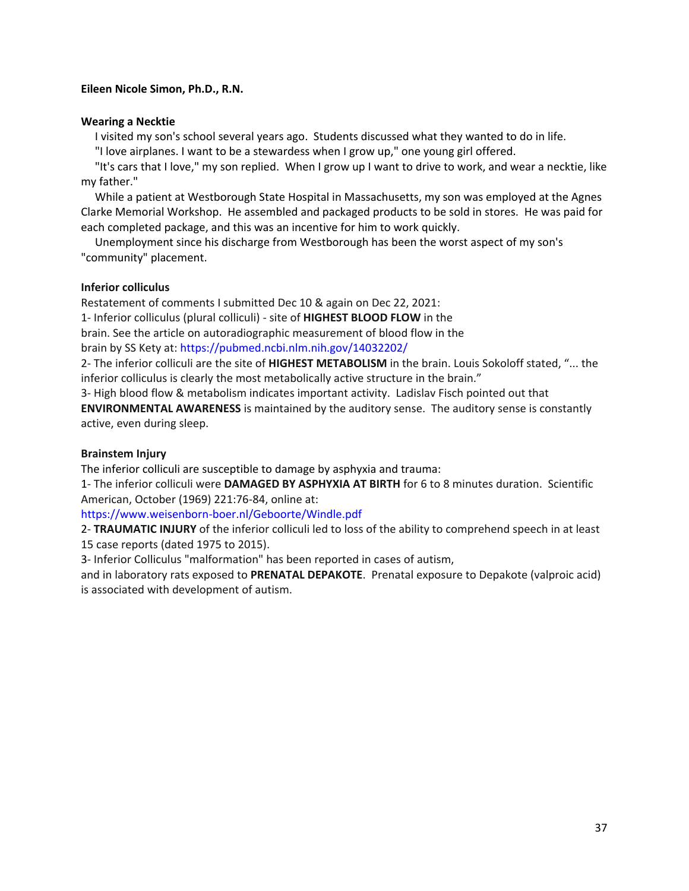**Eileen Nicole Simon, Ph.D., R.N.**

**Wearing a Necktie**

I visited my son's school several years ago. Students discussed what they wanted to do in life.

"I love airplanes. I want to be a stewardess when I grow up," one young girl offered.

"It's cars that I love," my son replied. When I grow up I want to drive to work, and wear a necktie, like my father."

While a patient at Westborough State Hospital in Massachusetts, my son was employed at the Agnes Clarke Memorial Workshop. He assembled and packaged products to be sold in stores. He was paid for each completed package, and this was an incentive for him to work quickly.

Unemployment since his discharge from Westborough has been the worst aspect of my son's "community" placement.

**Inferior colliculus**

Restatement of comments I submitted Dec 10 & again on Dec 22, 2021:

1- Inferior colliculus (plural colliculi) - site of **HIGHEST BLOOD FLOW** in the brain. See the article on autoradiographic measurement of blood flow in the brain by SS Kety at: https://pubmed.ncbi.nlm.nih.gov/14032202/

2- The inferior colliculi are the site of **HIGHEST METABOLISM** in the brain. Louis Sokoloff stated, "... the inferior colliculus is clearly the most metabolically active structure in the brain."

3- High blood flow & metabolism indicates important activity. Ladislav Fisch pointed out that **ENVIRONMENTAL AWARENESS** is maintained by the auditory sense. The auditory sense is constantly active, even during sleep.

**Brainstem Injury**

The inferior colliculi are susceptible to damage by asphyxia and trauma:

1- The inferior colliculi were **DAMAGED BY ASPHYXIA AT BIRTH** for 6 to 8 minutes duration. Scientific American, October (1969) 221:76-84, online at: https://www.weisenborn-boer.nl/Geboorte/Windle.pdf

2- **TRAUMATIC INJURY** of the inferior colliculi led to loss of the ability to comprehend speech in at least 15 case reports (dated 1975 to 2015).

3- Inferior Colliculus "malformation" has been reported in cases of autism, and in laboratory rats exposed to **PRENATAL DEPAKOTE**. Prenatal exposure to Depakote (valproic acid) is associated with development of autism.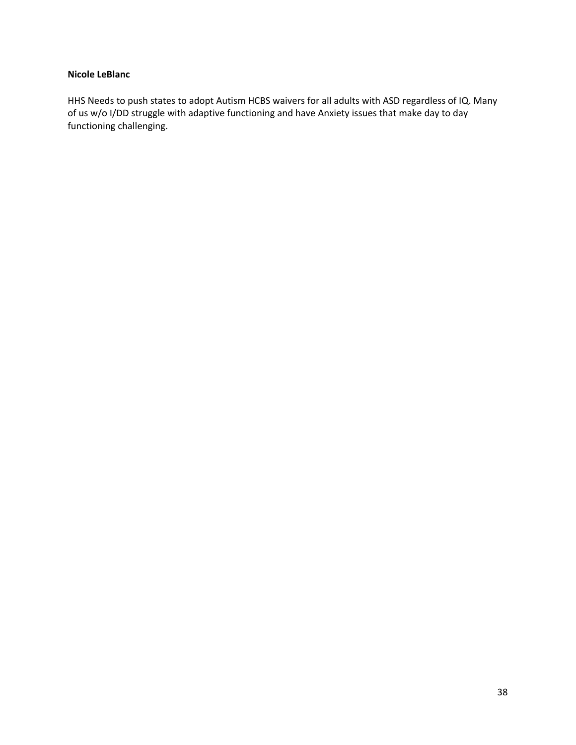**Nicole LeBlanc**

HHS Needs to push states to adopt Autism HCBS waivers for all adults with ASD regardless of IQ. Many of us w/o I/DD struggle with adaptive functioning and have Anxiety issues that make day to day functioning challenging.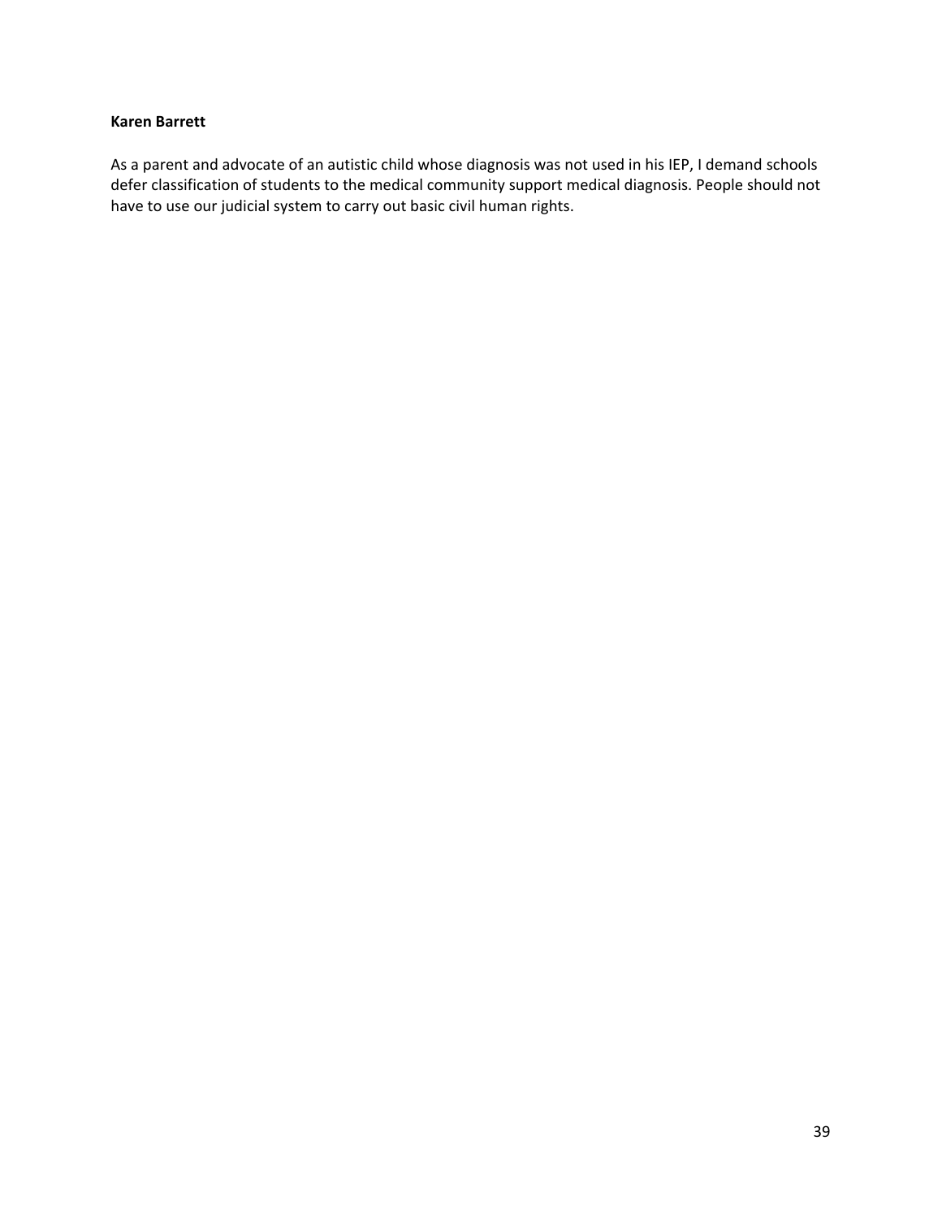**Karen Barrett**

As a parent and advocate of an autistic child whose diagnosis was not used in his IEP, I demand schools defer classification of students to the medical community support medical diagnosis. People should not have to use our judicial system to carry out basic civil human rights.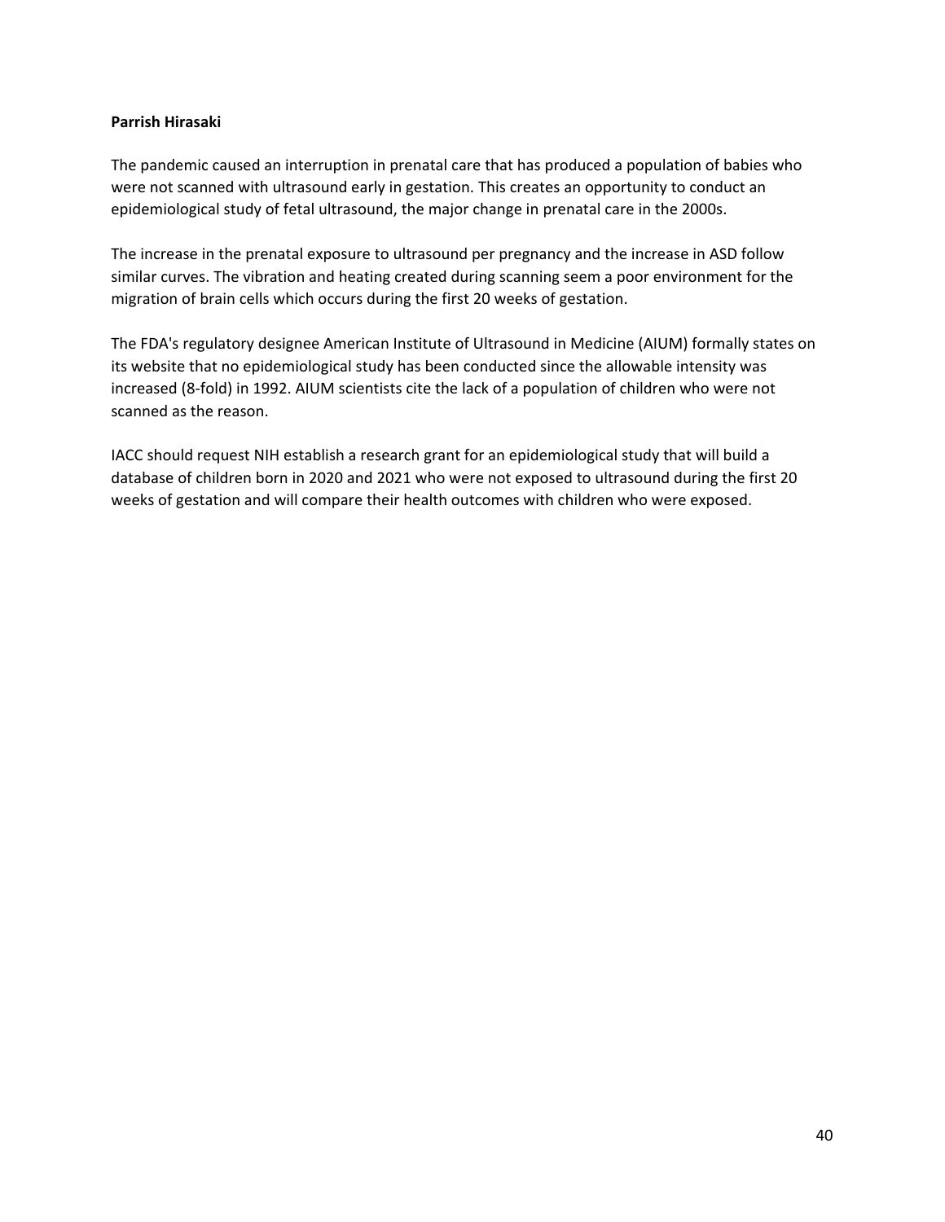**Parrish Hirasaki**

The pandemic caused an interruption in prenatal care that has produced a population of babies who were not scanned with ultrasound early in gestation. This creates an opportunity to conduct an epidemiological study of fetal ultrasound, the major change in prenatal care in the 2000s.

The increase in the prenatal exposure to ultrasound per pregnancy and the increase in ASD follow similar curves. The vibration and heating created during scanning seem a poor environment for the migration of brain cells which occurs during the first 20 weeks of gestation.

The FDA's regulatory designee American Institute of Ultrasound in Medicine (AIUM) formally states on its website that no epidemiological study has been conducted since the allowable intensity was increased (8-fold) in 1992. AIUM scientists cite the lack of a population of children who were not scanned as the reason.

IACC should request NIH establish a research grant for an epidemiological study that will build a database of children born in 2020 and 2021 who were not exposed to ultrasound during the first 20 weeks of gestation and will compare their health outcomes with children who were exposed.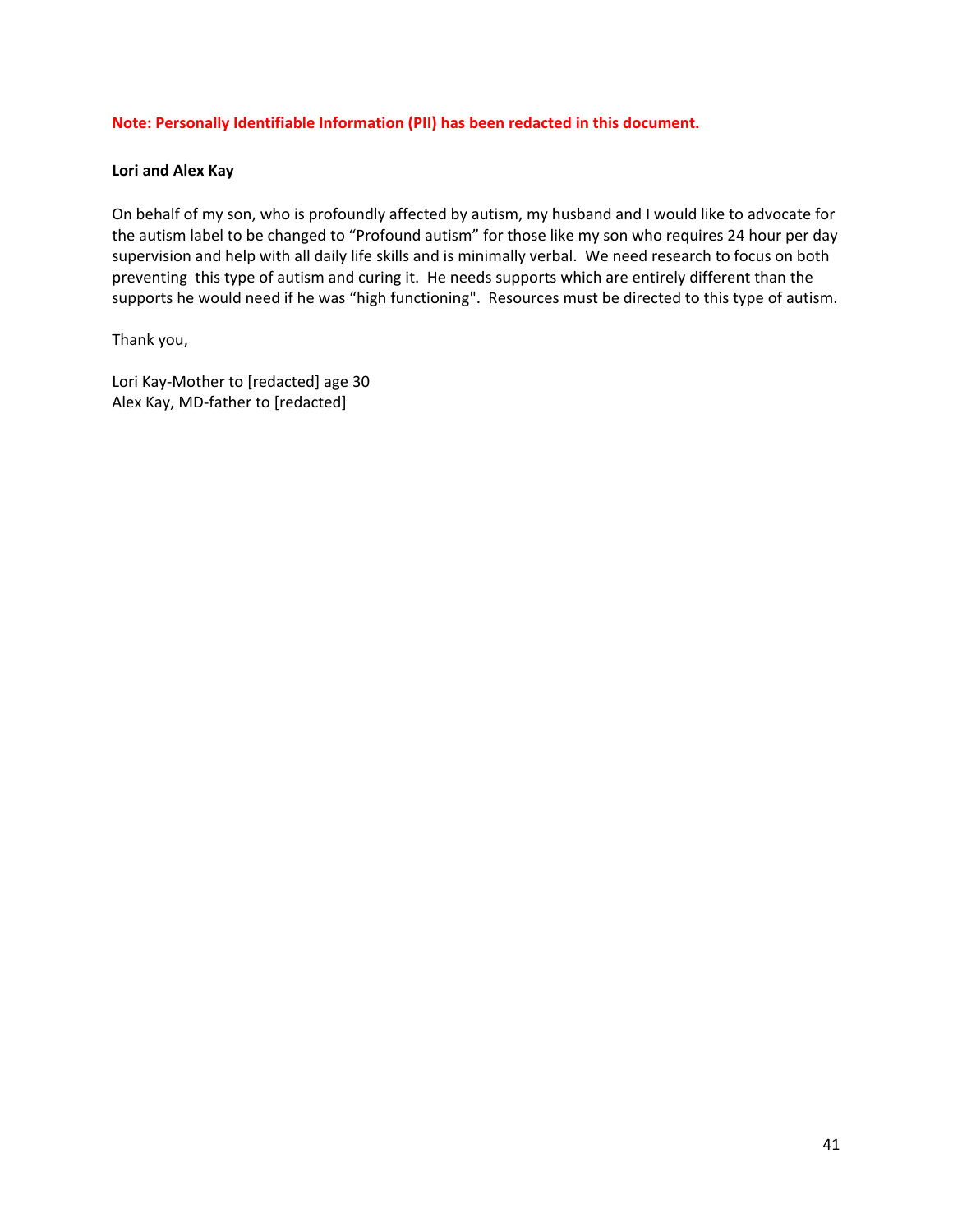**Note: Personally Identifiable Information (PII) has been redacted in this document.**

**Lori and Alex Kay**

On behalf of my son, who is profoundly affected by autism, my husband and I would like to advocate for the autism label to be changed to "Profound autism" for those like my son who requires 24 hour per day supervision and help with all daily life skills and is minimally verbal. We need research to focus on both preventing this type of autism and curing it. He needs supports which are entirely different than the supports he would need if he was "high functioning". Resources must be directed to this type of autism.

Thank you,

Lori Kay-Mother to [redacted] age 30
Alex Kay, MD-father to [redacted]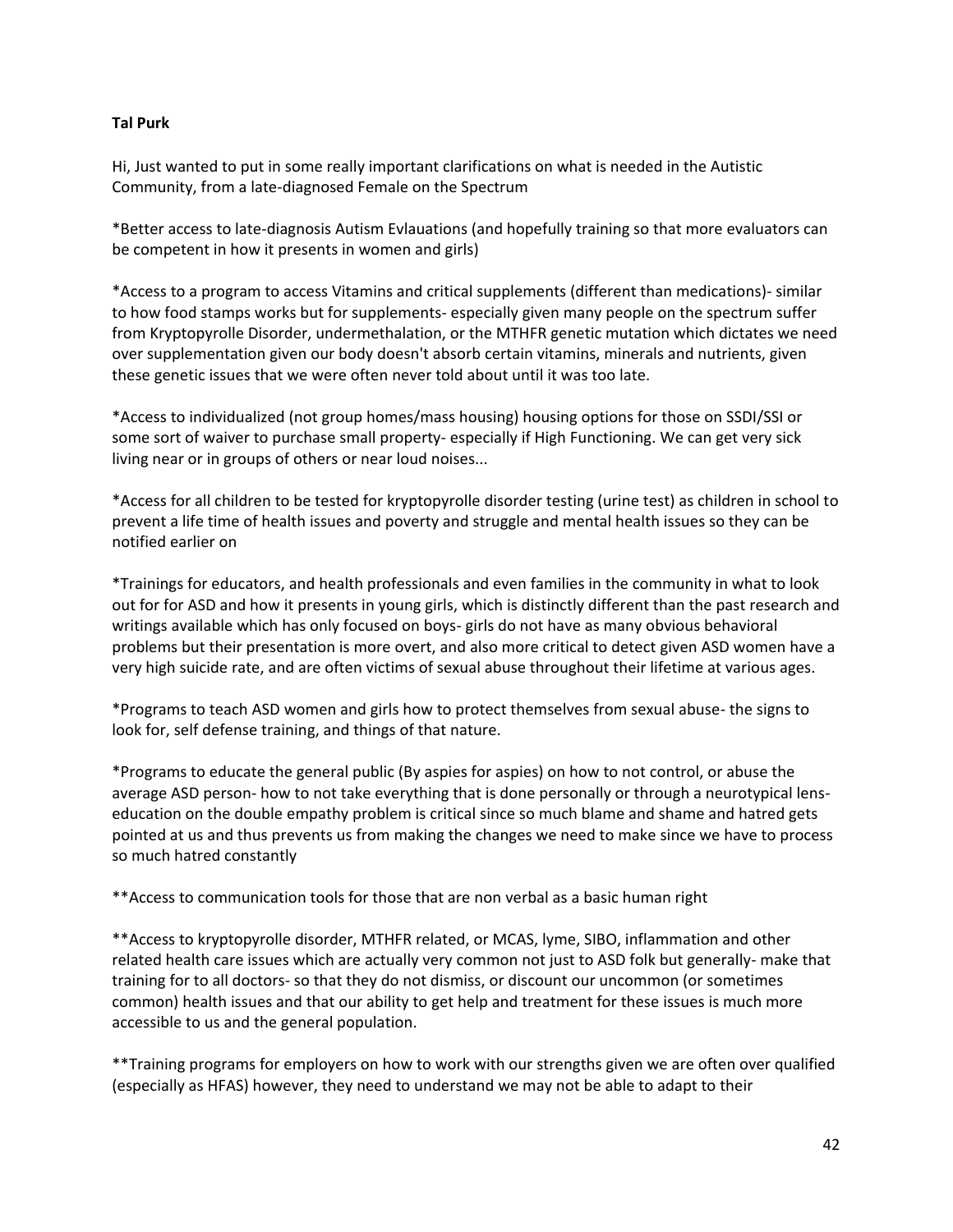**Tal Purk**

Hi, Just wanted to put in some really important clarifications on what is needed in the Autistic Community, from a late-diagnosed Female on the Spectrum

*Better access to late-diagnosis Autism Evlauations (and hopefully training so that more evaluators can be competent in how it presents in women and girls)

*Access to a program to access Vitamins and critical supplements (different than medications)- similar to how food stamps works but for supplements- especially given many people on the spectrum suffer from Kryptopyrolle Disorder, undermethalation, or the MTHFR genetic mutation which dictates we need over supplementation given our body doesn't absorb certain vitamins, minerals and nutrients, given these genetic issues that we were often never told about until it was too late.

*Access to individualized (not group homes/mass housing) housing options for those on SSDI/SSI or some sort of waiver to purchase small property- especially if High Functioning. We can get very sick living near or in groups of others or near loud noises...

*Access for all children to be tested for kryptopyrolle disorder testing (urine test) as children in school to prevent a life time of health issues and poverty and struggle and mental health issues so they can be notified earlier on

*Trainings for educators, and health professionals and even families in the community in what to look out for for ASD and how it presents in young girls, which is distinctly different than the past research and writings available which has only focused on boys- girls do not have as many obvious behavioral problems but their presentation is more overt, and also more critical to detect given ASD women have a very high suicide rate, and are often victims of sexual abuse throughout their lifetime at various ages.

*Programs to teach ASD women and girls how to protect themselves from sexual abuse- the signs to look for, self defense training, and things of that nature.

*Programs to educate the general public (By aspies for aspies) on how to not control, or abuse the average ASD person- how to not take everything that is done personally or through a neurotypical lens- education on the double empathy problem is critical since so much blame and shame and hatred gets pointed at us and thus prevents us from making the changes we need to make since we have to process so much hatred constantly

**Access to communication tools for those that are non verbal as a basic human right

**Access to kryptopyrolle disorder, MTHFR related, or MCAS, lyme, SIBO, inflammation and other related health care issues which are actually very common not just to ASD folk but generally- make that training for to all doctors- so that they do not dismiss, or discount our uncommon (or sometimes common) health issues and that our ability to get help and treatment for these issues is much more accessible to us and the general population.

**Training programs for employers on how to work with our strengths given we are often over qualified (especially as HFAS) however, they need to understand we may not be able to adapt to their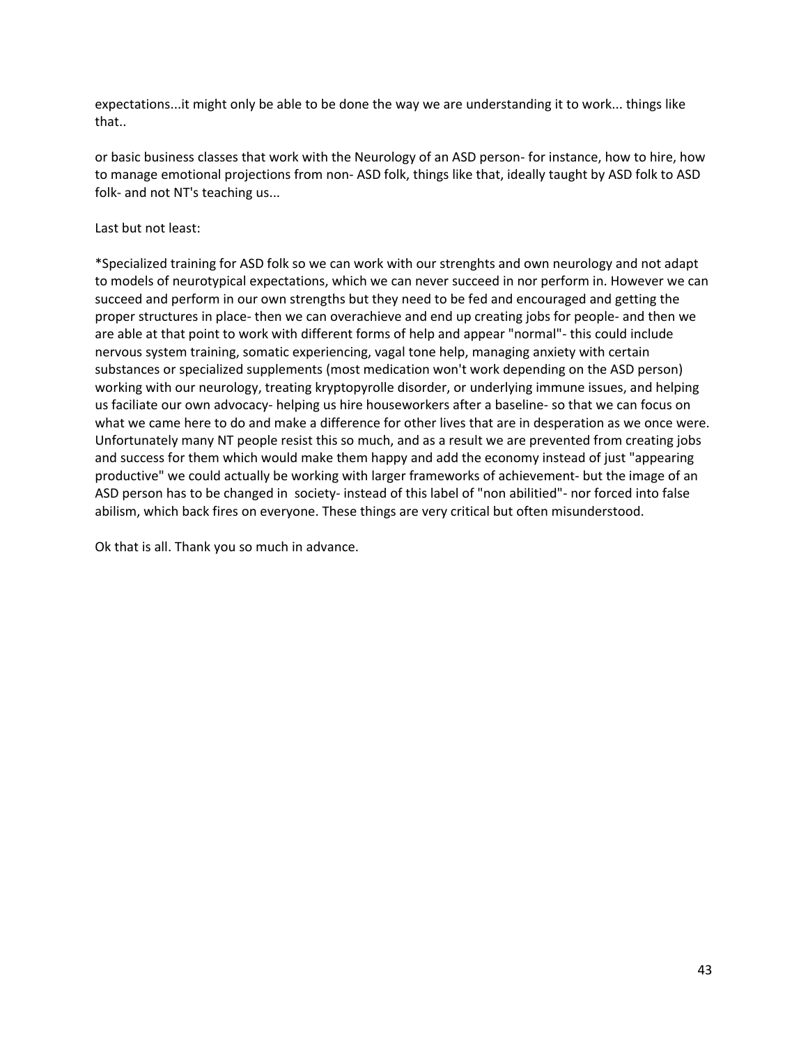expectations...it might only be able to be done the way we are understanding it to work... things like that..

or basic business classes that work with the Neurology of an ASD person- for instance, how to hire, how to manage emotional projections from non- ASD folk, things like that, ideally taught by ASD folk to ASD folk- and not NT's teaching us...

Last but not least:

*Specialized training for ASD folk so we can work with our strenghts and own neurology and not adapt to models of neurotypical expectations, which we can never succeed in nor perform in. However we can succeed and perform in our own strengths but they need to be fed and encouraged and getting the proper structures in place- then we can overachieve and end up creating jobs for people- and then we are able at that point to work with different forms of help and appear "normal"- this could include nervous system training, somatic experiencing, vagal tone help, managing anxiety with certain substances or specialized supplements (most medication won't work depending on the ASD person) working with our neurology, treating kryptopyrolle disorder, or underlying immune issues, and helping us faciliate our own advocacy- helping us hire houseworkers after a baseline- so that we can focus on what we came here to do and make a difference for other lives that are in desperation as we once were. Unfortunately many NT people resist this so much, and as a result we are prevented from creating jobs and success for them which would make them happy and add the economy instead of just "appearing productive" we could actually be working with larger frameworks of achievement- but the image of an ASD person has to be changed in society- instead of this label of "non abilitied"- nor forced into false abilism, which back fires on everyone. These things are very critical but often misunderstood.

Ok that is all. Thank you so much in advance.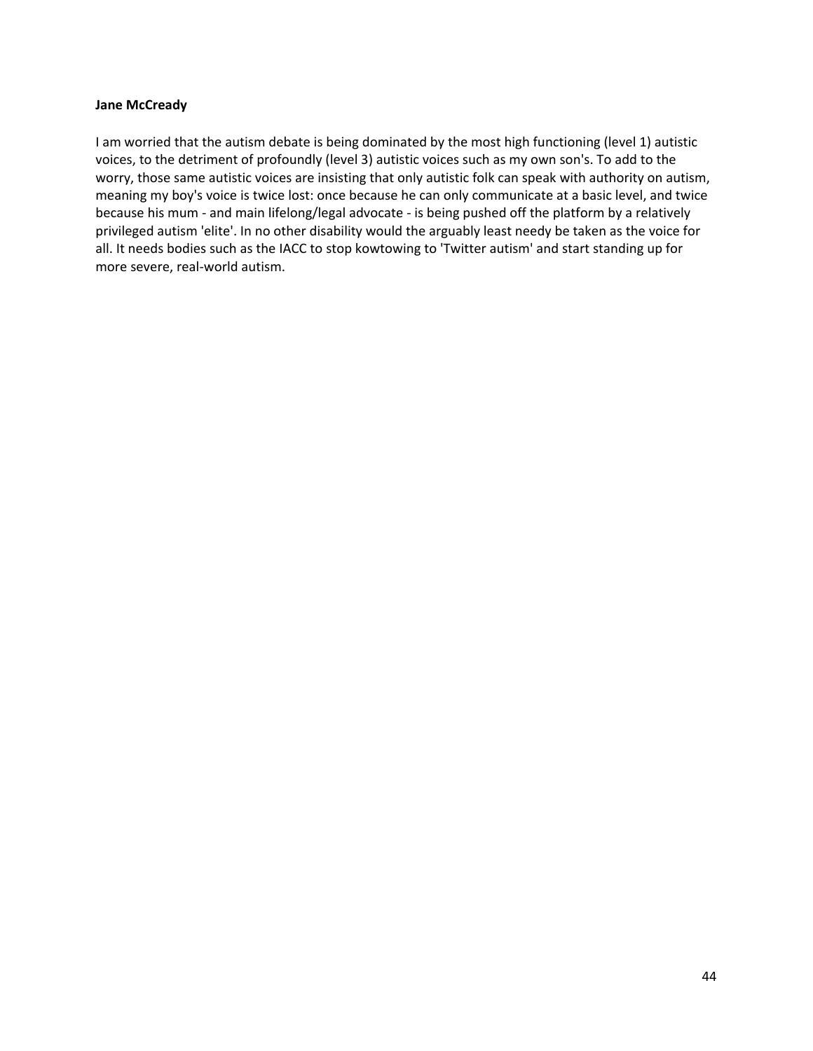**Jane McCready**

I am worried that the autism debate is being dominated by the most high functioning (level 1) autistic voices, to the detriment of profoundly (level 3) autistic voices such as my own son's. To add to the worry, those same autistic voices are insisting that only autistic folk can speak with authority on autism, meaning my boy's voice is twice lost: once because he can only communicate at a basic level, and twice because his mum - and main lifelong/legal advocate - is being pushed off the platform by a relatively privileged autism 'elite'. In no other disability would the arguably least needy be taken as the voice for all. It needs bodies such as the IACC to stop kowtowing to 'Twitter autism' and start standing up for more severe, real-world autism.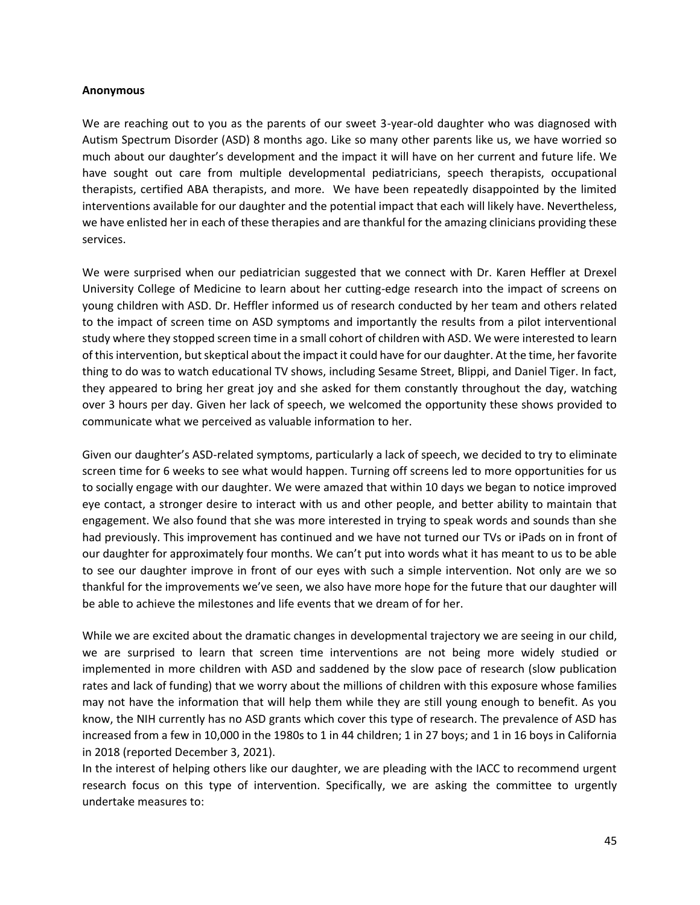**Anonymous**

We are reaching out to you as the parents of our sweet 3-year-old daughter who was diagnosed with Autism Spectrum Disorder (ASD) 8 months ago. Like so many other parents like us, we have worried so much about our daughter's development and the impact it will have on her current and future life. We have sought out care from multiple developmental pediatricians, speech therapists, occupational therapists, certified ABA therapists, and more. We have been repeatedly disappointed by the limited interventions available for our daughter and the potential impact that each will likely have. Nevertheless, we have enlisted her in each of these therapies and are thankful for the amazing clinicians providing these services.

We were surprised when our pediatrician suggested that we connect with Dr. Karen Heffler at Drexel University College of Medicine to learn about her cutting-edge research into the impact of screens on young children with ASD. Dr. Heffler informed us of research conducted by her team and others related to the impact of screen time on ASD symptoms and importantly the results from a pilot interventional study where they stopped screen time in a small cohort of children with ASD. We were interested to learn of this intervention, but skeptical about the impact it could have for our daughter. At the time, her favorite thing to do was to watch educational TV shows, including Sesame Street, Blippi, and Daniel Tiger. In fact, they appeared to bring her great joy and she asked for them constantly throughout the day, watching over 3 hours per day. Given her lack of speech, we welcomed the opportunity these shows provided to communicate what we perceived as valuable information to her.

Given our daughter's ASD-related symptoms, particularly a lack of speech, we decided to try to eliminate screen time for 6 weeks to see what would happen. Turning off screens led to more opportunities for us to socially engage with our daughter. We were amazed that within 10 days we began to notice improved eye contact, a stronger desire to interact with us and other people, and better ability to maintain that engagement. We also found that she was more interested in trying to speak words and sounds than she had previously. This improvement has continued and we have not turned our TVs or iPads on in front of our daughter for approximately four months. We can't put into words what it has meant to us to be able to see our daughter improve in front of our eyes with such a simple intervention. Not only are we so thankful for the improvements we've seen, we also have more hope for the future that our daughter will be able to achieve the milestones and life events that we dream of for her.

While we are excited about the dramatic changes in developmental trajectory we are seeing in our child, we are surprised to learn that screen time interventions are not being more widely studied or implemented in more children with ASD and saddened by the slow pace of research (slow publication rates and lack of funding) that we worry about the millions of children with this exposure whose families may not have the information that will help them while they are still young enough to benefit. As you know, the NIH currently has no ASD grants which cover this type of research. The prevalence of ASD has increased from a few in 10,000 in the 1980s to 1 in 44 children; 1 in 27 boys; and 1 in 16 boys in California in 2018 (reported December 3, 2021).

In the interest of helping others like our daughter, we are pleading with the IACC to recommend urgent research focus on this type of intervention. Specifically, we are asking the committee to urgently undertake measures to: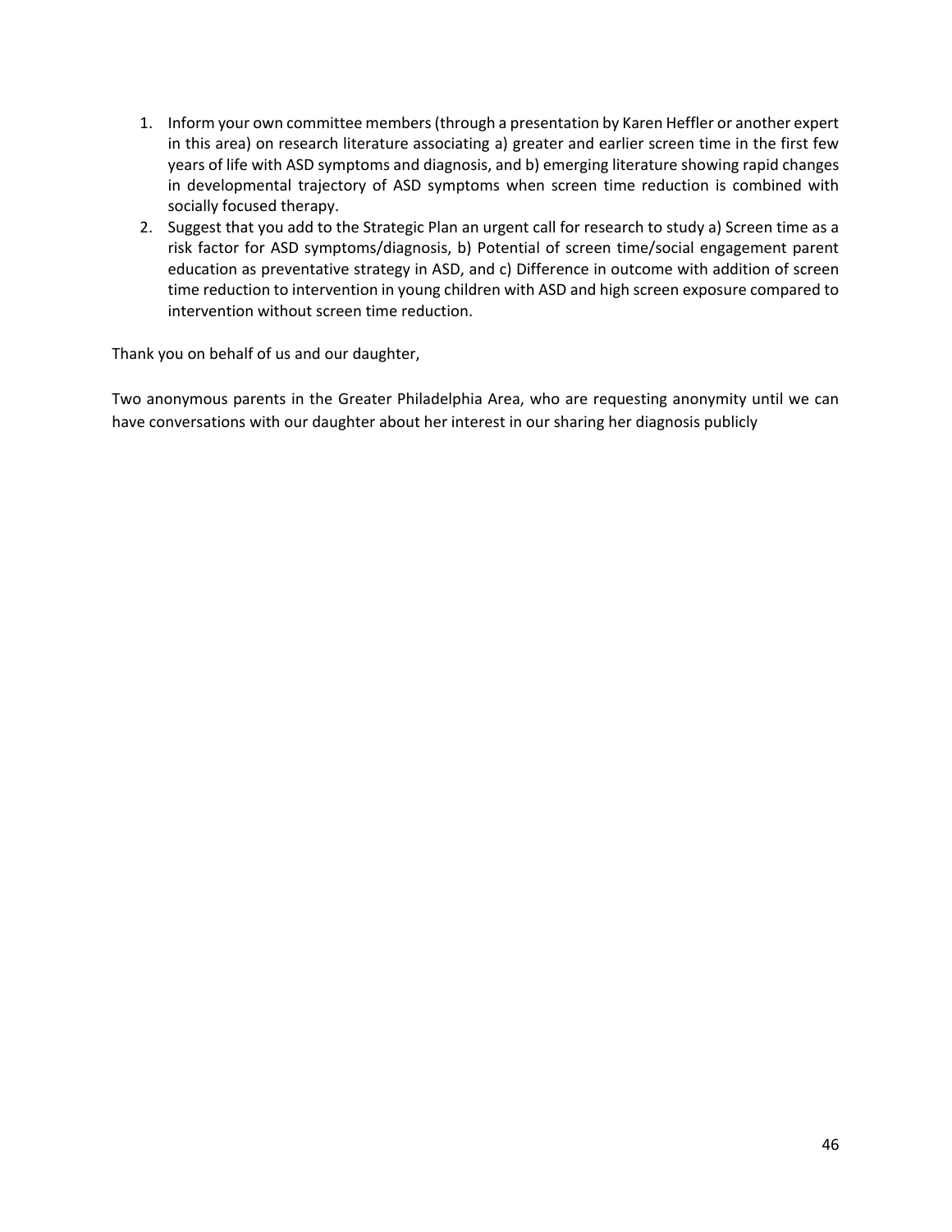1. Inform your own committee members (through a presentation by Karen Heffler or another expert in this area) on research literature associating a) greater and earlier screen time in the first few years of life with ASD symptoms and diagnosis, and b) emerging literature showing rapid changes in developmental trajectory of ASD symptoms when screen time reduction is combined with socially focused therapy.
2. Suggest that you add to the Strategic Plan an urgent call for research to study a) Screen time as a risk factor for ASD symptoms/diagnosis, b) Potential of screen time/social engagement parent education as preventative strategy in ASD, and c) Difference in outcome with addition of screen time reduction to intervention in young children with ASD and high screen exposure compared to intervention without screen time reduction.

Thank you on behalf of us and our daughter,

Two anonymous parents in the Greater Philadelphia Area, who are requesting anonymity until we can have conversations with our daughter about her interest in our sharing her diagnosis publicly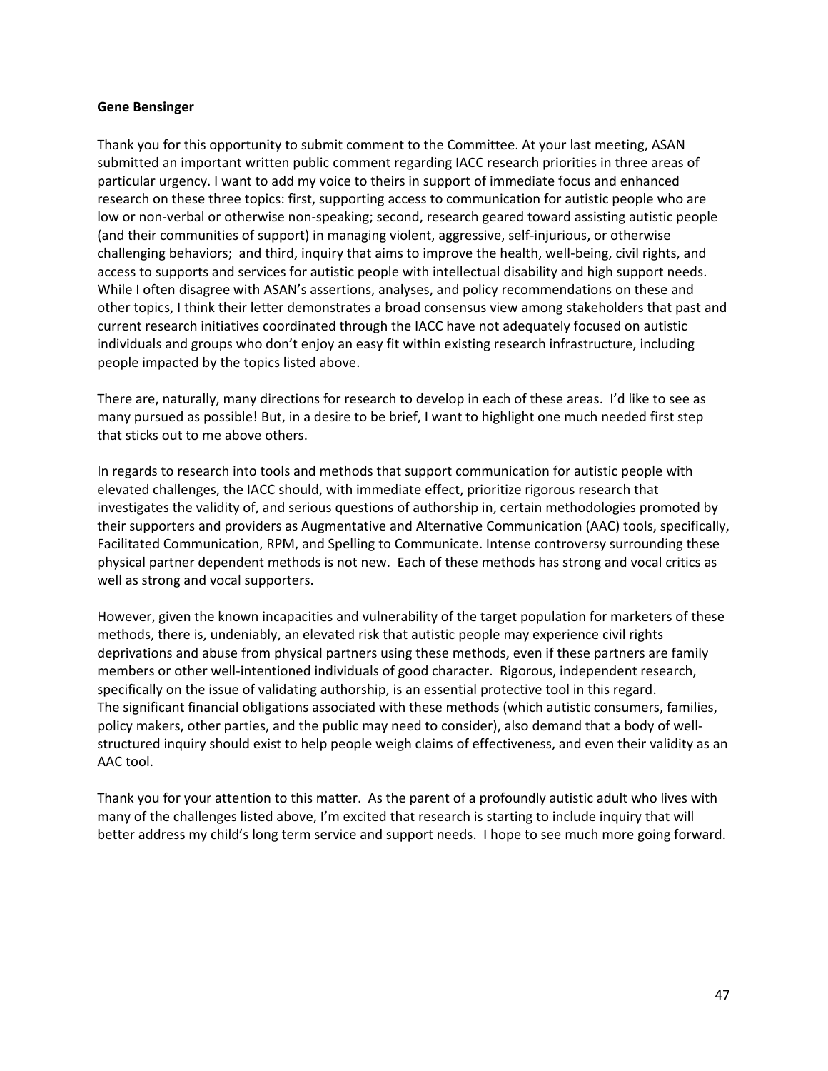**Gene Bensinger**

Thank you for this opportunity to submit comment to the Committee. At your last meeting, ASAN submitted an important written public comment regarding IACC research priorities in three areas of particular urgency. I want to add my voice to theirs in support of immediate focus and enhanced research on these three topics: first, supporting access to communication for autistic people who are low or non-verbal or otherwise non-speaking; second, research geared toward assisting autistic people (and their communities of support) in managing violent, aggressive, self-injurious, or otherwise challenging behaviors; and third, inquiry that aims to improve the health, well-being, civil rights, and access to supports and services for autistic people with intellectual disability and high support needs. While I often disagree with ASAN's assertions, analyses, and policy recommendations on these and other topics, I think their letter demonstrates a broad consensus view among stakeholders that past and current research initiatives coordinated through the IACC have not adequately focused on autistic individuals and groups who don't enjoy an easy fit within existing research infrastructure, including people impacted by the topics listed above.

There are, naturally, many directions for research to develop in each of these areas. I'd like to see as many pursued as possible! But, in a desire to be brief, I want to highlight one much needed first step that sticks out to me above others.

In regards to research into tools and methods that support communication for autistic people with elevated challenges, the IACC should, with immediate effect, prioritize rigorous research that investigates the validity of, and serious questions of authorship in, certain methodologies promoted by their supporters and providers as Augmentative and Alternative Communication (AAC) tools, specifically, Facilitated Communication, RPM, and Spelling to Communicate. Intense controversy surrounding these physical partner dependent methods is not new. Each of these methods has strong and vocal critics as well as strong and vocal supporters.

However, given the known incapacities and vulnerability of the target population for marketers of these methods, there is, undeniably, an elevated risk that autistic people may experience civil rights deprivations and abuse from physical partners using these methods, even if these partners are family members or other well-intentioned individuals of good character. Rigorous, independent research, specifically on the issue of validating authorship, is an essential protective tool in this regard. The significant financial obligations associated with these methods (which autistic consumers, families, policy makers, other parties, and the public may need to consider), also demand that a body of well-structured inquiry should exist to help people weigh claims of effectiveness, and even their validity as an AAC tool.

Thank you for your attention to this matter. As the parent of a profoundly autistic adult who lives with many of the challenges listed above, I'm excited that research is starting to include inquiry that will better address my child's long term service and support needs. I hope to see much more going forward.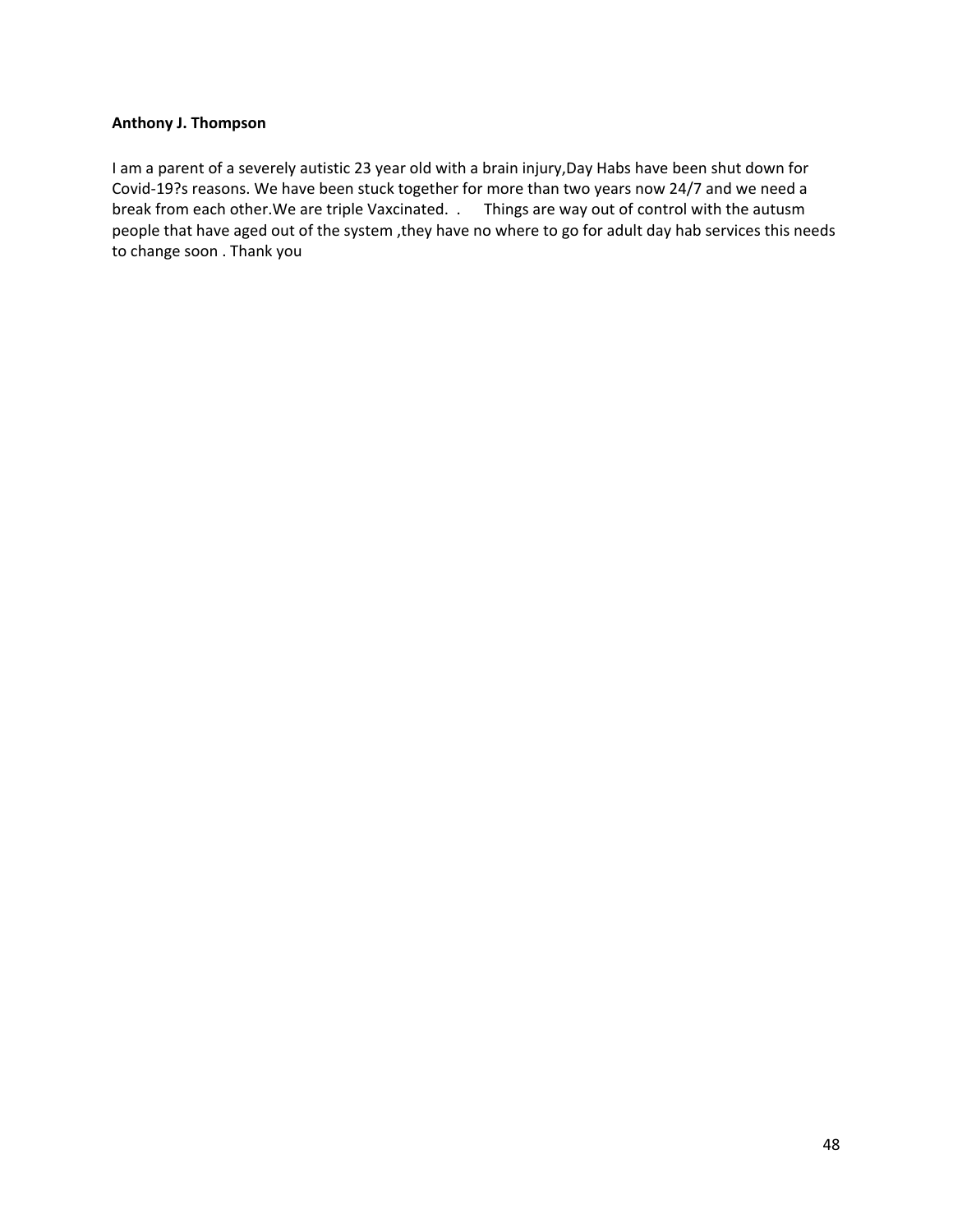**Anthony J. Thompson**

I am a parent of a severely autistic 23 year old with a brain injury,Day Habs have been shut down for Covid-19?s reasons. We have been stuck together for more than two years now 24/7 and we need a break from each other.We are triple Vaxcinated. .      Things are way out of control with the autusm people that have aged out of the system ,they have no where to go for adult day hab services this needs to change soon . Thank you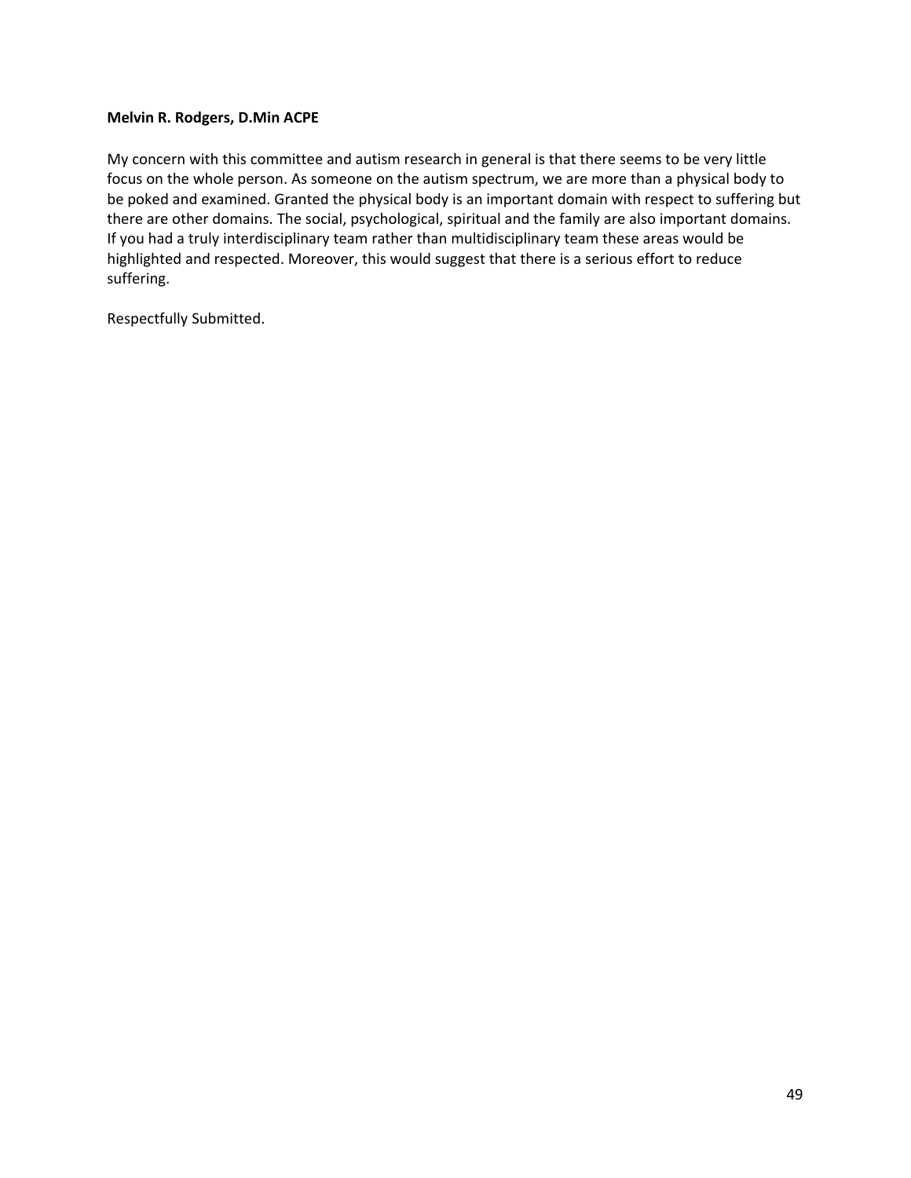**Melvin R. Rodgers, D.Min ACPE**

My concern with this committee and autism research in general is that there seems to be very little focus on the whole person. As someone on the autism spectrum, we are more than a physical body to be poked and examined. Granted the physical body is an important domain with respect to suffering but there are other domains. The social, psychological, spiritual and the family are also important domains. If you had a truly interdisciplinary team rather than multidisciplinary team these areas would be highlighted and respected. Moreover, this would suggest that there is a serious effort to reduce suffering.

Respectfully Submitted.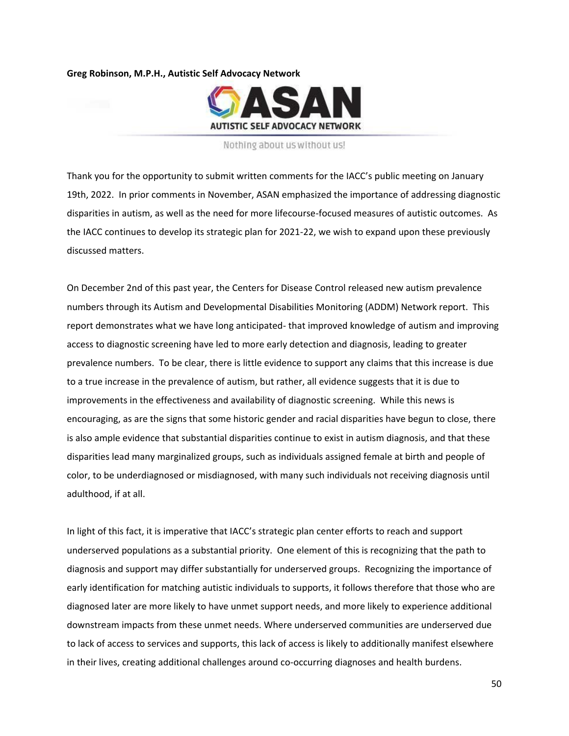**Greg Robinson, M.P.H., Autistic Self Advocacy Network**

ASAN
AUTISTIC SELF ADVOCACY NETWORK

Nothing about us without us!

Thank you for the opportunity to submit written comments for the IACC's public meeting on January 19th, 2022. In prior comments in November, ASAN emphasized the importance of addressing diagnostic disparities in autism, as well as the need for more lifecourse-focused measures of autistic outcomes. As the IACC continues to develop its strategic plan for 2021-22, we wish to expand upon these previously discussed matters.

On December 2nd of this past year, the Centers for Disease Control released new autism prevalence numbers through its Autism and Developmental Disabilities Monitoring (ADDM) Network report. This report demonstrates what we have long anticipated- that improved knowledge of autism and improving access to diagnostic screening have led to more early detection and diagnosis, leading to greater prevalence numbers. To be clear, there is little evidence to support any claims that this increase is due to a true increase in the prevalence of autism, but rather, all evidence suggests that it is due to improvements in the effectiveness and availability of diagnostic screening. While this news is encouraging, as are the signs that some historic gender and racial disparities have begun to close, there is also ample evidence that substantial disparities continue to exist in autism diagnosis, and that these disparities lead many marginalized groups, such as individuals assigned female at birth and people of color, to be underdiagnosed or misdiagnosed, with many such individuals not receiving diagnosis until adulthood, if at all.

In light of this fact, it is imperative that IACC's strategic plan center efforts to reach and support underserved populations as a substantial priority. One element of this is recognizing that the path to diagnosis and support may differ substantially for underserved groups. Recognizing the importance of early identification for matching autistic individuals to supports, it follows therefore that those who are diagnosed later are more likely to have unmet support needs, and more likely to experience additional downstream impacts from these unmet needs. Where underserved communities are underserved due to lack of access to services and supports, this lack of access is likely to additionally manifest elsewhere in their lives, creating additional challenges around co-occurring diagnoses and health burdens.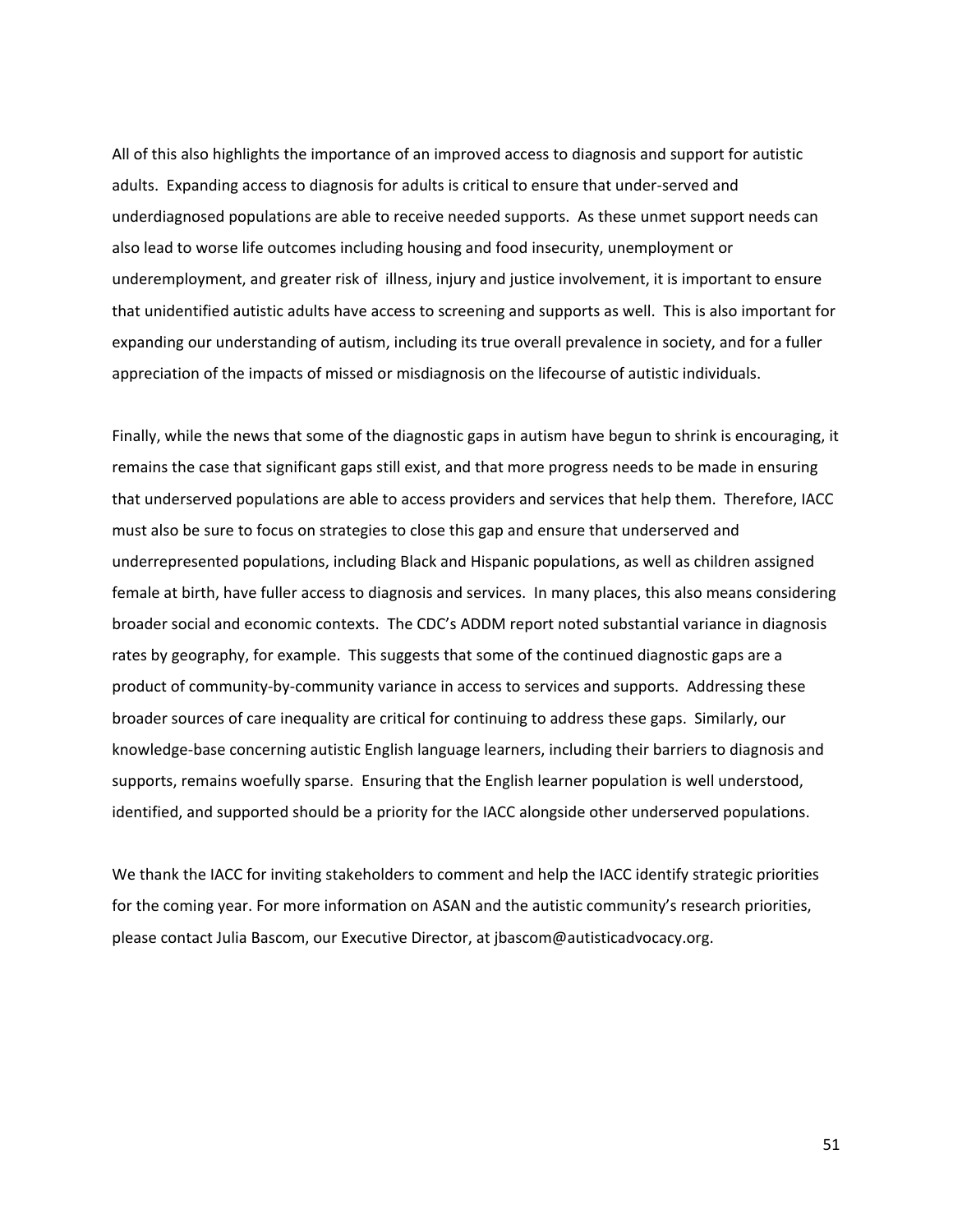All of this also highlights the importance of an improved access to diagnosis and support for autistic adults. Expanding access to diagnosis for adults is critical to ensure that under-served and underdiagnosed populations are able to receive needed supports. As these unmet support needs can also lead to worse life outcomes including housing and food insecurity, unemployment or underemployment, and greater risk of illness, injury and justice involvement, it is important to ensure that unidentified autistic adults have access to screening and supports as well. This is also important for expanding our understanding of autism, including its true overall prevalence in society, and for a fuller appreciation of the impacts of missed or misdiagnosis on the lifecourse of autistic individuals.

Finally, while the news that some of the diagnostic gaps in autism have begun to shrink is encouraging, it remains the case that significant gaps still exist, and that more progress needs to be made in ensuring that underserved populations are able to access providers and services that help them. Therefore, IACC must also be sure to focus on strategies to close this gap and ensure that underserved and underrepresented populations, including Black and Hispanic populations, as well as children assigned female at birth, have fuller access to diagnosis and services. In many places, this also means considering broader social and economic contexts. The CDC's ADDM report noted substantial variance in diagnosis rates by geography, for example. This suggests that some of the continued diagnostic gaps are a product of community-by-community variance in access to services and supports. Addressing these broader sources of care inequality are critical for continuing to address these gaps. Similarly, our knowledge-base concerning autistic English language learners, including their barriers to diagnosis and supports, remains woefully sparse. Ensuring that the English learner population is well understood, identified, and supported should be a priority for the IACC alongside other underserved populations.

We thank the IACC for inviting stakeholders to comment and help the IACC identify strategic priorities for the coming year. For more information on ASAN and the autistic community's research priorities, please contact Julia Bascom, our Executive Director, at jbascom@autisticadvocacy.org.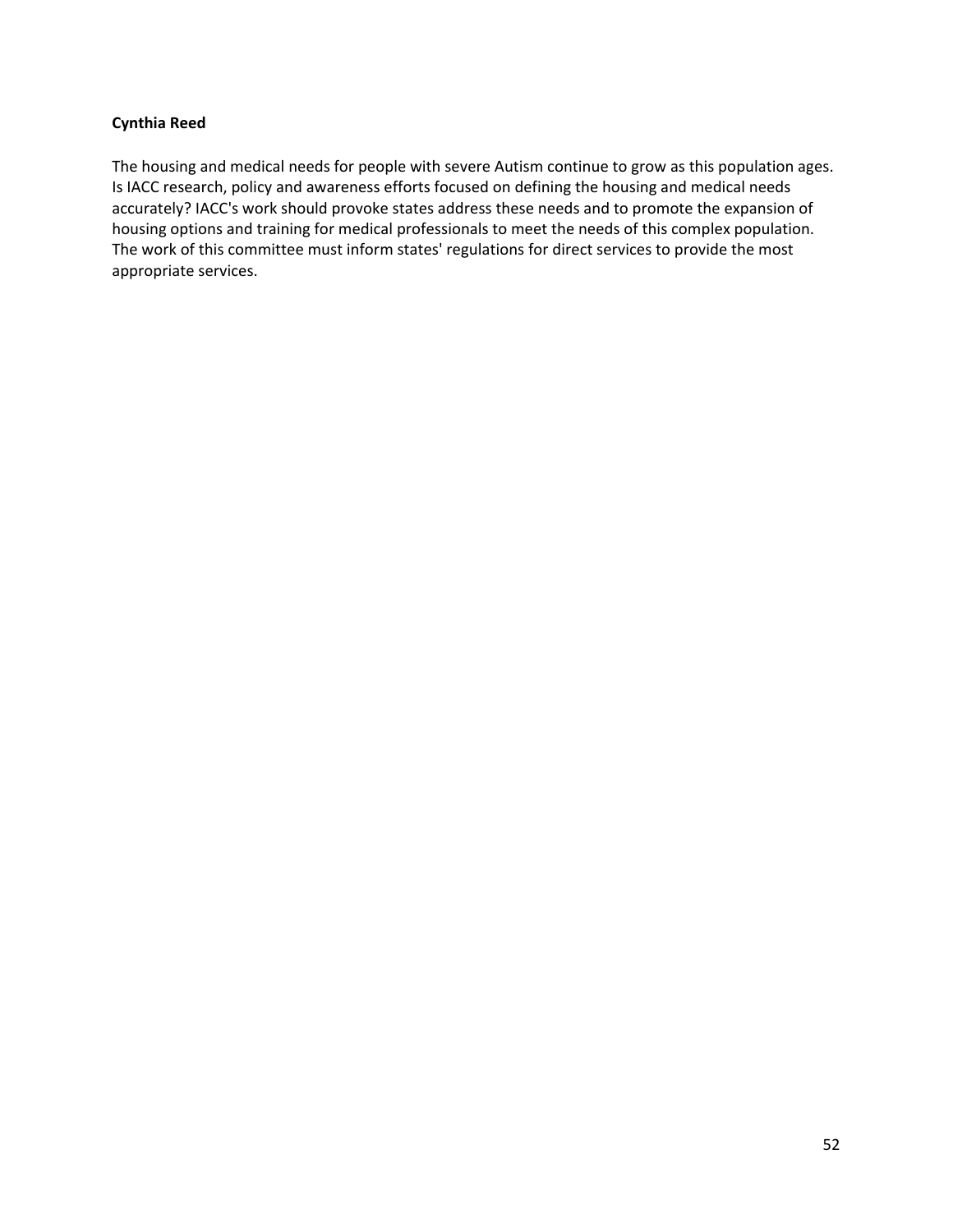**Cynthia Reed**

The housing and medical needs for people with severe Autism continue to grow as this population ages. Is IACC research, policy and awareness efforts focused on defining the housing and medical needs accurately? IACC's work should provoke states address these needs and to promote the expansion of housing options and training for medical professionals to meet the needs of this complex population. The work of this committee must inform states' regulations for direct services to provide the most appropriate services.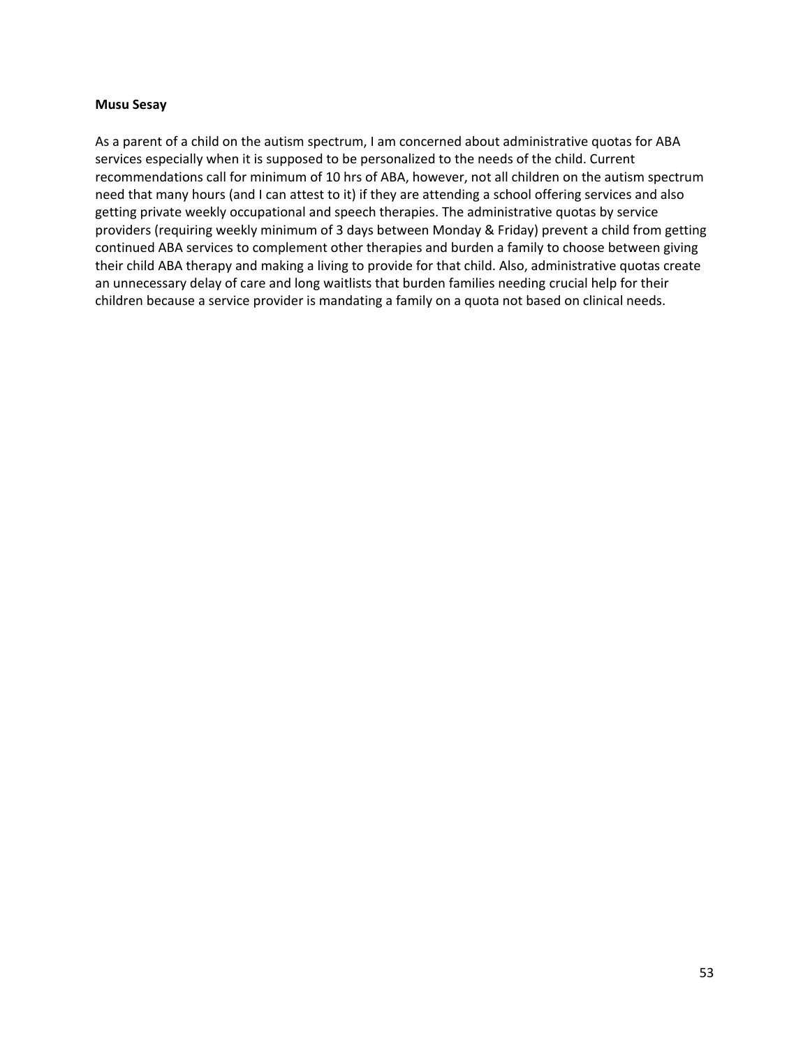**Musu Sesay**

As a parent of a child on the autism spectrum, I am concerned about administrative quotas for ABA services especially when it is supposed to be personalized to the needs of the child. Current recommendations call for minimum of 10 hrs of ABA, however, not all children on the autism spectrum need that many hours (and I can attest to it) if they are attending a school offering services and also getting private weekly occupational and speech therapies. The administrative quotas by service providers (requiring weekly minimum of 3 days between Monday & Friday) prevent a child from getting continued ABA services to complement other therapies and burden a family to choose between giving their child ABA therapy and making a living to provide for that child. Also, administrative quotas create an unnecessary delay of care and long waitlists that burden families needing crucial help for their children because a service provider is mandating a family on a quota not based on clinical needs.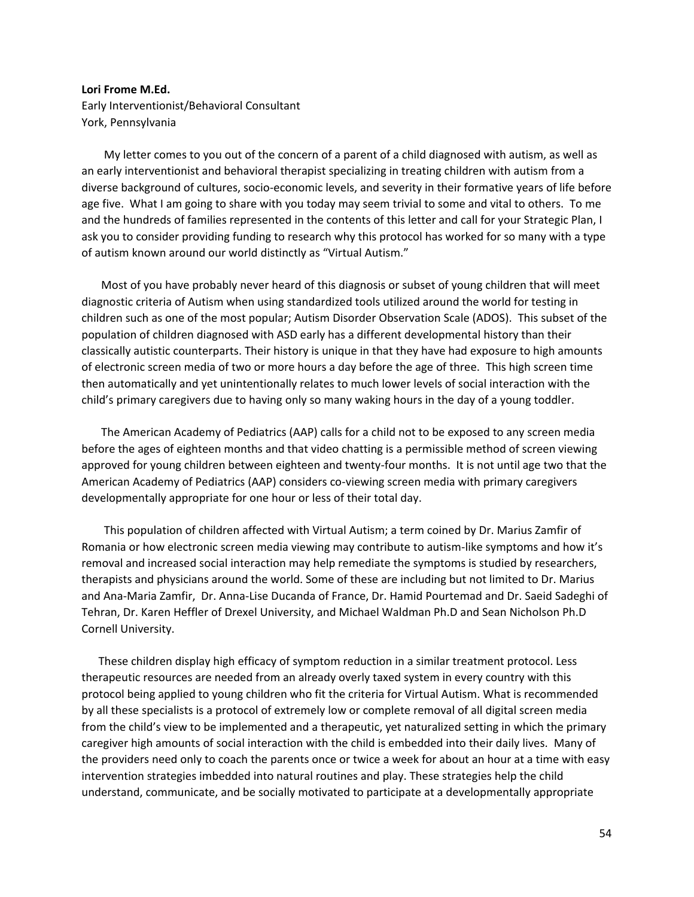**Lori Frome M.Ed.**
Early Interventionist/Behavioral Consultant
York, Pennsylvania

My letter comes to you out of the concern of a parent of a child diagnosed with autism, as well as an early interventionist and behavioral therapist specializing in treating children with autism from a diverse background of cultures, socio-economic levels, and severity in their formative years of life before age five. What I am going to share with you today may seem trivial to some and vital to others. To me and the hundreds of families represented in the contents of this letter and call for your Strategic Plan, I ask you to consider providing funding to research why this protocol has worked for so many with a type of autism known around our world distinctly as "Virtual Autism."

Most of you have probably never heard of this diagnosis or subset of young children that will meet diagnostic criteria of Autism when using standardized tools utilized around the world for testing in children such as one of the most popular; Autism Disorder Observation Scale (ADOS). This subset of the population of children diagnosed with ASD early has a different developmental history than their classically autistic counterparts. Their history is unique in that they have had exposure to high amounts of electronic screen media of two or more hours a day before the age of three. This high screen time then automatically and yet unintentionally relates to much lower levels of social interaction with the child's primary caregivers due to having only so many waking hours in the day of a young toddler.

The American Academy of Pediatrics (AAP) calls for a child not to be exposed to any screen media before the ages of eighteen months and that video chatting is a permissible method of screen viewing approved for young children between eighteen and twenty-four months. It is not until age two that the American Academy of Pediatrics (AAP) considers co-viewing screen media with primary caregivers developmentally appropriate for one hour or less of their total day.

This population of children affected with Virtual Autism; a term coined by Dr. Marius Zamfir of Romania or how electronic screen media viewing may contribute to autism-like symptoms and how it's removal and increased social interaction may help remediate the symptoms is studied by researchers, therapists and physicians around the world. Some of these are including but not limited to Dr. Marius and Ana-Maria Zamfir, Dr. Anna-Lise Ducanda of France, Dr. Hamid Pourtemad and Dr. Saeid Sadeghi of Tehran, Dr. Karen Heffler of Drexel University, and Michael Waldman Ph.D and Sean Nicholson Ph.D Cornell University.

These children display high efficacy of symptom reduction in a similar treatment protocol. Less therapeutic resources are needed from an already overly taxed system in every country with this protocol being applied to young children who fit the criteria for Virtual Autism. What is recommended by all these specialists is a protocol of extremely low or complete removal of all digital screen media from the child's view to be implemented and a therapeutic, yet naturalized setting in which the primary caregiver high amounts of social interaction with the child is embedded into their daily lives. Many of the providers need only to coach the parents once or twice a week for about an hour at a time with easy intervention strategies imbedded into natural routines and play. These strategies help the child understand, communicate, and be socially motivated to participate at a developmentally appropriate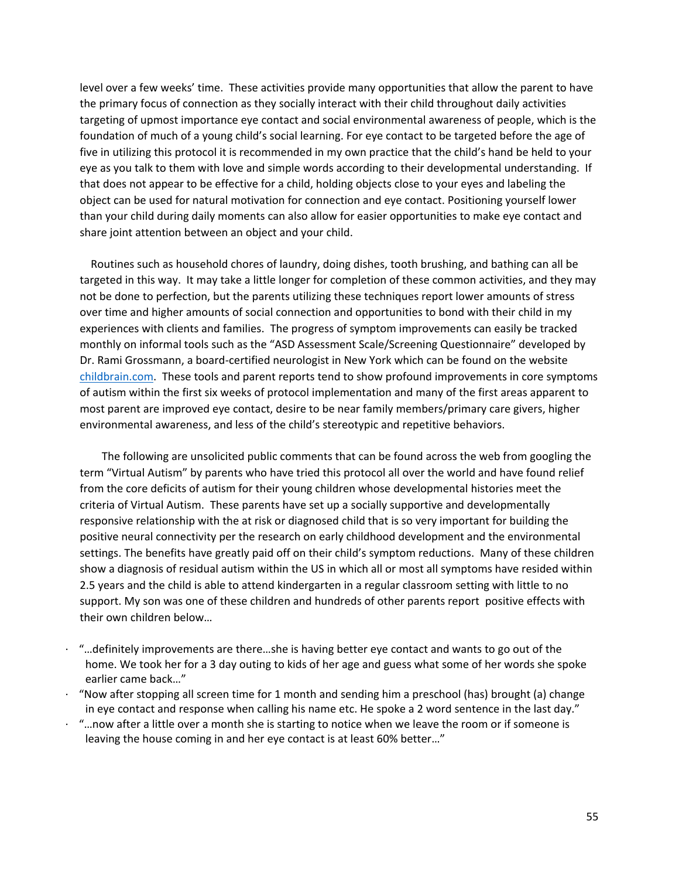level over a few weeks' time. These activities provide many opportunities that allow the parent to have the primary focus of connection as they socially interact with their child throughout daily activities targeting of upmost importance eye contact and social environmental awareness of people, which is the foundation of much of a young child's social learning. For eye contact to be targeted before the age of five in utilizing this protocol it is recommended in my own practice that the child's hand be held to your eye as you talk to them with love and simple words according to their developmental understanding. If that does not appear to be effective for a child, holding objects close to your eyes and labeling the object can be used for natural motivation for connection and eye contact. Positioning yourself lower than your child during daily moments can also allow for easier opportunities to make eye contact and share joint attention between an object and your child.

Routines such as household chores of laundry, doing dishes, tooth brushing, and bathing can all be targeted in this way. It may take a little longer for completion of these common activities, and they may not be done to perfection, but the parents utilizing these techniques report lower amounts of stress over time and higher amounts of social connection and opportunities to bond with their child in my experiences with clients and families. The progress of symptom improvements can easily be tracked monthly on informal tools such as the "ASD Assessment Scale/Screening Questionnaire" developed by Dr. Rami Grossmann, a board-certified neurologist in New York which can be found on the website [childbrain.com](childbrain.com). These tools and parent reports tend to show profound improvements in core symptoms of autism within the first six weeks of protocol implementation and many of the first areas apparent to most parent are improved eye contact, desire to be near family members/primary care givers, higher environmental awareness, and less of the child's stereotypic and repetitive behaviors.

The following are unsolicited public comments that can be found across the web from googling the term "Virtual Autism" by parents who have tried this protocol all over the world and have found relief from the core deficits of autism for their young children whose developmental histories meet the criteria of Virtual Autism. These parents have set up a socially supportive and developmentally responsive relationship with the at risk or diagnosed child that is so very important for building the positive neural connectivity per the research on early childhood development and the environmental settings. The benefits have greatly paid off on their child's symptom reductions. Many of these children show a diagnosis of residual autism within the US in which all or most all symptoms have resided within 2.5 years and the child is able to attend kindergarten in a regular classroom setting with little to no support. My son was one of these children and hundreds of other parents report positive effects with their own children below…

- "…definitely improvements are there…she is having better eye contact and wants to go out of the home. We took her for a 3 day outing to kids of her age and guess what some of her words she spoke earlier came back…"
- "Now after stopping all screen time for 1 month and sending him a preschool (has) brought (a) change in eye contact and response when calling his name etc. He spoke a 2 word sentence in the last day."
- "…now after a little over a month she is starting to notice when we leave the room or if someone is leaving the house coming in and her eye contact is at least 60% better…"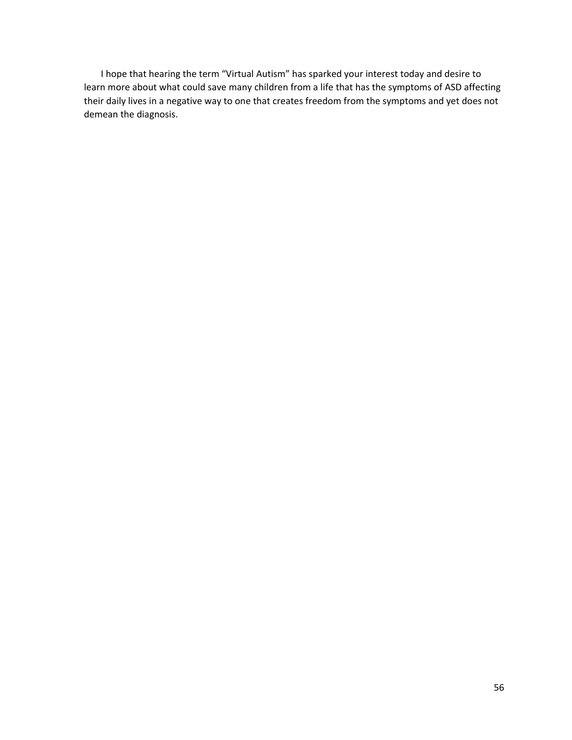I hope that hearing the term “Virtual Autism” has sparked your interest today and desire to learn more about what could save many children from a life that has the symptoms of ASD affecting their daily lives in a negative way to one that creates freedom from the symptoms and yet does not demean the diagnosis.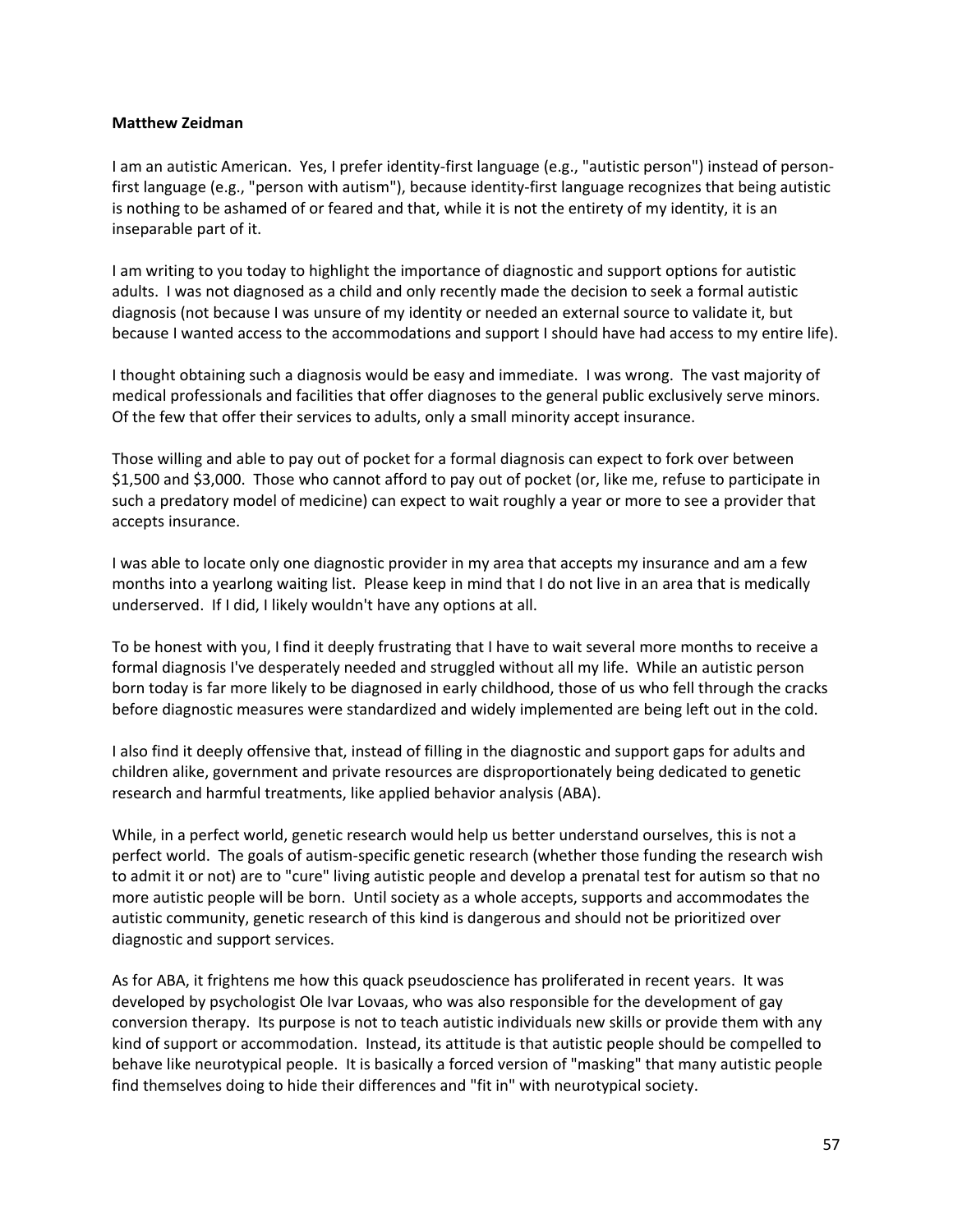**Matthew Zeidman**

I am an autistic American. Yes, I prefer identity-first language (e.g., "autistic person") instead of person-first language (e.g., "person with autism"), because identity-first language recognizes that being autistic is nothing to be ashamed of or feared and that, while it is not the entirety of my identity, it is an inseparable part of it.

I am writing to you today to highlight the importance of diagnostic and support options for autistic adults. I was not diagnosed as a child and only recently made the decision to seek a formal autistic diagnosis (not because I was unsure of my identity or needed an external source to validate it, but because I wanted access to the accommodations and support I should have had access to my entire life).

I thought obtaining such a diagnosis would be easy and immediate. I was wrong. The vast majority of medical professionals and facilities that offer diagnoses to the general public exclusively serve minors. Of the few that offer their services to adults, only a small minority accept insurance.

Those willing and able to pay out of pocket for a formal diagnosis can expect to fork over between $1,500 and $3,000. Those who cannot afford to pay out of pocket (or, like me, refuse to participate in such a predatory model of medicine) can expect to wait roughly a year or more to see a provider that accepts insurance.

I was able to locate only one diagnostic provider in my area that accepts my insurance and am a few months into a yearlong waiting list. Please keep in mind that I do not live in an area that is medically underserved. If I did, I likely wouldn't have any options at all.

To be honest with you, I find it deeply frustrating that I have to wait several more months to receive a formal diagnosis I've desperately needed and struggled without all my life. While an autistic person born today is far more likely to be diagnosed in early childhood, those of us who fell through the cracks before diagnostic measures were standardized and widely implemented are being left out in the cold.

I also find it deeply offensive that, instead of filling in the diagnostic and support gaps for adults and children alike, government and private resources are disproportionately being dedicated to genetic research and harmful treatments, like applied behavior analysis (ABA).

While, in a perfect world, genetic research would help us better understand ourselves, this is not a perfect world. The goals of autism-specific genetic research (whether those funding the research wish to admit it or not) are to "cure" living autistic people and develop a prenatal test for autism so that no more autistic people will be born. Until society as a whole accepts, supports and accommodates the autistic community, genetic research of this kind is dangerous and should not be prioritized over diagnostic and support services.

As for ABA, it frightens me how this quack pseudoscience has proliferated in recent years. It was developed by psychologist Ole Ivar Lovaas, who was also responsible for the development of gay conversion therapy. Its purpose is not to teach autistic individuals new skills or provide them with any kind of support or accommodation. Instead, its attitude is that autistic people should be compelled to behave like neurotypical people. It is basically a forced version of "masking" that many autistic people find themselves doing to hide their differences and "fit in" with neurotypical society.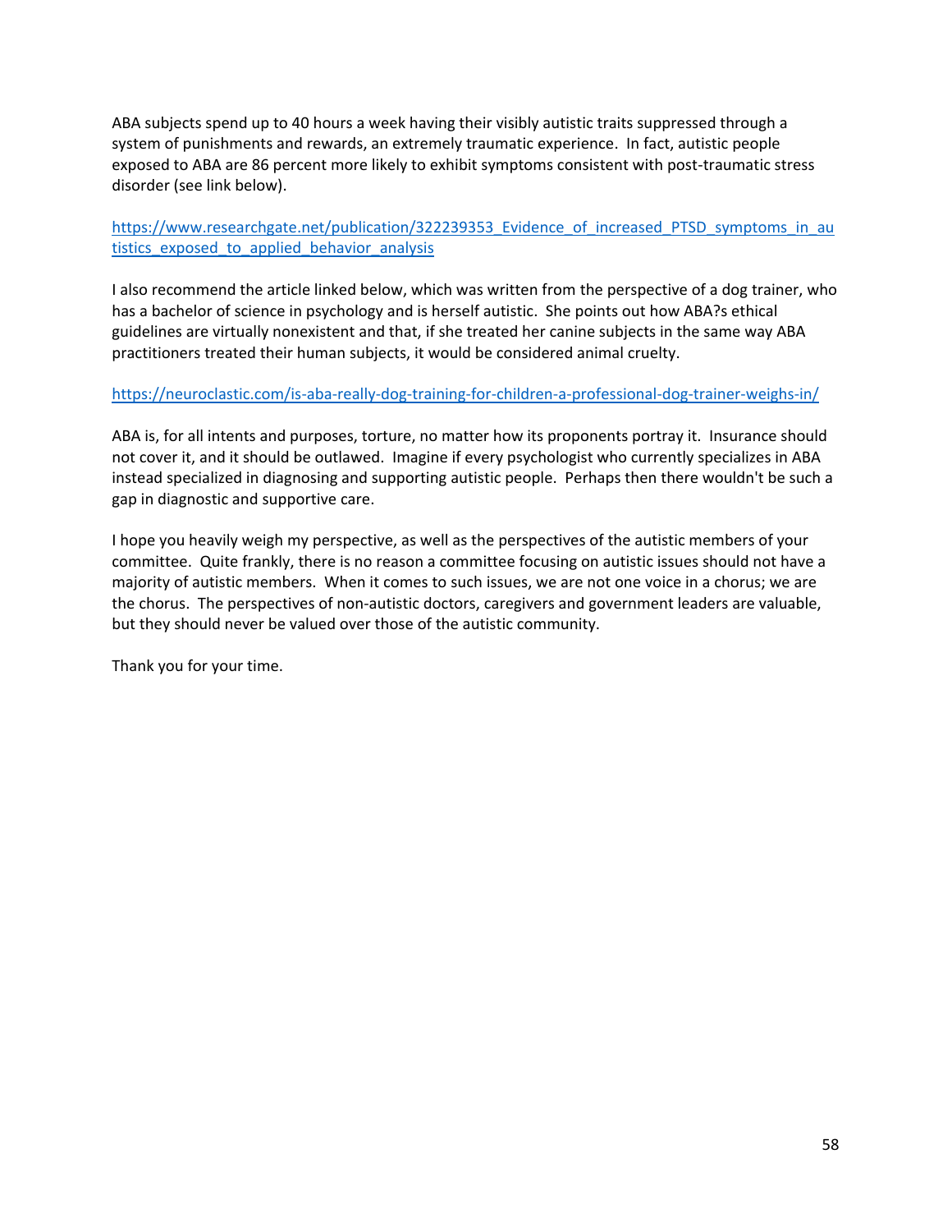ABA subjects spend up to 40 hours a week having their visibly autistic traits suppressed through a system of punishments and rewards, an extremely traumatic experience. In fact, autistic people exposed to ABA are 86 percent more likely to exhibit symptoms consistent with post-traumatic stress disorder (see link below).

https://www.researchgate.net/publication/322239353_Evidence_of_increased_PTSD_symptoms_in_autistics_exposed_to_applied_behavior_analysis

I also recommend the article linked below, which was written from the perspective of a dog trainer, who has a bachelor of science in psychology and is herself autistic. She points out how ABA?s ethical guidelines are virtually nonexistent and that, if she treated her canine subjects in the same way ABA practitioners treated their human subjects, it would be considered animal cruelty.

https://neuroclastic.com/is-aba-really-dog-training-for-children-a-professional-dog-trainer-weighs-in/

ABA is, for all intents and purposes, torture, no matter how its proponents portray it. Insurance should not cover it, and it should be outlawed. Imagine if every psychologist who currently specializes in ABA instead specialized in diagnosing and supporting autistic people. Perhaps then there wouldn't be such a gap in diagnostic and supportive care.

I hope you heavily weigh my perspective, as well as the perspectives of the autistic members of your committee. Quite frankly, there is no reason a committee focusing on autistic issues should not have a majority of autistic members. When it comes to such issues, we are not one voice in a chorus; we are the chorus. The perspectives of non-autistic doctors, caregivers and government leaders are valuable, but they should never be valued over those of the autistic community.

Thank you for your time.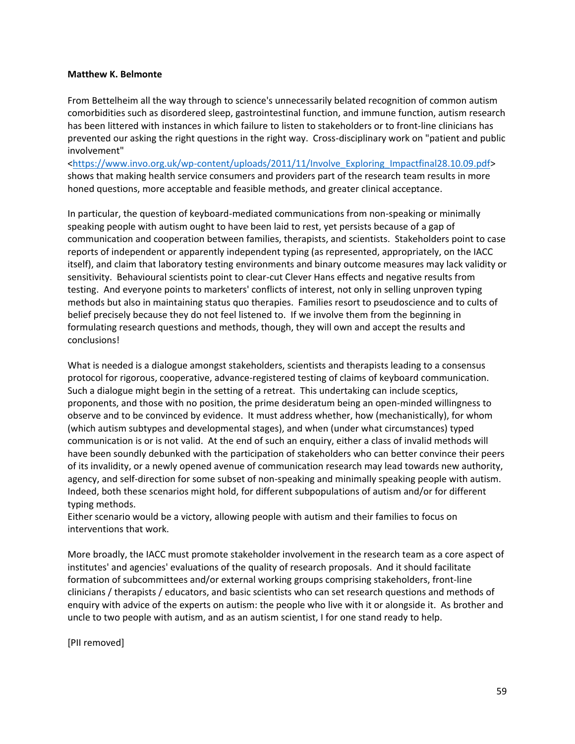**Matthew K. Belmonte**

From Bettelheim all the way through to science's unnecessarily belated recognition of common autism comorbidities such as disordered sleep, gastrointestinal function, and immune function, autism research has been littered with instances in which failure to listen to stakeholders or to front-line clinicians has prevented our asking the right questions in the right way. Cross-disciplinary work on "patient and public involvement" <https://www.invo.org.uk/wp-content/uploads/2011/11/Involve_Exploring_Impactfinal28.10.09.pdf> shows that making health service consumers and providers part of the research team results in more honed questions, more acceptable and feasible methods, and greater clinical acceptance.

In particular, the question of keyboard-mediated communications from non-speaking or minimally speaking people with autism ought to have been laid to rest, yet persists because of a gap of communication and cooperation between families, therapists, and scientists. Stakeholders point to case reports of independent or apparently independent typing (as represented, appropriately, on the IACC itself), and claim that laboratory testing environments and binary outcome measures may lack validity or sensitivity. Behavioural scientists point to clear-cut Clever Hans effects and negative results from testing. And everyone points to marketers' conflicts of interest, not only in selling unproven typing methods but also in maintaining status quo therapies. Families resort to pseudoscience and to cults of belief precisely because they do not feel listened to. If we involve them from the beginning in formulating research questions and methods, though, they will own and accept the results and conclusions!

What is needed is a dialogue amongst stakeholders, scientists and therapists leading to a consensus protocol for rigorous, cooperative, advance-registered testing of claims of keyboard communication. Such a dialogue might begin in the setting of a retreat. This undertaking can include sceptics, proponents, and those with no position, the prime desideratum being an open-minded willingness to observe and to be convinced by evidence. It must address whether, how (mechanistically), for whom (which autism subtypes and developmental stages), and when (under what circumstances) typed communication is or is not valid. At the end of such an enquiry, either a class of invalid methods will have been soundly debunked with the participation of stakeholders who can better convince their peers of its invalidity, or a newly opened avenue of communication research may lead towards new authority, agency, and self-direction for some subset of non-speaking and minimally speaking people with autism. Indeed, both these scenarios might hold, for different subpopulations of autism and/or for different typing methods.
Either scenario would be a victory, allowing people with autism and their families to focus on interventions that work.

More broadly, the IACC must promote stakeholder involvement in the research team as a core aspect of institutes' and agencies' evaluations of the quality of research proposals. And it should facilitate formation of subcommittees and/or external working groups comprising stakeholders, front-line clinicians / therapists / educators, and basic scientists who can set research questions and methods of enquiry with advice of the experts on autism: the people who live with it or alongside it. As brother and uncle to two people with autism, and as an autism scientist, I for one stand ready to help.

[PII removed]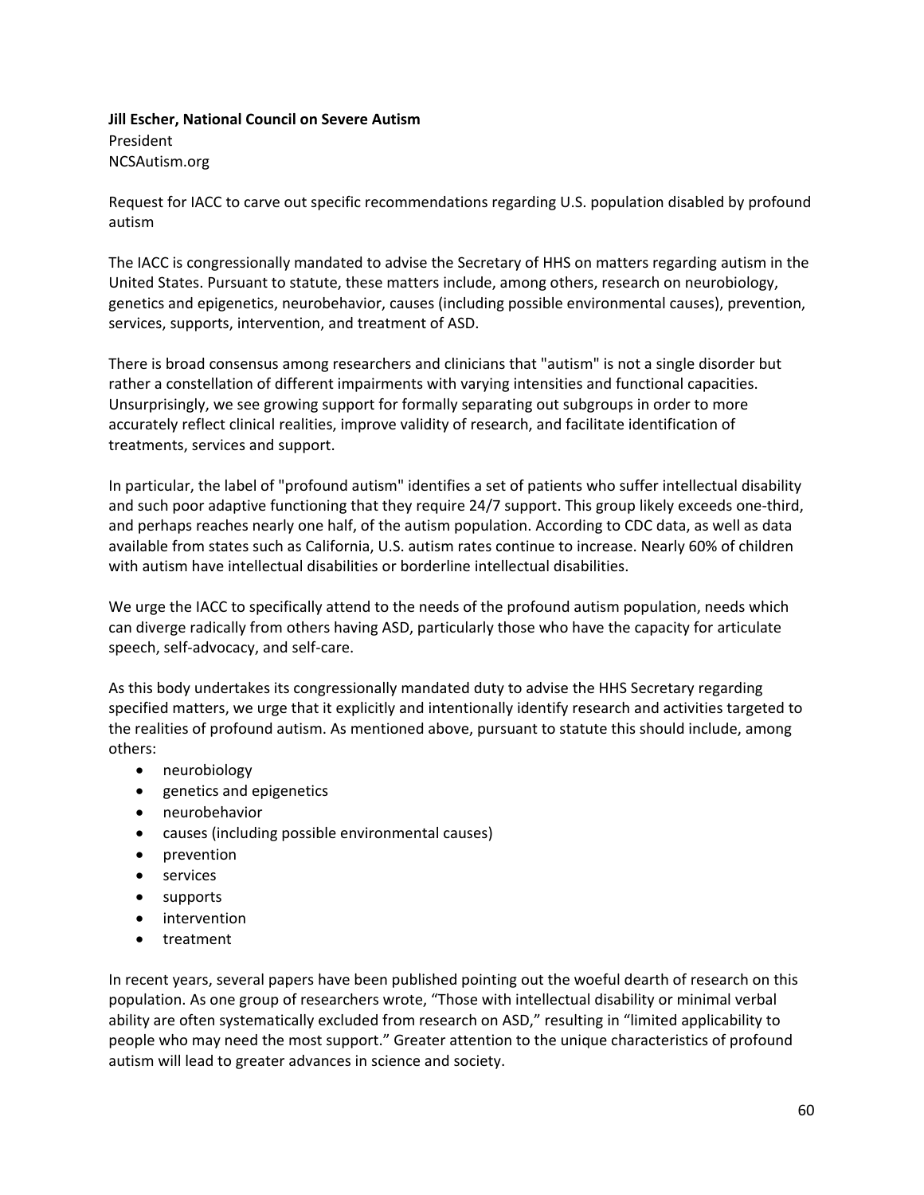**Jill Escher, National Council on Severe Autism**
President
NCSAutism.org

Request for IACC to carve out specific recommendations regarding U.S. population disabled by profound autism

The IACC is congressionally mandated to advise the Secretary of HHS on matters regarding autism in the United States. Pursuant to statute, these matters include, among others, research on neurobiology, genetics and epigenetics, neurobehavior, causes (including possible environmental causes), prevention, services, supports, intervention, and treatment of ASD.

There is broad consensus among researchers and clinicians that "autism" is not a single disorder but rather a constellation of different impairments with varying intensities and functional capacities. Unsurprisingly, we see growing support for formally separating out subgroups in order to more accurately reflect clinical realities, improve validity of research, and facilitate identification of treatments, services and support.

In particular, the label of "profound autism" identifies a set of patients who suffer intellectual disability and such poor adaptive functioning that they require 24/7 support. This group likely exceeds one-third, and perhaps reaches nearly one half, of the autism population. According to CDC data, as well as data available from states such as California, U.S. autism rates continue to increase. Nearly 60% of children with autism have intellectual disabilities or borderline intellectual disabilities.

We urge the IACC to specifically attend to the needs of the profound autism population, needs which can diverge radically from others having ASD, particularly those who have the capacity for articulate speech, self-advocacy, and self-care.

As this body undertakes its congressionally mandated duty to advise the HHS Secretary regarding specified matters, we urge that it explicitly and intentionally identify research and activities targeted to the realities of profound autism. As mentioned above, pursuant to statute this should include, among others:

- neurobiology
- genetics and epigenetics
- neurobehavior
- causes (including possible environmental causes)
- prevention
- services
- supports
- intervention
- treatment

In recent years, several papers have been published pointing out the woeful dearth of research on this population. As one group of researchers wrote, "Those with intellectual disability or minimal verbal ability are often systematically excluded from research on ASD," resulting in "limited applicability to people who may need the most support." Greater attention to the unique characteristics of profound autism will lead to greater advances in science and society.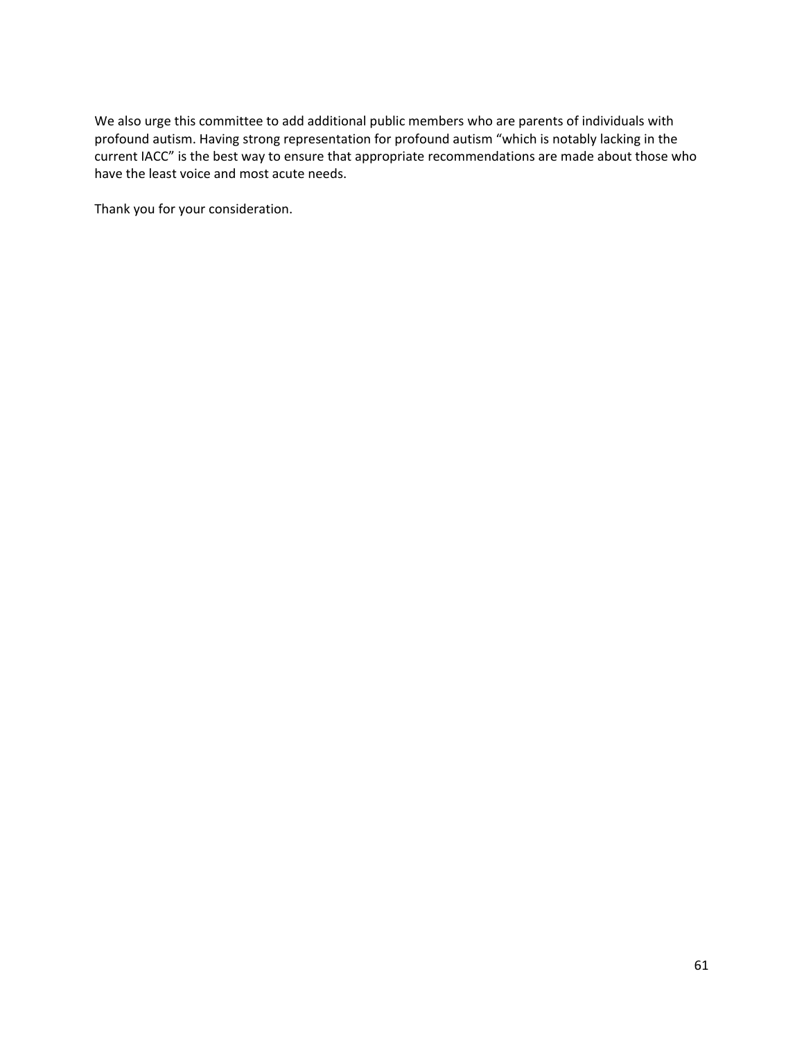We also urge this committee to add additional public members who are parents of individuals with profound autism. Having strong representation for profound autism "which is notably lacking in the current IACC" is the best way to ensure that appropriate recommendations are made about those who have the least voice and most acute needs.

Thank you for your consideration.